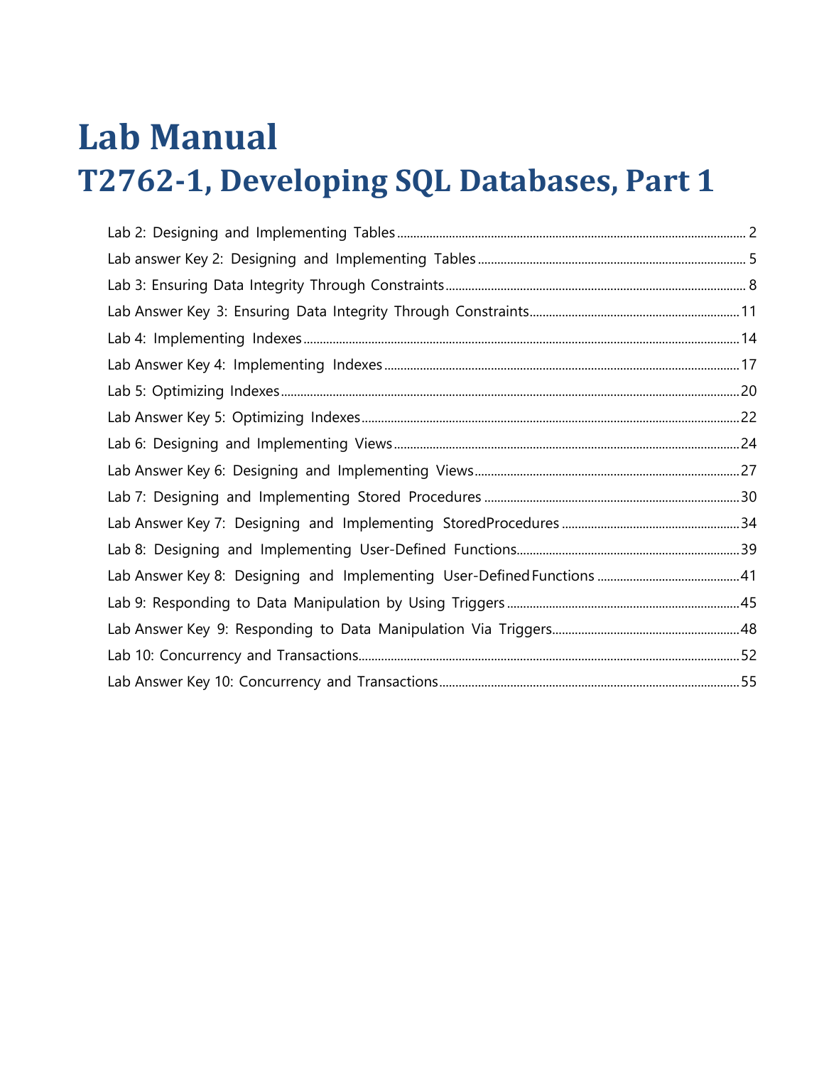# Lab Manual

# T2762-1, Developing SQL Databases, Part 1

Lab 2: Designing and Implementing Tables ........................................ 2

Lab answer Key 2: Designing and Implementing Tables ........................................ 5

Lab 3: Ensuring Data Integrity Through Constraints ........................................ 8

Lab Answer Key 3: Ensuring Data Integrity Through Constraints ........................................ 11

Lab 4: Implementing Indexes ........................................ 14

Lab Answer Key 4: Implementing Indexes ........................................ 17

Lab 5: Optimizing Indexes ........................................ 20

Lab Answer Key 5: Optimizing Indexes ........................................ 22

Lab 6: Designing and Implementing Views ........................................ 24

Lab Answer Key 6: Designing and Implementing Views ........................................ 27

Lab 7: Designing and Implementing Stored Procedures ........................................ 30

Lab Answer Key 7: Designing and Implementing StoredProcedures ........................................ 34

Lab 8: Designing and Implementing User-Defined Functions ........................................ 39

Lab Answer Key 8: Designing and Implementing User-Defined Functions ........................................ 41

Lab 9: Responding to Data Manipulation by Using Triggers ........................................ 45

Lab Answer Key 9: Responding to Data Manipulation Via Triggers ........................................ 48

Lab 10: Concurrency and Transactions ........................................ 52

Lab Answer Key 10: Concurrency and Transactions ........................................ 55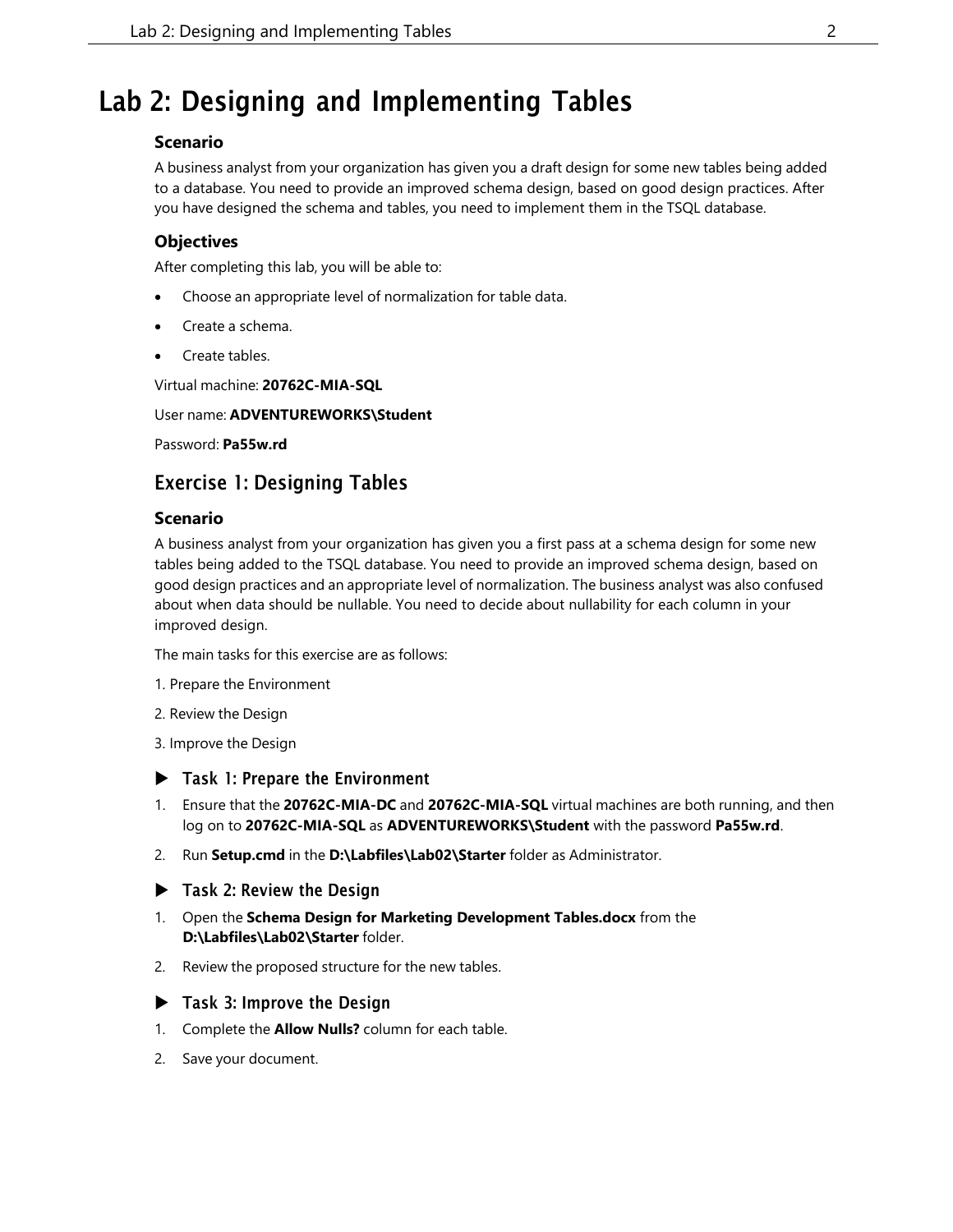# Lab 2: Designing and Implementing Tables

### Scenario

A business analyst from your organization has given you a draft design for some new tables being added to a database. You need to provide an improved schema design, based on good design practices. After you have designed the schema and tables, you need to implement them in the TSQL database.

### Objectives

After completing this lab, you will be able to:

- Choose an appropriate level of normalization for table data.
- Create a schema.
- Create tables.

Virtual machine: **20762C-MIA-SQL**

User name: **ADVENTUREWORKS\Student**

Password: **Pa55w.rd**

## Exercise 1: Designing Tables

### Scenario

A business analyst from your organization has given you a first pass at a schema design for some new tables being added to the TSQL database. You need to provide an improved schema design, based on good design practices and an appropriate level of normalization. The business analyst was also confused about when data should be nullable. You need to decide about nullability for each column in your improved design.

The main tasks for this exercise are as follows:

1. Prepare the Environment
2. Review the Design
3. Improve the Design

### ▶ Task 1: Prepare the Environment

1. Ensure that the **20762C-MIA-DC** and **20762C-MIA-SQL** virtual machines are both running, and then log on to **20762C-MIA-SQL** as **ADVENTUREWORKS\Student** with the password **Pa55w.rd**.
2. Run **Setup.cmd** in the **D:\Labfiles\Lab02\Starter** folder as Administrator.

### ▶ Task 2: Review the Design

1. Open the **Schema Design for Marketing Development Tables.docx** from the **D:\Labfiles\Lab02\Starter** folder.
2. Review the proposed structure for the new tables.

### ▶ Task 3: Improve the Design

1. Complete the **Allow Nulls?** column for each table.
2. Save your document.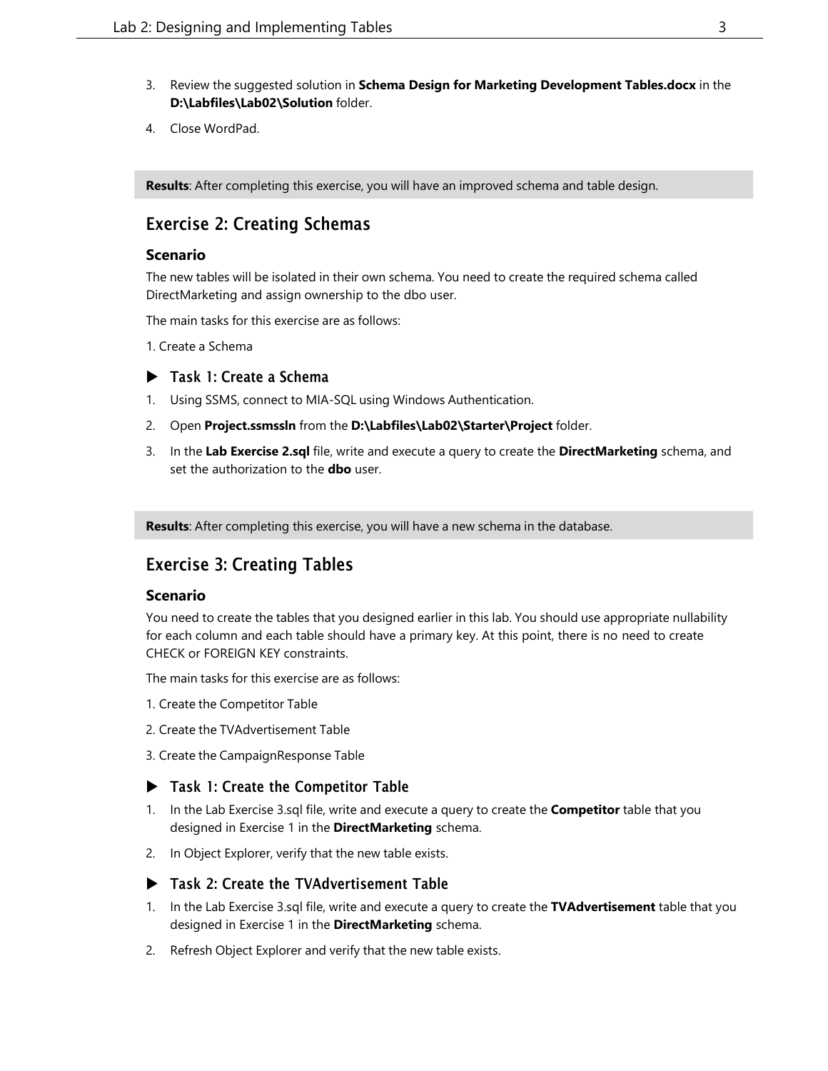3. Review the suggested solution in **Schema Design for Marketing Development Tables.docx** in the **D:\Labfiles\Lab02\Solution** folder.

4. Close WordPad.

**Results**: After completing this exercise, you will have an improved schema and table design.

## Exercise 2: Creating Schemas

### Scenario

The new tables will be isolated in their own schema. You need to create the required schema called DirectMarketing and assign ownership to the dbo user.

The main tasks for this exercise are as follows:

1. Create a Schema

### ▶ Task 1: Create a Schema

1. Using SSMS, connect to MIA-SQL using Windows Authentication.

2. Open **Project.ssmssln** from the **D:\Labfiles\Lab02\Starter\Project** folder.

3. In the **Lab Exercise 2.sql** file, write and execute a query to create the **DirectMarketing** schema, and set the authorization to the **dbo** user.

**Results**: After completing this exercise, you will have a new schema in the database.

## Exercise 3: Creating Tables

### Scenario

You need to create the tables that you designed earlier in this lab. You should use appropriate nullability for each column and each table should have a primary key. At this point, there is no need to create CHECK or FOREIGN KEY constraints.

The main tasks for this exercise are as follows:

1. Create the Competitor Table

2. Create the TVAdvertisement Table

3. Create the CampaignResponse Table

### ▶ Task 1: Create the Competitor Table

1. In the Lab Exercise 3.sql file, write and execute a query to create the **Competitor** table that you designed in Exercise 1 in the **DirectMarketing** schema.

2. In Object Explorer, verify that the new table exists.

### ▶ Task 2: Create the TVAdvertisement Table

1. In the Lab Exercise 3.sql file, write and execute a query to create the **TVAdvertisement** table that you designed in Exercise 1 in the **DirectMarketing** schema.

2. Refresh Object Explorer and verify that the new table exists.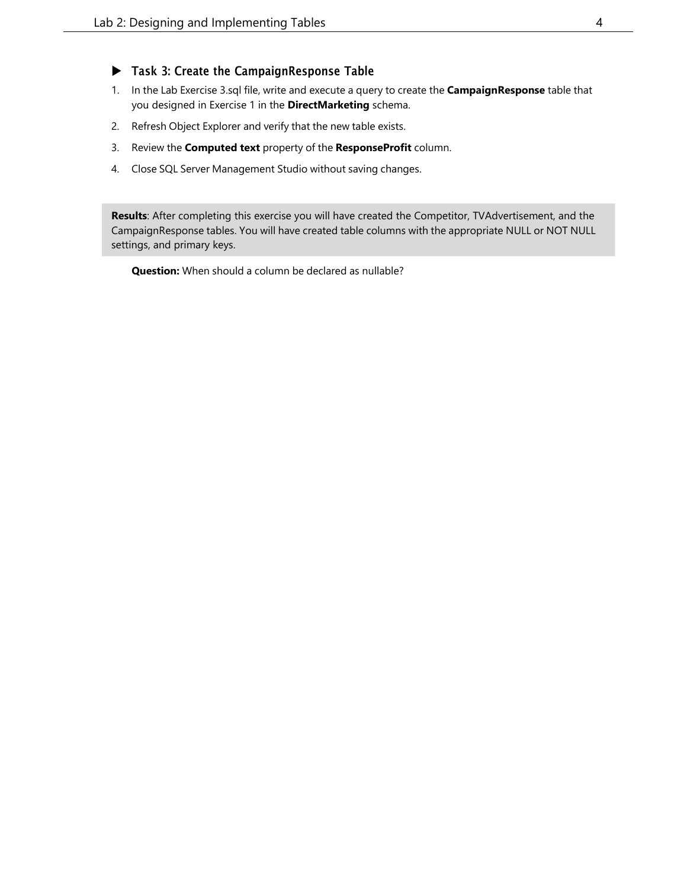### ▶ Task 3: Create the CampaignResponse Table

1. In the Lab Exercise 3.sql file, write and execute a query to create the **CampaignResponse** table that you designed in Exercise 1 in the **DirectMarketing** schema.
2. Refresh Object Explorer and verify that the new table exists.
3. Review the **Computed text** property of the **ResponseProfit** column.
4. Close SQL Server Management Studio without saving changes.

> **Results**: After completing this exercise you will have created the Competitor, TVAdvertisement, and the CampaignResponse tables. You will have created table columns with the appropriate NULL or NOT NULL settings, and primary keys.

**Question:** When should a column be declared as nullable?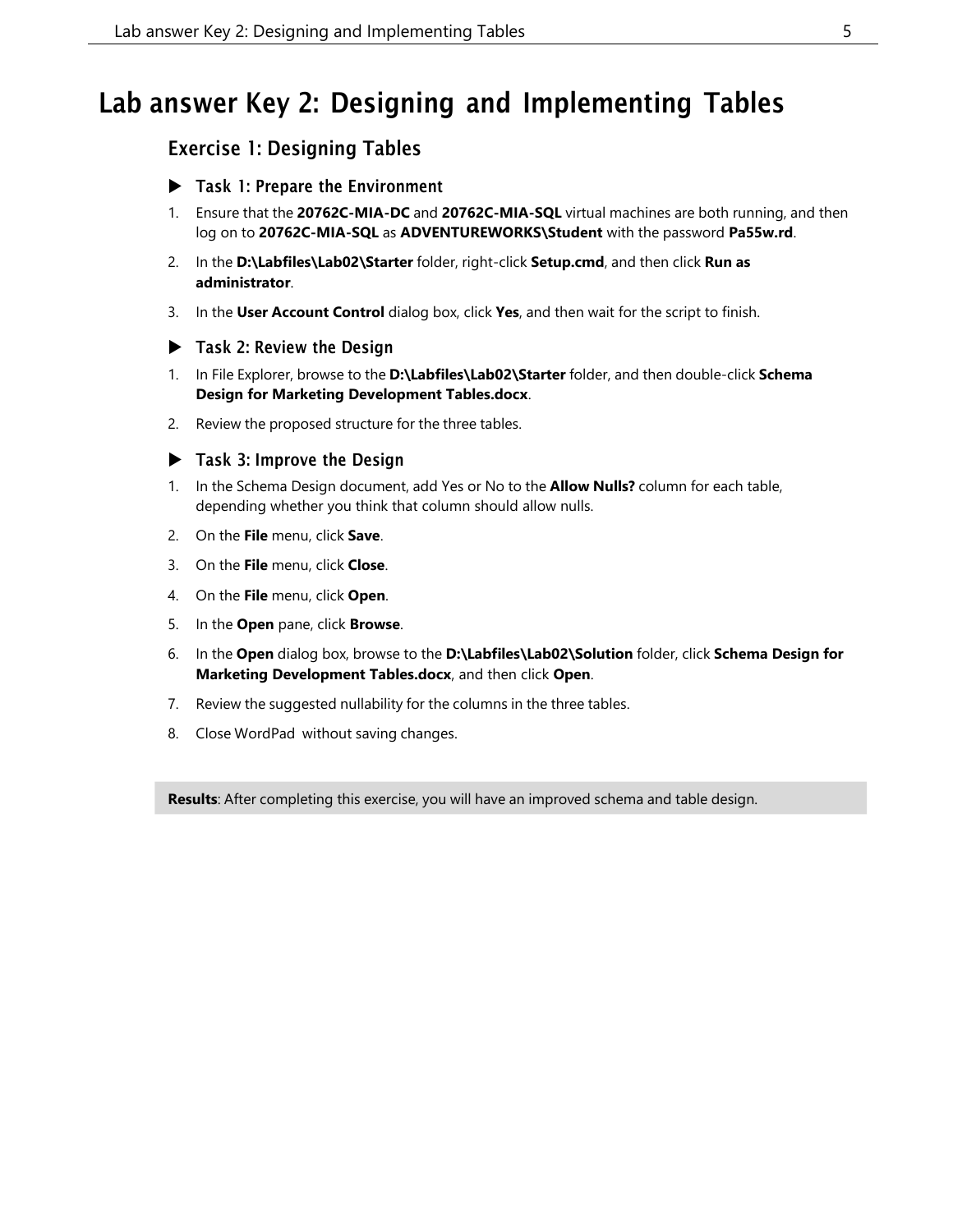# Lab answer Key 2: Designing and Implementing Tables

## Exercise 1: Designing Tables

### ▶ Task 1: Prepare the Environment

1. Ensure that the **20762C-MIA-DC** and **20762C-MIA-SQL** virtual machines are both running, and then log on to **20762C-MIA-SQL** as **ADVENTUREWORKS\Student** with the password **Pa55w.rd**.
2. In the **D:\Labfiles\Lab02\Starter** folder, right-click **Setup.cmd**, and then click **Run as administrator**.
3. In the **User Account Control** dialog box, click **Yes**, and then wait for the script to finish.

### ▶ Task 2: Review the Design

1. In File Explorer, browse to the **D:\Labfiles\Lab02\Starter** folder, and then double-click **Schema Design for Marketing Development Tables.docx**.
2. Review the proposed structure for the three tables.

### ▶ Task 3: Improve the Design

1. In the Schema Design document, add Yes or No to the **Allow Nulls?** column for each table, depending whether you think that column should allow nulls.
2. On the **File** menu, click **Save**.
3. On the **File** menu, click **Close**.
4. On the **File** menu, click **Open**.
5. In the **Open** pane, click **Browse**.
6. In the **Open** dialog box, browse to the **D:\Labfiles\Lab02\Solution** folder, click **Schema Design for Marketing Development Tables.docx**, and then click **Open**.
7. Review the suggested nullability for the columns in the three tables.
8. Close WordPad without saving changes.

**Results**: After completing this exercise, you will have an improved schema and table design.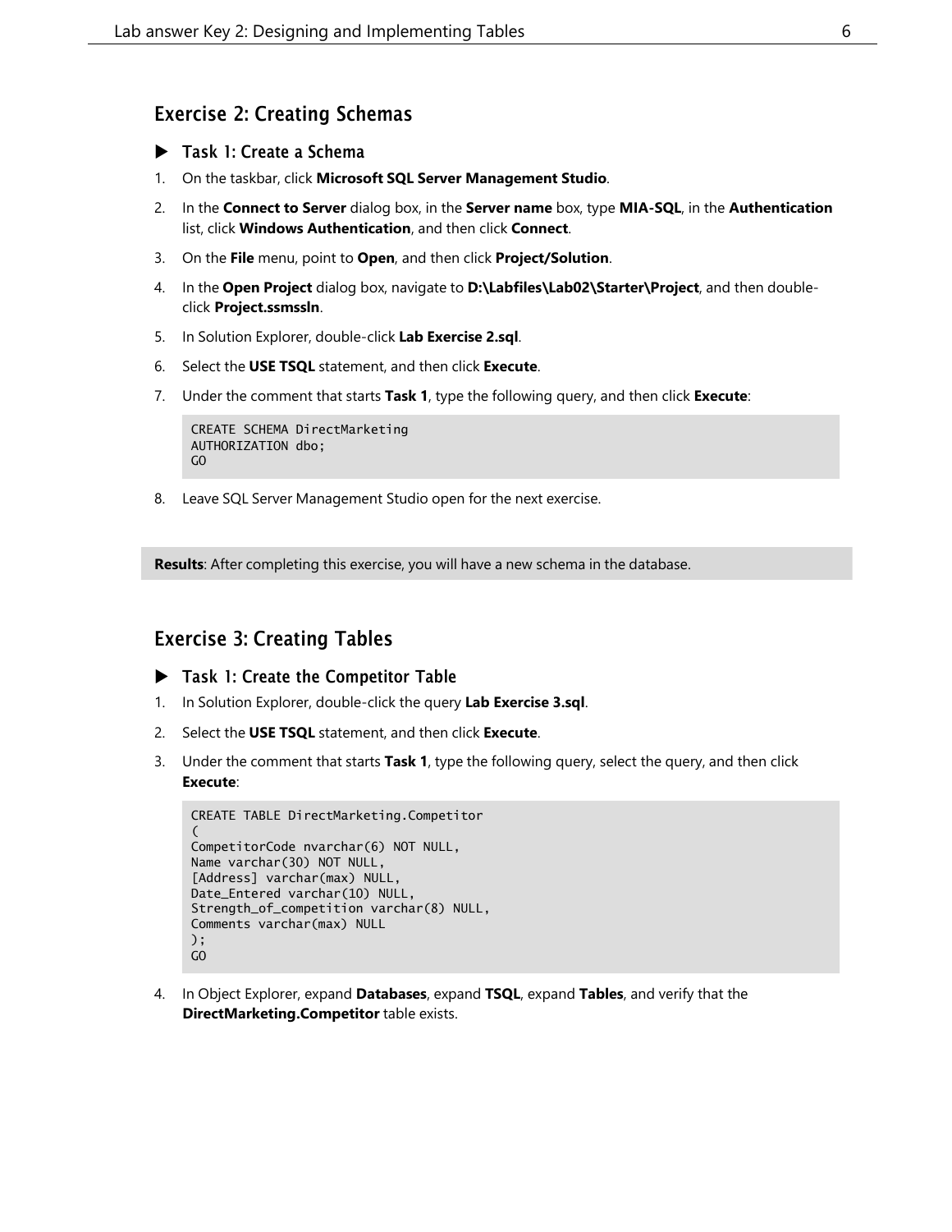## Exercise 2: Creating Schemas

### ▶ Task 1: Create a Schema

1. On the taskbar, click **Microsoft SQL Server Management Studio**.
2. In the **Connect to Server** dialog box, in the **Server name** box, type **MIA-SQL**, in the **Authentication** list, click **Windows Authentication**, and then click **Connect**.
3. On the **File** menu, point to **Open**, and then click **Project/Solution**.
4. In the **Open Project** dialog box, navigate to **D:\Labfiles\Lab02\Starter\Project**, and then double-click **Project.ssmssln**.
5. In Solution Explorer, double-click **Lab Exercise 2.sql**.
6. Select the **USE TSQL** statement, and then click **Execute**.
7. Under the comment that starts **Task 1**, type the following query, and then click **Execute**:

```
CREATE SCHEMA DirectMarketing
AUTHORIZATION dbo;
GO
```

8. Leave SQL Server Management Studio open for the next exercise.

**Results**: After completing this exercise, you will have a new schema in the database.

## Exercise 3: Creating Tables

### ▶ Task 1: Create the Competitor Table

1. In Solution Explorer, double-click the query **Lab Exercise 3.sql**.
2. Select the **USE TSQL** statement, and then click **Execute**.
3. Under the comment that starts **Task 1**, type the following query, select the query, and then click **Execute**:

```
CREATE TABLE DirectMarketing.Competitor
(
CompetitorCode nvarchar(6) NOT NULL,
Name varchar(30) NOT NULL,
[Address] varchar(max) NULL,
Date_Entered varchar(10) NULL,
Strength_of_competition varchar(8) NULL,
Comments varchar(max) NULL
);
GO
```

4. In Object Explorer, expand **Databases**, expand **TSQL**, expand **Tables**, and verify that the **DirectMarketing.Competitor** table exists.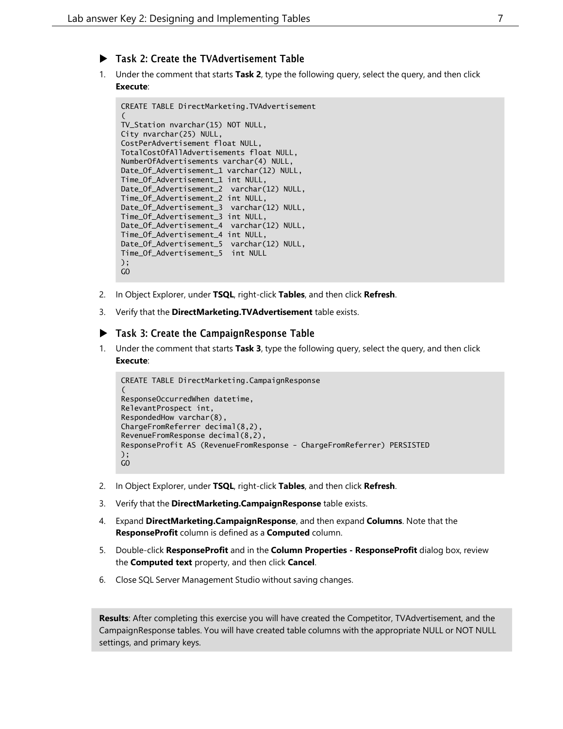### ▶ Task 2: Create the TVAdvertisement Table

1. Under the comment that starts **Task 2**, type the following query, select the query, and then click **Execute**:

```
CREATE TABLE DirectMarketing.TVAdvertisement
(
TV_Station nvarchar(15) NOT NULL,
City nvarchar(25) NULL,
CostPerAdvertisement float NULL,
TotalCostOfAllAdvertisements float NULL,
NumberOfAdvertisements varchar(4) NULL,
Date_Of_Advertisement_1 varchar(12) NULL,
Time_Of_Advertisement_1 int NULL,
Date_Of_Advertisement_2  varchar(12) NULL,
Time_Of_Advertisement_2 int NULL,
Date_Of_Advertisement_3  varchar(12) NULL,
Time_Of_Advertisement_3 int NULL,
Date_Of_Advertisement_4  varchar(12) NULL,
Time_Of_Advertisement_4 int NULL,
Date_Of_Advertisement_5  varchar(12) NULL,
Time_Of_Advertisement_5  int NULL
);
GO
```

2. In Object Explorer, under **TSQL**, right-click **Tables**, and then click **Refresh**.
3. Verify that the **DirectMarketing.TVAdvertisement** table exists.

### ▶ Task 3: Create the CampaignResponse Table

1. Under the comment that starts **Task 3**, type the following query, select the query, and then click **Execute**:

```
CREATE TABLE DirectMarketing.CampaignResponse
(
ResponseOccurredWhen datetime,
RelevantProspect int,
RespondedHow varchar(8),
ChargeFromReferrer decimal(8,2),
RevenueFromResponse decimal(8,2),
ResponseProfit AS (RevenueFromResponse - ChargeFromReferrer) PERSISTED
);
GO
```

2. In Object Explorer, under **TSQL**, right-click **Tables**, and then click **Refresh**.
3. Verify that the **DirectMarketing.CampaignResponse** table exists.
4. Expand **DirectMarketing.CampaignResponse**, and then expand **Columns**. Note that the **ResponseProfit** column is defined as a **Computed** column.
5. Double-click **ResponseProfit** and in the **Column Properties - ResponseProfit** dialog box, review the **Computed text** property, and then click **Cancel**.
6. Close SQL Server Management Studio without saving changes.

**Results**: After completing this exercise you will have created the Competitor, TVAdvertisement, and the CampaignResponse tables. You will have created table columns with the appropriate NULL or NOT NULL settings, and primary keys.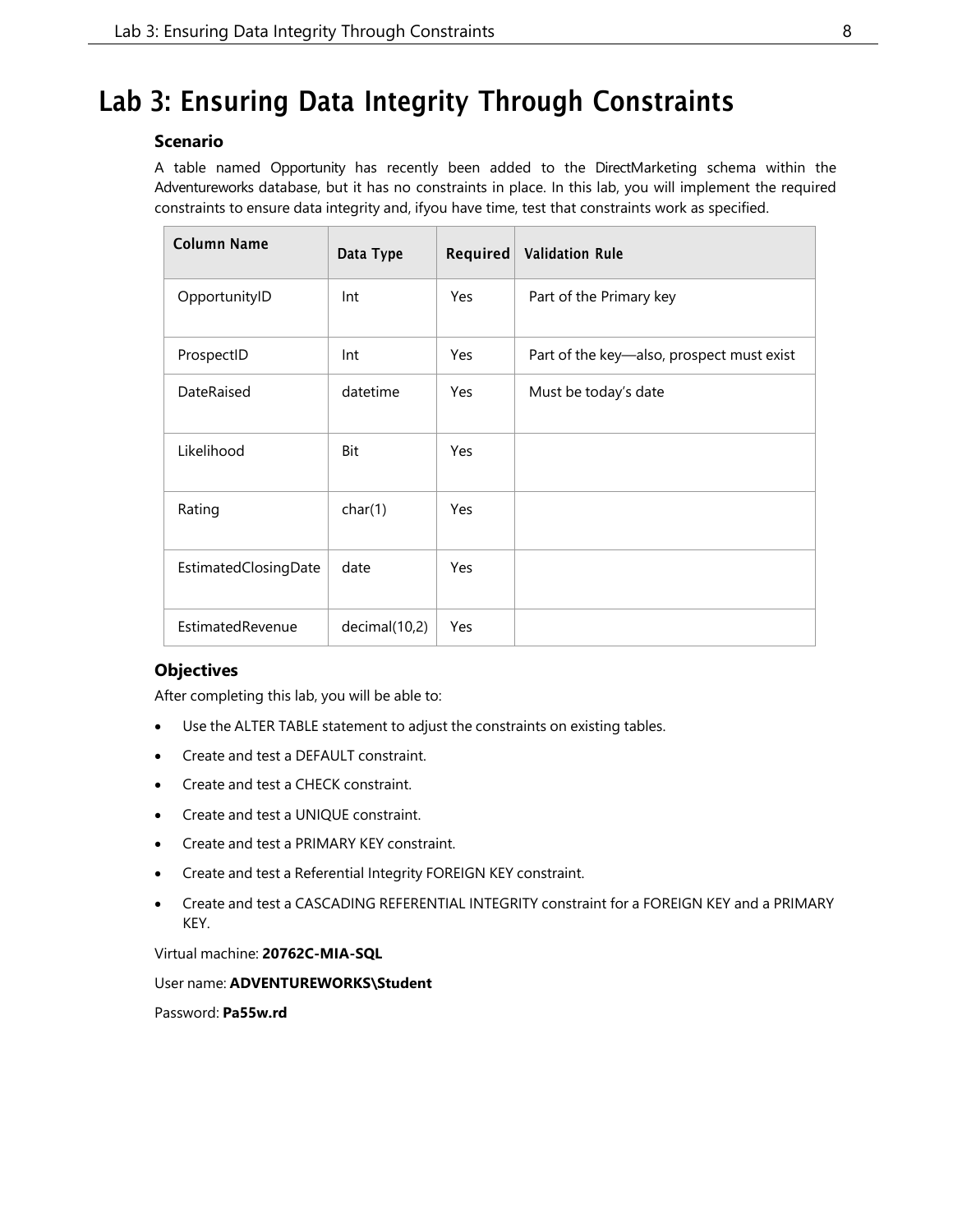# Lab 3: Ensuring Data Integrity Through Constraints

### Scenario

A table named Opportunity has recently been added to the DirectMarketing schema within the Adventureworks database, but it has no constraints in place. In this lab, you will implement the required constraints to ensure data integrity and, ifyou have time, test that constraints work as specified.

| Column Name | Data Type | Required | Validation Rule |
|---|---|---|---|
| OpportunityID | Int | Yes | Part of the Primary key |
| ProspectID | Int | Yes | Part of the key—also, prospect must exist |
| DateRaised | datetime | Yes | Must be today's date |
| Likelihood | Bit | Yes | |
| Rating | char(1) | Yes | |
| EstimatedClosingDate | date | Yes | |
| EstimatedRevenue | decimal(10,2) | Yes | |

### Objectives

After completing this lab, you will be able to:

- Use the ALTER TABLE statement to adjust the constraints on existing tables.
- Create and test a DEFAULT constraint.
- Create and test a CHECK constraint.
- Create and test a UNIQUE constraint.
- Create and test a PRIMARY KEY constraint.
- Create and test a Referential Integrity FOREIGN KEY constraint.
- Create and test a CASCADING REFERENTIAL INTEGRITY constraint for a FOREIGN KEY and a PRIMARY KEY.

Virtual machine: **20762C-MIA-SQL**

User name: **ADVENTUREWORKS\Student**

Password: **Pa55w.rd**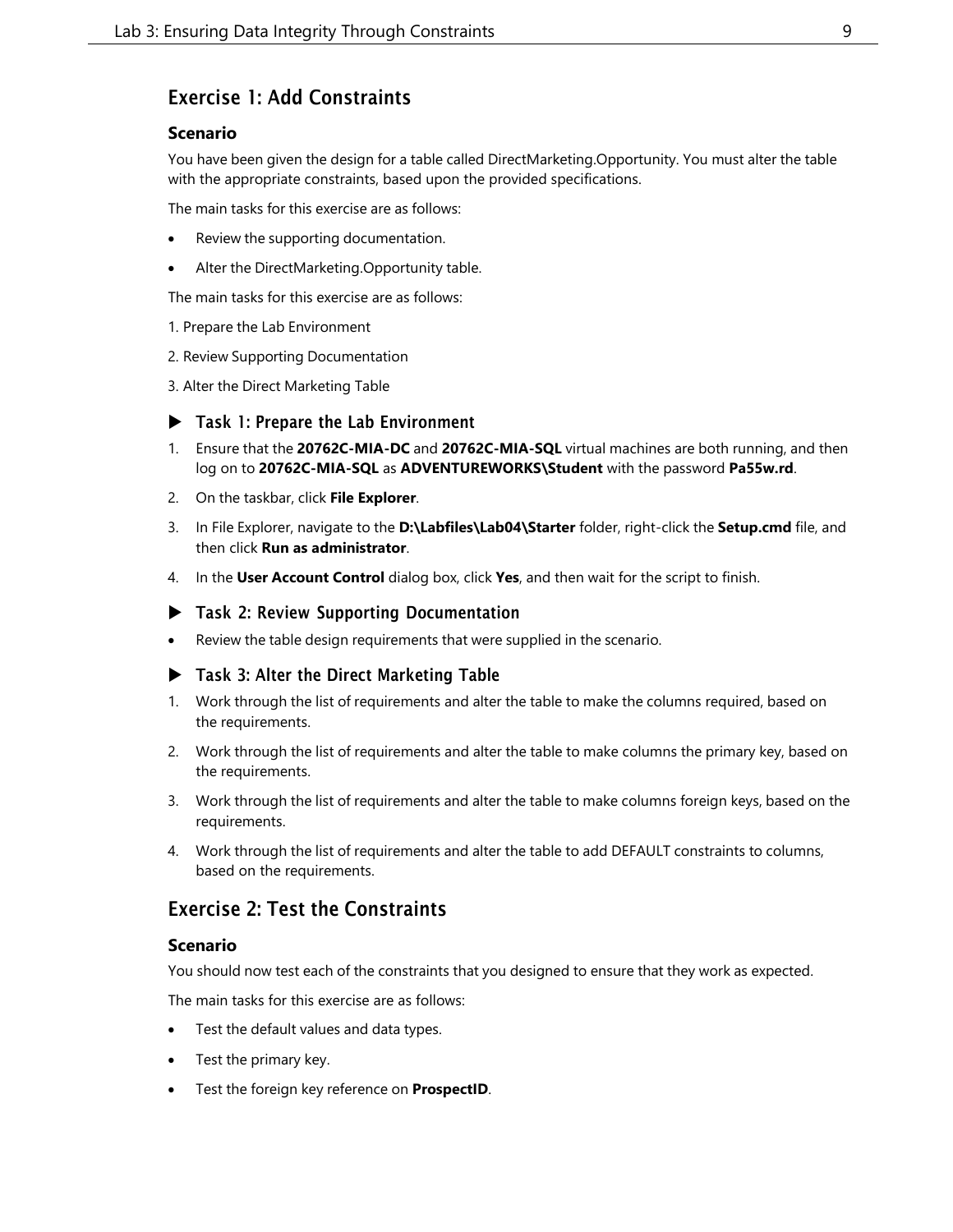## Exercise 1: Add Constraints

### Scenario

You have been given the design for a table called DirectMarketing.Opportunity. You must alter the table with the appropriate constraints, based upon the provided specifications.

The main tasks for this exercise are as follows:

- Review the supporting documentation.
- Alter the DirectMarketing.Opportunity table.

The main tasks for this exercise are as follows:

1. Prepare the Lab Environment
2. Review Supporting Documentation
3. Alter the Direct Marketing Table

### ▶ Task 1: Prepare the Lab Environment

1. Ensure that the **20762C-MIA-DC** and **20762C-MIA-SQL** virtual machines are both running, and then log on to **20762C-MIA-SQL** as **ADVENTUREWORKS\Student** with the password **Pa55w.rd**.
2. On the taskbar, click **File Explorer**.
3. In File Explorer, navigate to the **D:\Labfiles\Lab04\Starter** folder, right-click the **Setup.cmd** file, and then click **Run as administrator**.
4. In the **User Account Control** dialog box, click **Yes**, and then wait for the script to finish.

### ▶ Task 2: Review Supporting Documentation

- Review the table design requirements that were supplied in the scenario.

### ▶ Task 3: Alter the Direct Marketing Table

1. Work through the list of requirements and alter the table to make the columns required, based on the requirements.
2. Work through the list of requirements and alter the table to make columns the primary key, based on the requirements.
3. Work through the list of requirements and alter the table to make columns foreign keys, based on the requirements.
4. Work through the list of requirements and alter the table to add DEFAULT constraints to columns, based on the requirements.

## Exercise 2: Test the Constraints

### Scenario

You should now test each of the constraints that you designed to ensure that they work as expected.

The main tasks for this exercise are as follows:

- Test the default values and data types.
- Test the primary key.
- Test the foreign key reference on **ProspectID**.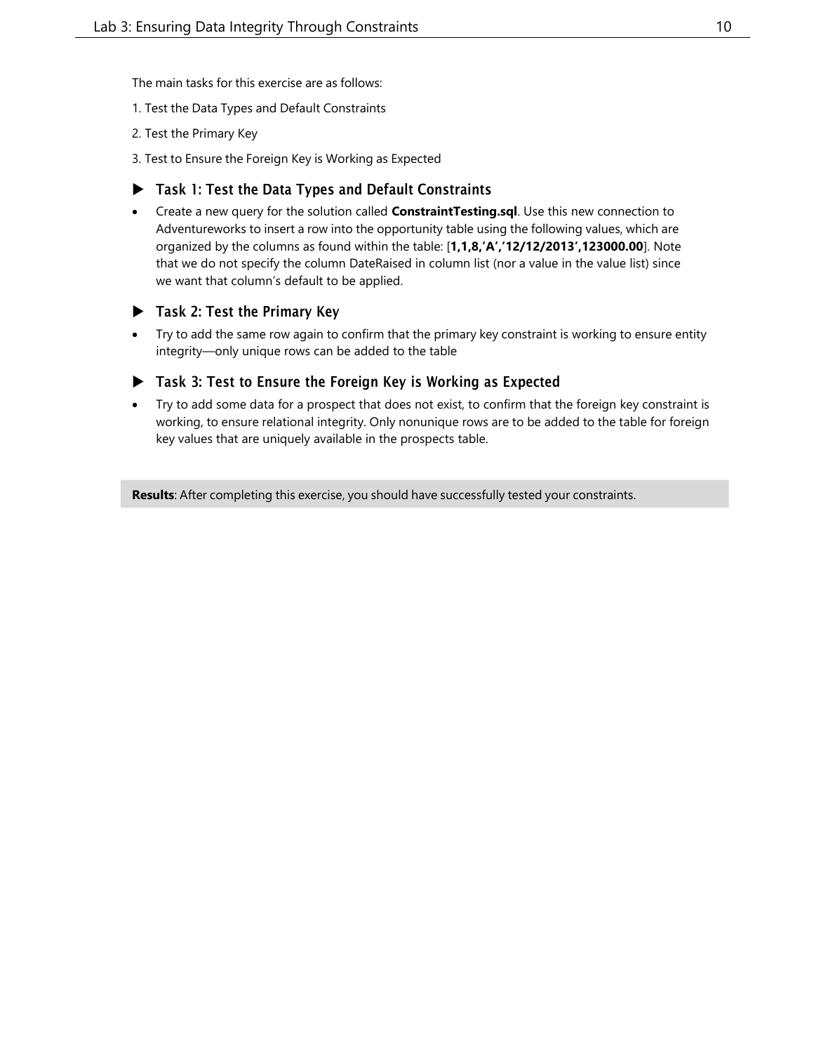The main tasks for this exercise are as follows:

1. Test the Data Types and Default Constraints

2. Test the Primary Key

3. Test to Ensure the Foreign Key is Working as Expected

### ▶ Task 1: Test the Data Types and Default Constraints

- Create a new query for the solution called **ConstraintTesting.sql**. Use this new connection to Adventureworks to insert a row into the opportunity table using the following values, which are organized by the columns as found within the table: [**1,1,8,'A','12/12/2013',123000.00**]. Note that we do not specify the column DateRaised in column list (nor a value in the value list) since we want that column's default to be applied.

### ▶ Task 2: Test the Primary Key

- Try to add the same row again to confirm that the primary key constraint is working to ensure entity integrity—only unique rows can be added to the table

### ▶ Task 3: Test to Ensure the Foreign Key is Working as Expected

- Try to add some data for a prospect that does not exist, to confirm that the foreign key constraint is working, to ensure relational integrity. Only nonunique rows are to be added to the table for foreign key values that are uniquely available in the prospects table.

**Results**: After completing this exercise, you should have successfully tested your constraints.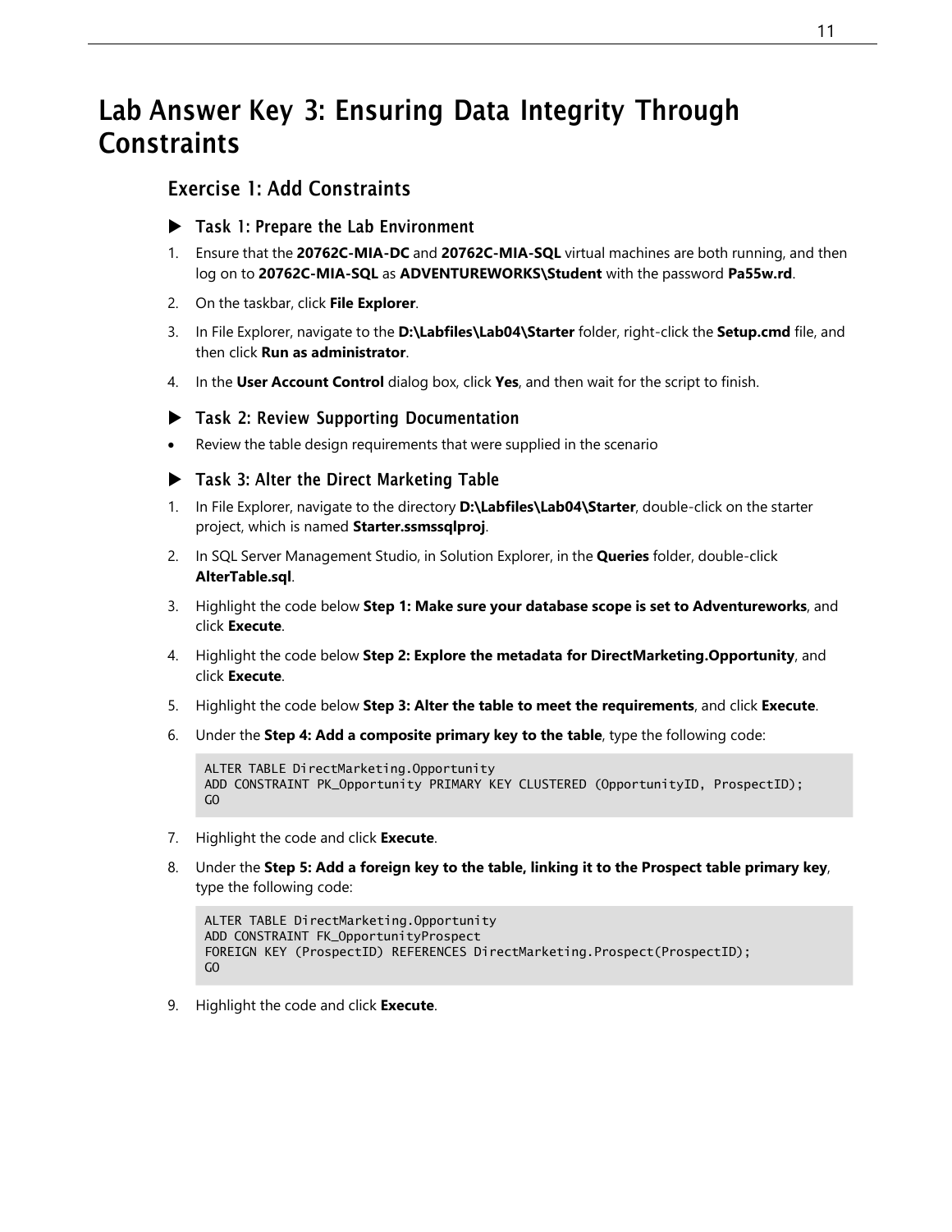# Lab Answer Key 3: Ensuring Data Integrity Through Constraints

## Exercise 1: Add Constraints

### ▶ Task 1: Prepare the Lab Environment

1. Ensure that the **20762C-MIA-DC** and **20762C-MIA-SQL** virtual machines are both running, and then log on to **20762C-MIA-SQL** as **ADVENTUREWORKS\Student** with the password **Pa55w.rd**.
2. On the taskbar, click **File Explorer**.
3. In File Explorer, navigate to the **D:\Labfiles\Lab04\Starter** folder, right-click the **Setup.cmd** file, and then click **Run as administrator**.
4. In the **User Account Control** dialog box, click **Yes**, and then wait for the script to finish.

### ▶ Task 2: Review Supporting Documentation

- Review the table design requirements that were supplied in the scenario

### ▶ Task 3: Alter the Direct Marketing Table

1. In File Explorer, navigate to the directory **D:\Labfiles\Lab04\Starter**, double-click on the starter project, which is named **Starter.ssmssqlproj**.
2. In SQL Server Management Studio, in Solution Explorer, in the **Queries** folder, double-click **AlterTable.sql**.
3. Highlight the code below **Step 1: Make sure your database scope is set to Adventureworks**, and click **Execute**.
4. Highlight the code below **Step 2: Explore the metadata for DirectMarketing.Opportunity**, and click **Execute**.
5. Highlight the code below **Step 3: Alter the table to meet the requirements**, and click **Execute**.
6. Under the **Step 4: Add a composite primary key to the table**, type the following code:

```
ALTER TABLE DirectMarketing.Opportunity
ADD CONSTRAINT PK_Opportunity PRIMARY KEY CLUSTERED (OpportunityID, ProspectID);
GO
```

7. Highlight the code and click **Execute**.
8. Under the **Step 5: Add a foreign key to the table, linking it to the Prospect table primary key**, type the following code:

```
ALTER TABLE DirectMarketing.Opportunity
ADD CONSTRAINT FK_OpportunityProspect
FOREIGN KEY (ProspectID) REFERENCES DirectMarketing.Prospect(ProspectID);
GO
```

9. Highlight the code and click **Execute**.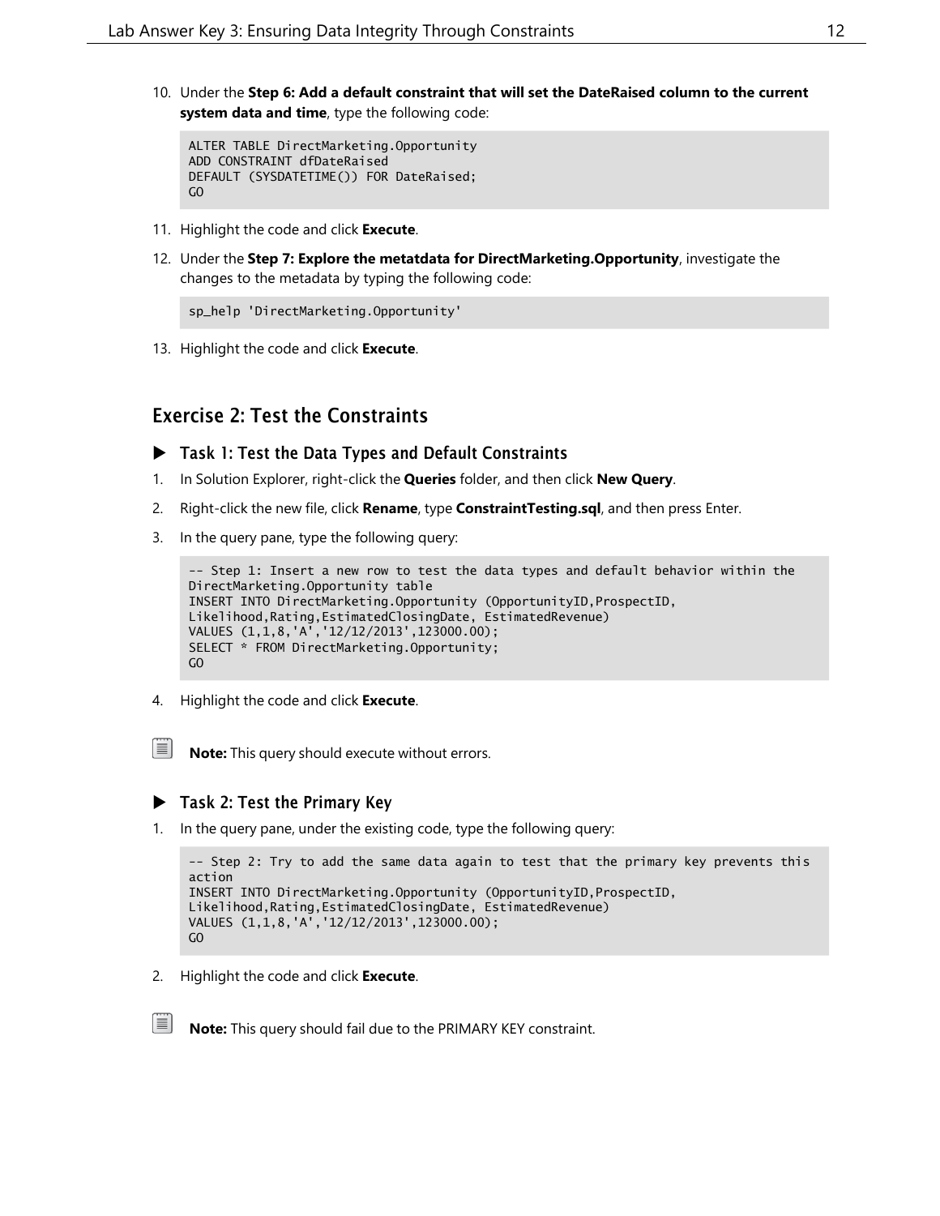10. Under the **Step 6: Add a default constraint that will set the DateRaised column to the current system data and time**, type the following code:

```
ALTER TABLE DirectMarketing.Opportunity
ADD CONSTRAINT dfDateRaised
DEFAULT (SYSDATETIME()) FOR DateRaised;
GO
```

11. Highlight the code and click **Execute**.

12. Under the **Step 7: Explore the metatdata for DirectMarketing.Opportunity**, investigate the changes to the metadata by typing the following code:

```
sp_help 'DirectMarketing.Opportunity'
```

13. Highlight the code and click **Execute**.

## Exercise 2: Test the Constraints

### ▶ Task 1: Test the Data Types and Default Constraints

1. In Solution Explorer, right-click the **Queries** folder, and then click **New Query**.
2. Right-click the new file, click **Rename**, type **ConstraintTesting.sql**, and then press Enter.
3. In the query pane, type the following query:

```
-- Step 1: Insert a new row to test the data types and default behavior within the
DirectMarketing.Opportunity table
INSERT INTO DirectMarketing.Opportunity (OpportunityID,ProspectID,
Likelihood,Rating,EstimatedClosingDate, EstimatedRevenue)
VALUES (1,1,8,'A','12/12/2013',123000.00);
SELECT * FROM DirectMarketing.Opportunity;
GO
```

4. Highlight the code and click **Execute**.

**Note:** This query should execute without errors.

### ▶ Task 2: Test the Primary Key

1. In the query pane, under the existing code, type the following query:

```
-- Step 2: Try to add the same data again to test that the primary key prevents this
action
INSERT INTO DirectMarketing.Opportunity (OpportunityID,ProspectID,
Likelihood,Rating,EstimatedClosingDate, EstimatedRevenue)
VALUES (1,1,8,'A','12/12/2013',123000.00);
GO
```

2. Highlight the code and click **Execute**.

**Note:** This query should fail due to the PRIMARY KEY constraint.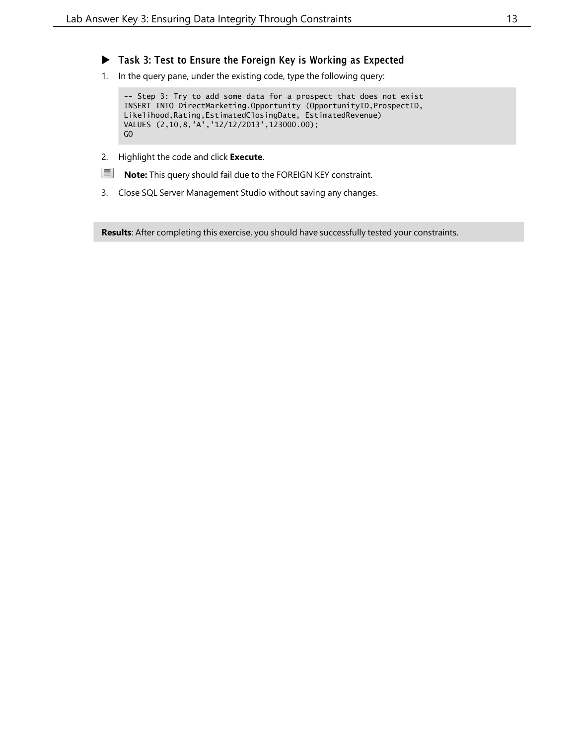### ▶ Task 3: Test to Ensure the Foreign Key is Working as Expected

1. In the query pane, under the existing code, type the following query:

```
-- Step 3: Try to add some data for a prospect that does not exist
INSERT INTO DirectMarketing.Opportunity (OpportunityID,ProspectID,
Likelihood,Rating,EstimatedClosingDate, EstimatedRevenue)
VALUES (2,10,8,'A','12/12/2013',123000.00);
GO
```

2. Highlight the code and click **Execute**.

**Note:** This query should fail due to the FOREIGN KEY constraint.

3. Close SQL Server Management Studio without saving any changes.

**Results**: After completing this exercise, you should have successfully tested your constraints.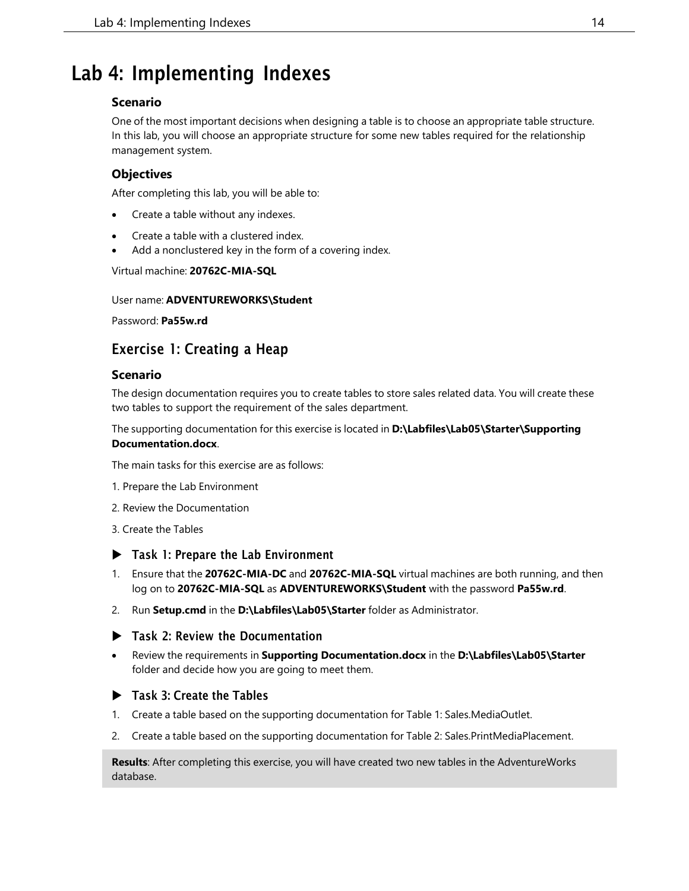# Lab 4: Implementing Indexes

### Scenario

One of the most important decisions when designing a table is to choose an appropriate table structure. In this lab, you will choose an appropriate structure for some new tables required for the relationship management system.

### Objectives

After completing this lab, you will be able to:

- Create a table without any indexes.
- Create a table with a clustered index.
- Add a nonclustered key in the form of a covering index.

Virtual machine: **20762C-MIA-SQL**

User name: **ADVENTUREWORKS\Student**

Password: **Pa55w.rd**

## Exercise 1: Creating a Heap

### Scenario

The design documentation requires you to create tables to store sales related data. You will create these two tables to support the requirement of the sales department.

The supporting documentation for this exercise is located in **D:\Labfiles\Lab05\Starter\Supporting Documentation.docx**.

The main tasks for this exercise are as follows:

1. Prepare the Lab Environment
2. Review the Documentation
3. Create the Tables

### ▶ Task 1: Prepare the Lab Environment

1. Ensure that the **20762C-MIA-DC** and **20762C-MIA-SQL** virtual machines are both running, and then log on to **20762C-MIA-SQL** as **ADVENTUREWORKS\Student** with the password **Pa55w.rd**.
2. Run **Setup.cmd** in the **D:\Labfiles\Lab05\Starter** folder as Administrator.

### ▶ Task 2: Review the Documentation

- Review the requirements in **Supporting Documentation.docx** in the **D:\Labfiles\Lab05\Starter** folder and decide how you are going to meet them.

### ▶ Task 3: Create the Tables

1. Create a table based on the supporting documentation for Table 1: Sales.MediaOutlet.
2. Create a table based on the supporting documentation for Table 2: Sales.PrintMediaPlacement.

**Results**: After completing this exercise, you will have created two new tables in the AdventureWorks database.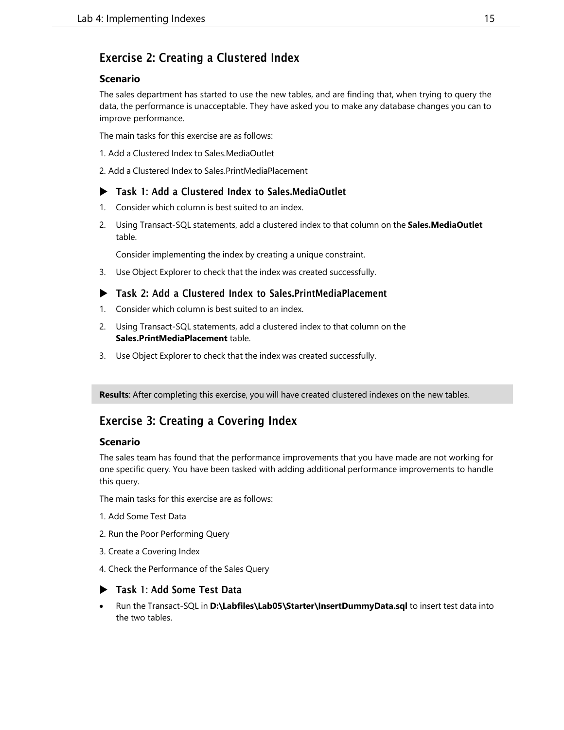## Exercise 2: Creating a Clustered Index

### Scenario

The sales department has started to use the new tables, and are finding that, when trying to query the data, the performance is unacceptable. They have asked you to make any database changes you can to improve performance.

The main tasks for this exercise are as follows:

1. Add a Clustered Index to Sales.MediaOutlet

2. Add a Clustered Index to Sales.PrintMediaPlacement

### ▶ Task 1: Add a Clustered Index to Sales.MediaOutlet

1. Consider which column is best suited to an index.

2. Using Transact-SQL statements, add a clustered index to that column on the **Sales.MediaOutlet** table.

   Consider implementing the index by creating a unique constraint.

3. Use Object Explorer to check that the index was created successfully.

### ▶ Task 2: Add a Clustered Index to Sales.PrintMediaPlacement

1. Consider which column is best suited to an index.

2. Using Transact-SQL statements, add a clustered index to that column on the **Sales.PrintMediaPlacement** table.

3. Use Object Explorer to check that the index was created successfully.

**Results**: After completing this exercise, you will have created clustered indexes on the new tables.

## Exercise 3: Creating a Covering Index

### Scenario

The sales team has found that the performance improvements that you have made are not working for one specific query. You have been tasked with adding additional performance improvements to handle this query.

The main tasks for this exercise are as follows:

1. Add Some Test Data

2. Run the Poor Performing Query

3. Create a Covering Index

4. Check the Performance of the Sales Query

### ▶ Task 1: Add Some Test Data

- Run the Transact-SQL in **D:\Labfiles\Lab05\Starter\InsertDummyData.sql** to insert test data into the two tables.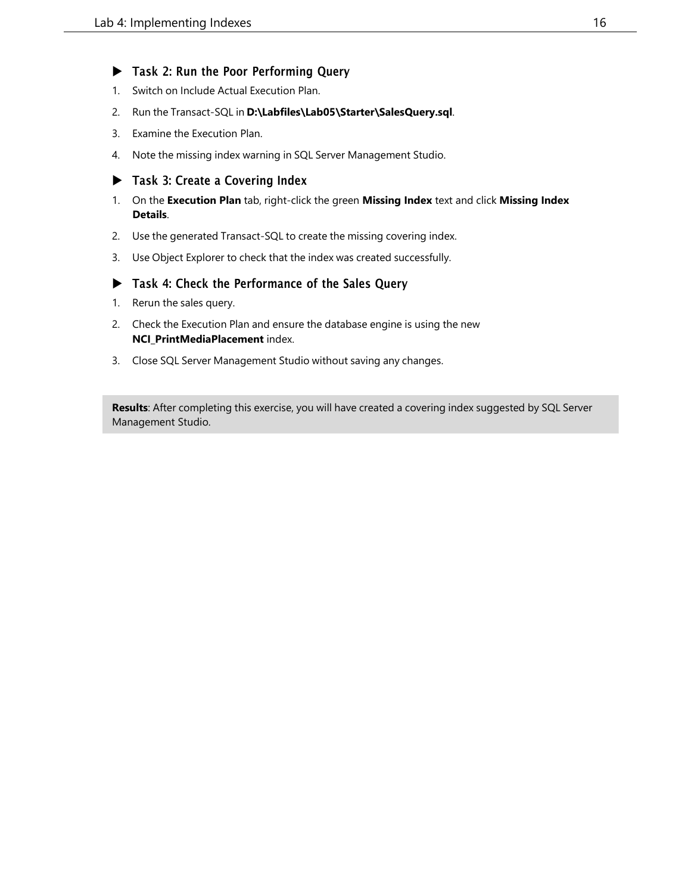### ▶ Task 2: Run the Poor Performing Query

1. Switch on Include Actual Execution Plan.
2. Run the Transact-SQL in **D:\Labfiles\Lab05\Starter\SalesQuery.sql**.
3. Examine the Execution Plan.
4. Note the missing index warning in SQL Server Management Studio.

### ▶ Task 3: Create a Covering Index

1. On the **Execution Plan** tab, right-click the green **Missing Index** text and click **Missing Index Details**.
2. Use the generated Transact-SQL to create the missing covering index.
3. Use Object Explorer to check that the index was created successfully.

### ▶ Task 4: Check the Performance of the Sales Query

1. Rerun the sales query.
2. Check the Execution Plan and ensure the database engine is using the new **NCI_PrintMediaPlacement** index.
3. Close SQL Server Management Studio without saving any changes.

**Results**: After completing this exercise, you will have created a covering index suggested by SQL Server Management Studio.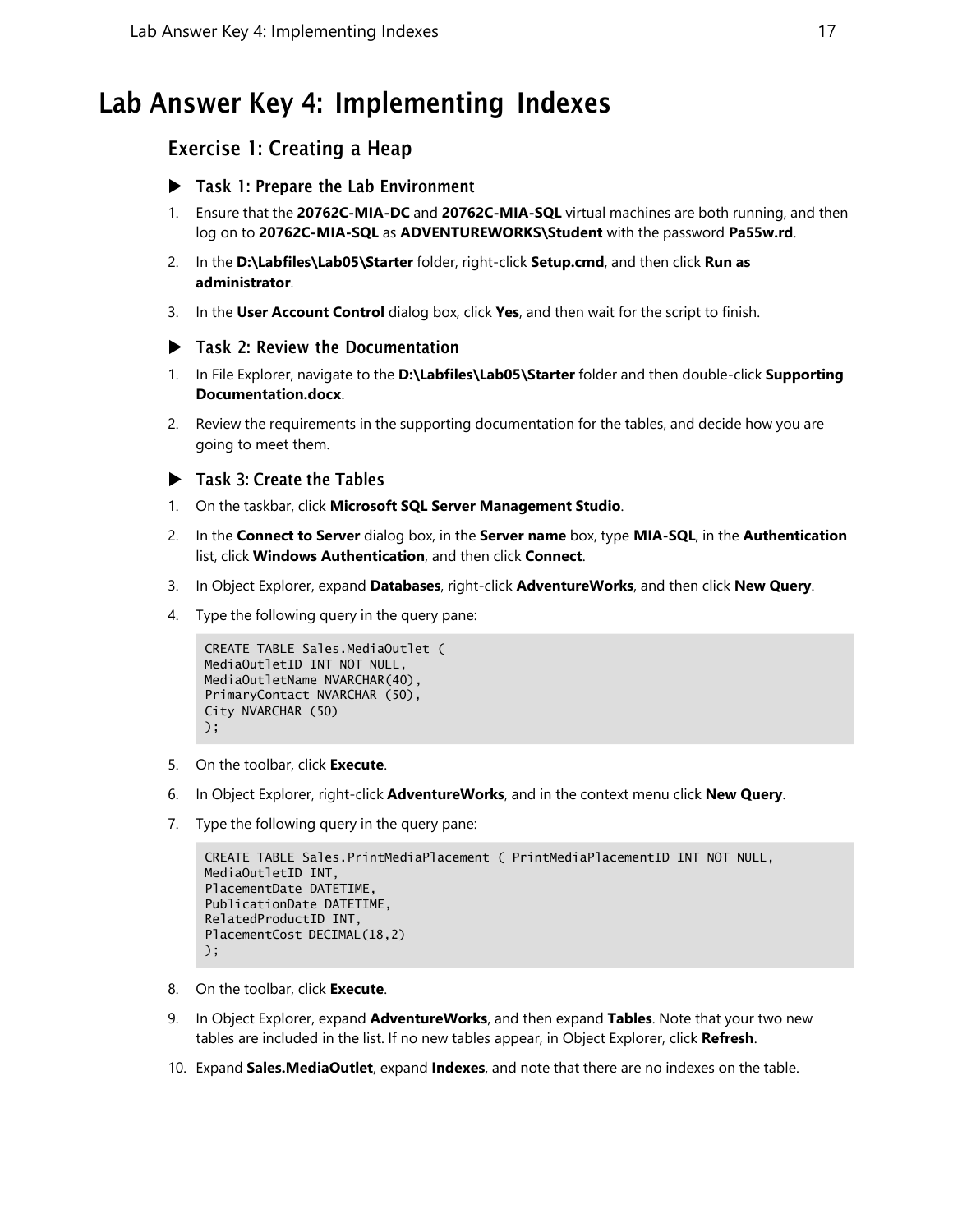# Lab Answer Key 4: Implementing Indexes

## Exercise 1: Creating a Heap

### ▶ Task 1: Prepare the Lab Environment

1. Ensure that the **20762C-MIA-DC** and **20762C-MIA-SQL** virtual machines are both running, and then log on to **20762C-MIA-SQL** as **ADVENTUREWORKS\Student** with the password **Pa55w.rd**.
2. In the **D:\Labfiles\Lab05\Starter** folder, right-click **Setup.cmd**, and then click **Run as administrator**.
3. In the **User Account Control** dialog box, click **Yes**, and then wait for the script to finish.

### ▶ Task 2: Review the Documentation

1. In File Explorer, navigate to the **D:\Labfiles\Lab05\Starter** folder and then double-click **Supporting Documentation.docx**.
2. Review the requirements in the supporting documentation for the tables, and decide how you are going to meet them.

### ▶ Task 3: Create the Tables

1. On the taskbar, click **Microsoft SQL Server Management Studio**.
2. In the **Connect to Server** dialog box, in the **Server name** box, type **MIA-SQL**, in the **Authentication** list, click **Windows Authentication**, and then click **Connect**.
3. In Object Explorer, expand **Databases**, right-click **AdventureWorks**, and then click **New Query**.
4. Type the following query in the query pane:

```
CREATE TABLE Sales.MediaOutlet (
MediaOutletID INT NOT NULL,
MediaOutletName NVARCHAR(40),
PrimaryContact NVARCHAR (50),
City NVARCHAR (50)
);
```

5. On the toolbar, click **Execute**.
6. In Object Explorer, right-click **AdventureWorks**, and in the context menu click **New Query**.
7. Type the following query in the query pane:

```
CREATE TABLE Sales.PrintMediaPlacement ( PrintMediaPlacementID INT NOT NULL,
MediaOutletID INT,
PlacementDate DATETIME,
PublicationDate DATETIME,
RelatedProductID INT,
PlacementCost DECIMAL(18,2)
);
```

8. On the toolbar, click **Execute**.
9. In Object Explorer, expand **AdventureWorks**, and then expand **Tables**. Note that your two new tables are included in the list. If no new tables appear, in Object Explorer, click **Refresh**.
10. Expand **Sales.MediaOutlet**, expand **Indexes**, and note that there are no indexes on the table.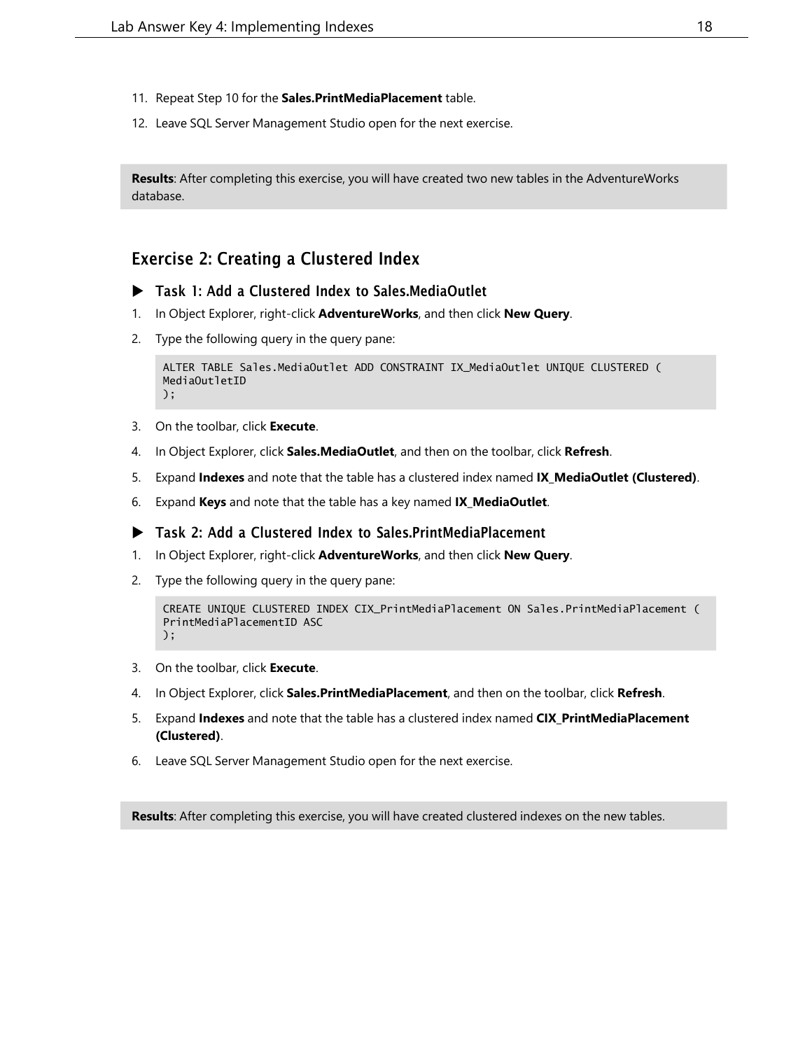11. Repeat Step 10 for the **Sales.PrintMediaPlacement** table.
12. Leave SQL Server Management Studio open for the next exercise.

**Results**: After completing this exercise, you will have created two new tables in the AdventureWorks database.

## Exercise 2: Creating a Clustered Index

### ▶ Task 1: Add a Clustered Index to Sales.MediaOutlet

1. In Object Explorer, right-click **AdventureWorks**, and then click **New Query**.
2. Type the following query in the query pane:

```
ALTER TABLE Sales.MediaOutlet ADD CONSTRAINT IX_MediaOutlet UNIQUE CLUSTERED (
MediaOutletID
);
```

3. On the toolbar, click **Execute**.
4. In Object Explorer, click **Sales.MediaOutlet**, and then on the toolbar, click **Refresh**.
5. Expand **Indexes** and note that the table has a clustered index named **IX_MediaOutlet (Clustered)**.
6. Expand **Keys** and note that the table has a key named **IX_MediaOutlet**.

### ▶ Task 2: Add a Clustered Index to Sales.PrintMediaPlacement

1. In Object Explorer, right-click **AdventureWorks**, and then click **New Query**.
2. Type the following query in the query pane:

```
CREATE UNIQUE CLUSTERED INDEX CIX_PrintMediaPlacement ON Sales.PrintMediaPlacement (
PrintMediaPlacementID ASC
);
```

3. On the toolbar, click **Execute**.
4. In Object Explorer, click **Sales.PrintMediaPlacement**, and then on the toolbar, click **Refresh**.
5. Expand **Indexes** and note that the table has a clustered index named **CIX_PrintMediaPlacement (Clustered)**.
6. Leave SQL Server Management Studio open for the next exercise.

**Results**: After completing this exercise, you will have created clustered indexes on the new tables.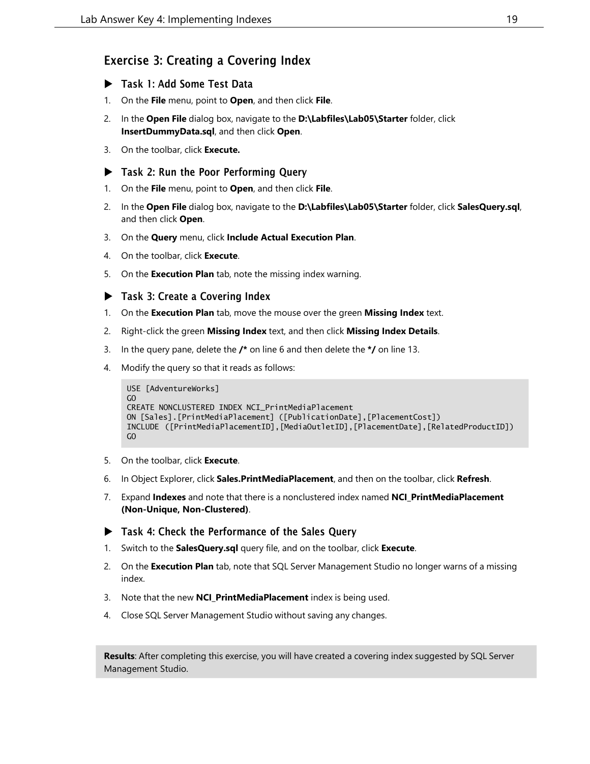## Exercise 3: Creating a Covering Index

### ▶ Task 1: Add Some Test Data

1. On the **File** menu, point to **Open**, and then click **File**.
2. In the **Open File** dialog box, navigate to the **D:\Labfiles\Lab05\Starter** folder, click **InsertDummyData.sql**, and then click **Open**.
3. On the toolbar, click **Execute.**

### ▶ Task 2: Run the Poor Performing Query

1. On the **File** menu, point to **Open**, and then click **File**.
2. In the **Open File** dialog box, navigate to the **D:\Labfiles\Lab05\Starter** folder, click **SalesQuery.sql**, and then click **Open**.
3. On the **Query** menu, click **Include Actual Execution Plan**.
4. On the toolbar, click **Execute**.
5. On the **Execution Plan** tab, note the missing index warning.

### ▶ Task 3: Create a Covering Index

1. On the **Execution Plan** tab, move the mouse over the green **Missing Index** text.
2. Right-click the green **Missing Index** text, and then click **Missing Index Details**.
3. In the query pane, delete the **/*** on line 6 and then delete the ***/** on line 13.
4. Modify the query so that it reads as follows:

```
USE [AdventureWorks]
GO
CREATE NONCLUSTERED INDEX NCI_PrintMediaPlacement
ON [Sales].[PrintMediaPlacement] ([PublicationDate],[PlacementCost])
INCLUDE ([PrintMediaPlacementID],[MediaOutletID],[PlacementDate],[RelatedProductID])
GO
```

5. On the toolbar, click **Execute**.
6. In Object Explorer, click **Sales.PrintMediaPlacement**, and then on the toolbar, click **Refresh**.
7. Expand **Indexes** and note that there is a nonclustered index named **NCI_PrintMediaPlacement (Non-Unique, Non-Clustered)**.

### ▶ Task 4: Check the Performance of the Sales Query

1. Switch to the **SalesQuery.sql** query file, and on the toolbar, click **Execute**.
2. On the **Execution Plan** tab, note that SQL Server Management Studio no longer warns of a missing index.
3. Note that the new **NCI_PrintMediaPlacement** index is being used.
4. Close SQL Server Management Studio without saving any changes.

**Results**: After completing this exercise, you will have created a covering index suggested by SQL Server Management Studio.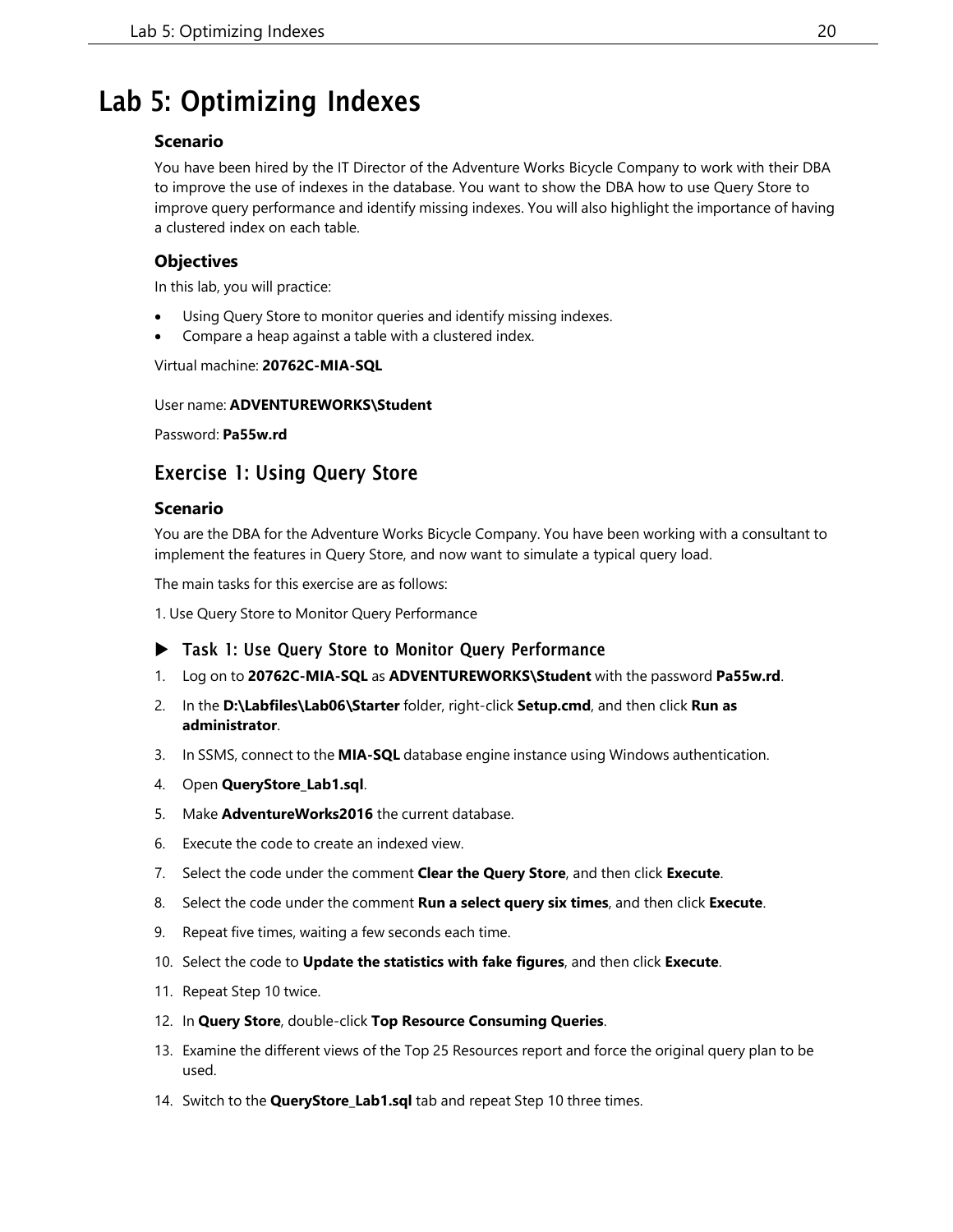# Lab 5: Optimizing Indexes

### Scenario

You have been hired by the IT Director of the Adventure Works Bicycle Company to work with their DBA to improve the use of indexes in the database. You want to show the DBA how to use Query Store to improve query performance and identify missing indexes. You will also highlight the importance of having a clustered index on each table.

### Objectives

In this lab, you will practice:

- Using Query Store to monitor queries and identify missing indexes.
- Compare a heap against a table with a clustered index.

Virtual machine: **20762C-MIA-SQL**

User name: **ADVENTUREWORKS\Student**

Password: **Pa55w.rd**

## Exercise 1: Using Query Store

### Scenario

You are the DBA for the Adventure Works Bicycle Company. You have been working with a consultant to implement the features in Query Store, and now want to simulate a typical query load.

The main tasks for this exercise are as follows:

1. Use Query Store to Monitor Query Performance

### ▶ Task 1: Use Query Store to Monitor Query Performance

1. Log on to **20762C-MIA-SQL** as **ADVENTUREWORKS\Student** with the password **Pa55w.rd**.
2. In the **D:\Labfiles\Lab06\Starter** folder, right-click **Setup.cmd**, and then click **Run as administrator**.
3. In SSMS, connect to the **MIA-SQL** database engine instance using Windows authentication.
4. Open **QueryStore_Lab1.sql**.
5. Make **AdventureWorks2016** the current database.
6. Execute the code to create an indexed view.
7. Select the code under the comment **Clear the Query Store**, and then click **Execute**.
8. Select the code under the comment **Run a select query six times**, and then click **Execute**.
9. Repeat five times, waiting a few seconds each time.
10. Select the code to **Update the statistics with fake figures**, and then click **Execute**.
11. Repeat Step 10 twice.
12. In **Query Store**, double-click **Top Resource Consuming Queries**.
13. Examine the different views of the Top 25 Resources report and force the original query plan to be used.
14. Switch to the **QueryStore_Lab1.sql** tab and repeat Step 10 three times.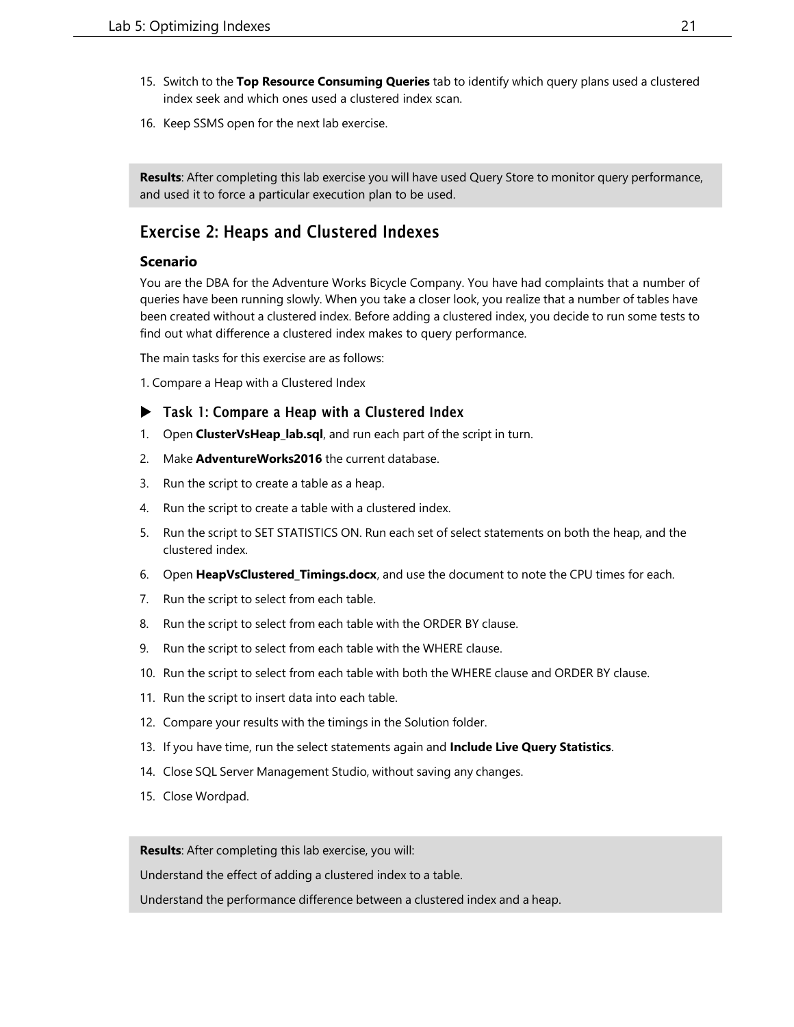15. Switch to the **Top Resource Consuming Queries** tab to identify which query plans used a clustered index seek and which ones used a clustered index scan.
16. Keep SSMS open for the next lab exercise.

**Results**: After completing this lab exercise you will have used Query Store to monitor query performance, and used it to force a particular execution plan to be used.

## Exercise 2: Heaps and Clustered Indexes

### Scenario

You are the DBA for the Adventure Works Bicycle Company. You have had complaints that a number of queries have been running slowly. When you take a closer look, you realize that a number of tables have been created without a clustered index. Before adding a clustered index, you decide to run some tests to find out what difference a clustered index makes to query performance.

The main tasks for this exercise are as follows:

1. Compare a Heap with a Clustered Index

### ▶ Task 1: Compare a Heap with a Clustered Index

1. Open **ClusterVsHeap_lab.sql**, and run each part of the script in turn.
2. Make **AdventureWorks2016** the current database.
3. Run the script to create a table as a heap.
4. Run the script to create a table with a clustered index.
5. Run the script to SET STATISTICS ON. Run each set of select statements on both the heap, and the clustered index.
6. Open **HeapVsClustered_Timings.docx**, and use the document to note the CPU times for each.
7. Run the script to select from each table.
8. Run the script to select from each table with the ORDER BY clause.
9. Run the script to select from each table with the WHERE clause.
10. Run the script to select from each table with both the WHERE clause and ORDER BY clause.
11. Run the script to insert data into each table.
12. Compare your results with the timings in the Solution folder.
13. If you have time, run the select statements again and **Include Live Query Statistics**.
14. Close SQL Server Management Studio, without saving any changes.
15. Close Wordpad.

**Results**: After completing this lab exercise, you will:

Understand the effect of adding a clustered index to a table.

Understand the performance difference between a clustered index and a heap.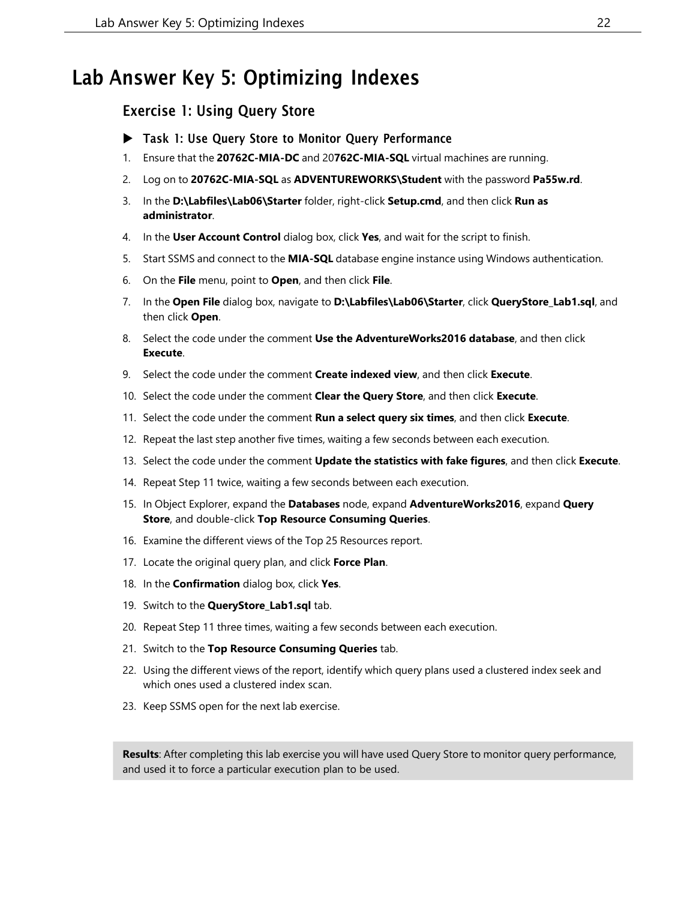# Lab Answer Key 5: Optimizing Indexes

## Exercise 1: Using Query Store

### ▶ Task 1: Use Query Store to Monitor Query Performance

1. Ensure that the **20762C-MIA-DC** and 20**762C-MIA-SQL** virtual machines are running.
2. Log on to **20762C-MIA-SQL** as **ADVENTUREWORKS\Student** with the password **Pa55w.rd**.
3. In the **D:\Labfiles\Lab06\Starter** folder, right-click **Setup.cmd**, and then click **Run as administrator**.
4. In the **User Account Control** dialog box, click **Yes**, and wait for the script to finish.
5. Start SSMS and connect to the **MIA-SQL** database engine instance using Windows authentication.
6. On the **File** menu, point to **Open**, and then click **File**.
7. In the **Open File** dialog box, navigate to **D:\Labfiles\Lab06\Starter**, click **QueryStore_Lab1.sql**, and then click **Open**.
8. Select the code under the comment **Use the AdventureWorks2016 database**, and then click **Execute**.
9. Select the code under the comment **Create indexed view**, and then click **Execute**.
10. Select the code under the comment **Clear the Query Store**, and then click **Execute**.
11. Select the code under the comment **Run a select query six times**, and then click **Execute**.
12. Repeat the last step another five times, waiting a few seconds between each execution.
13. Select the code under the comment **Update the statistics with fake figures**, and then click **Execute**.
14. Repeat Step 11 twice, waiting a few seconds between each execution.
15. In Object Explorer, expand the **Databases** node, expand **AdventureWorks2016**, expand **Query Store**, and double-click **Top Resource Consuming Queries**.
16. Examine the different views of the Top 25 Resources report.
17. Locate the original query plan, and click **Force Plan**.
18. In the **Confirmation** dialog box, click **Yes**.
19. Switch to the **QueryStore_Lab1.sql** tab.
20. Repeat Step 11 three times, waiting a few seconds between each execution.
21. Switch to the **Top Resource Consuming Queries** tab.
22. Using the different views of the report, identify which query plans used a clustered index seek and which ones used a clustered index scan.
23. Keep SSMS open for the next lab exercise.

**Results**: After completing this lab exercise you will have used Query Store to monitor query performance, and used it to force a particular execution plan to be used.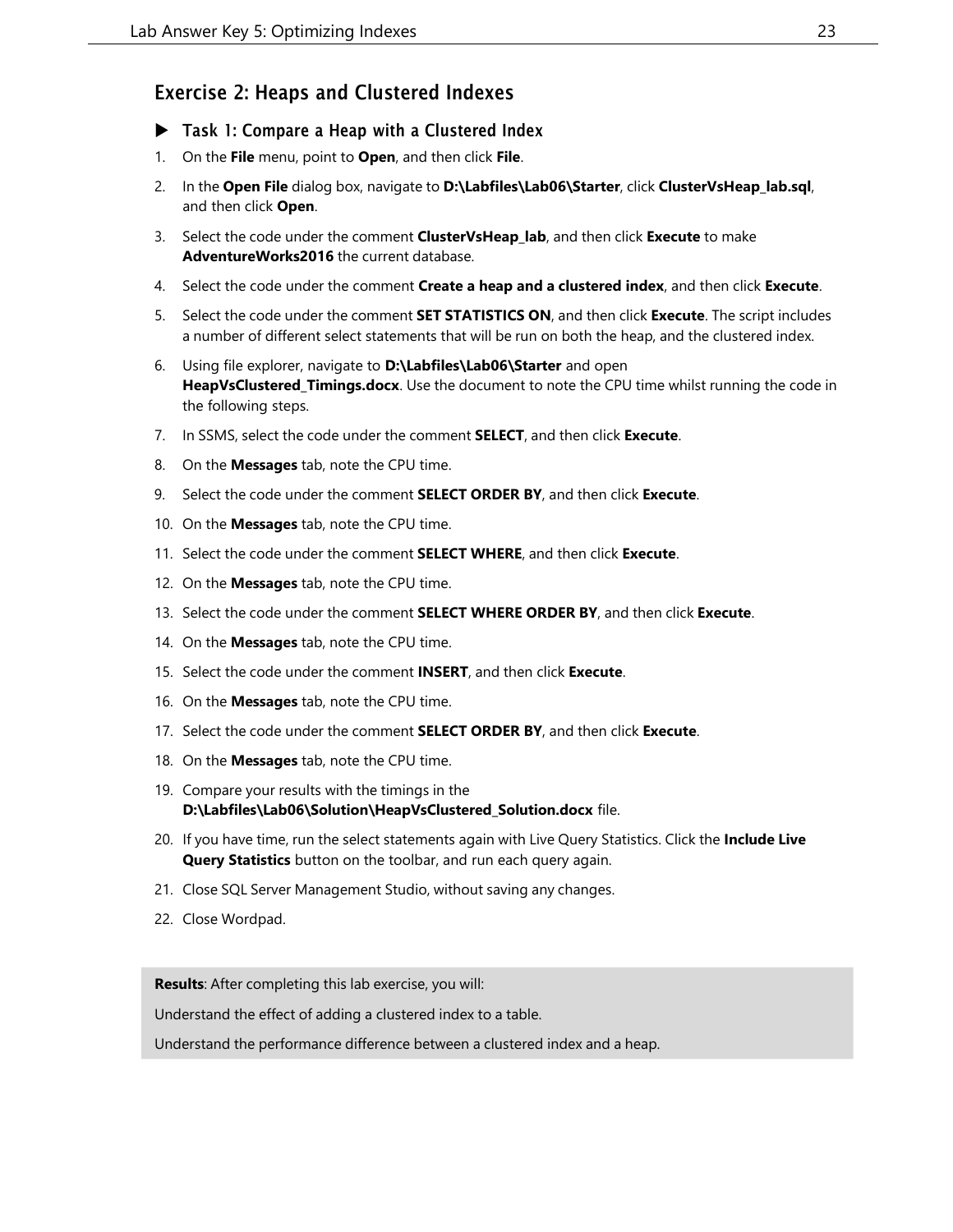## Exercise 2: Heaps and Clustered Indexes

### ▶ Task 1: Compare a Heap with a Clustered Index

1. On the **File** menu, point to **Open**, and then click **File**.
2. In the **Open File** dialog box, navigate to **D:\Labfiles\Lab06\Starter**, click **ClusterVsHeap_lab.sql**, and then click **Open**.
3. Select the code under the comment **ClusterVsHeap_lab**, and then click **Execute** to make **AdventureWorks2016** the current database.
4. Select the code under the comment **Create a heap and a clustered index**, and then click **Execute**.
5. Select the code under the comment **SET STATISTICS ON**, and then click **Execute**. The script includes a number of different select statements that will be run on both the heap, and the clustered index.
6. Using file explorer, navigate to **D:\Labfiles\Lab06\Starter** and open **HeapVsClustered_Timings.docx**. Use the document to note the CPU time whilst running the code in the following steps.
7. In SSMS, select the code under the comment **SELECT**, and then click **Execute**.
8. On the **Messages** tab, note the CPU time.
9. Select the code under the comment **SELECT ORDER BY**, and then click **Execute**.
10. On the **Messages** tab, note the CPU time.
11. Select the code under the comment **SELECT WHERE**, and then click **Execute**.
12. On the **Messages** tab, note the CPU time.
13. Select the code under the comment **SELECT WHERE ORDER BY**, and then click **Execute**.
14. On the **Messages** tab, note the CPU time.
15. Select the code under the comment **INSERT**, and then click **Execute**.
16. On the **Messages** tab, note the CPU time.
17. Select the code under the comment **SELECT ORDER BY**, and then click **Execute**.
18. On the **Messages** tab, note the CPU time.
19. Compare your results with the timings in the **D:\Labfiles\Lab06\Solution\HeapVsClustered_Solution.docx** file.
20. If you have time, run the select statements again with Live Query Statistics. Click the **Include Live Query Statistics** button on the toolbar, and run each query again.
21. Close SQL Server Management Studio, without saving any changes.
22. Close Wordpad.

**Results**: After completing this lab exercise, you will:

Understand the effect of adding a clustered index to a table.

Understand the performance difference between a clustered index and a heap.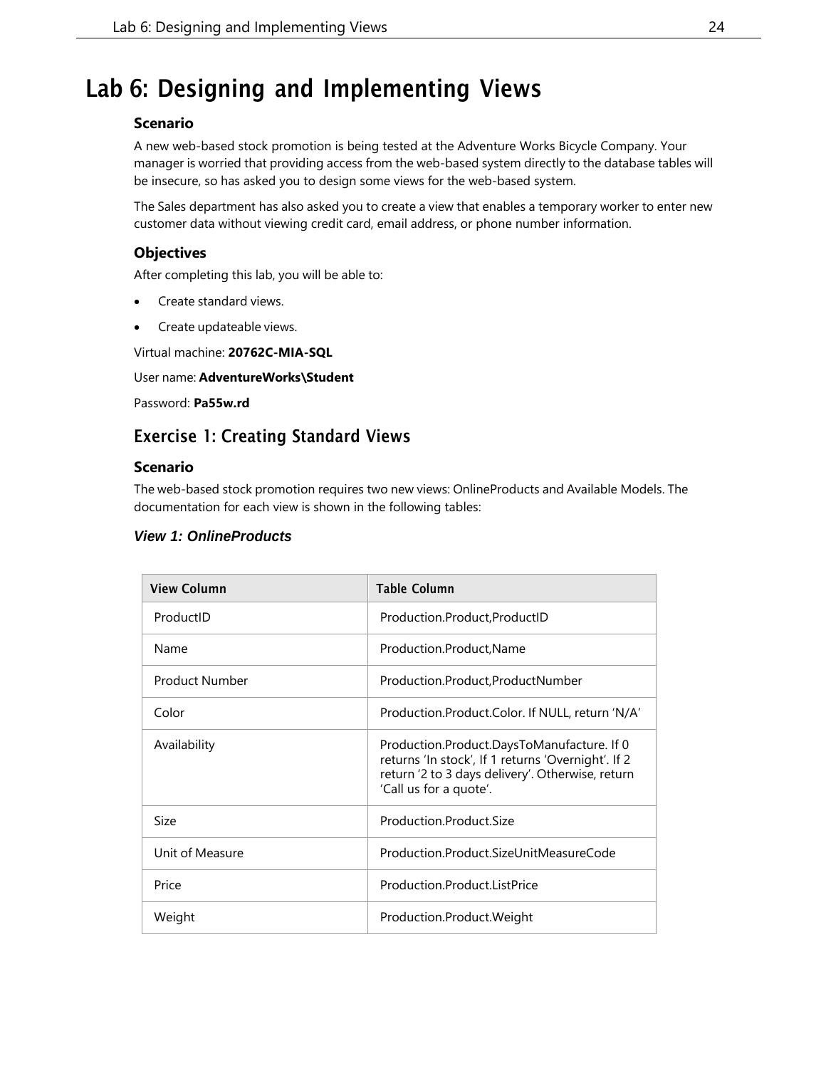# Lab 6: Designing and Implementing Views

### Scenario

A new web-based stock promotion is being tested at the Adventure Works Bicycle Company. Your manager is worried that providing access from the web-based system directly to the database tables will be insecure, so has asked you to design some views for the web-based system.

The Sales department has also asked you to create a view that enables a temporary worker to enter new customer data without viewing credit card, email address, or phone number information.

### Objectives

After completing this lab, you will be able to:

- Create standard views.
- Create updateable views.

Virtual machine: **20762C-MIA-SQL**

User name: **AdventureWorks\Student**

Password: **Pa55w.rd**

## Exercise 1: Creating Standard Views

### Scenario

The web-based stock promotion requires two new views: OnlineProducts and Available Models. The documentation for each view is shown in the following tables:

***View 1: OnlineProducts***

| View Column | Table Column |
|---|---|
| ProductID | Production.Product,ProductID |
| Name | Production.Product,Name |
| Product Number | Production.Product,ProductNumber |
| Color | Production.Product.Color. If NULL, return 'N/A' |
| Availability | Production.Product.DaysToManufacture. If 0 returns 'In stock', If 1 returns 'Overnight'. If 2 return '2 to 3 days delivery'. Otherwise, return 'Call us for a quote'. |
| Size | Production.Product.Size |
| Unit of Measure | Production.Product.SizeUnitMeasureCode |
| Price | Production.Product.ListPrice |
| Weight | Production.Product.Weight |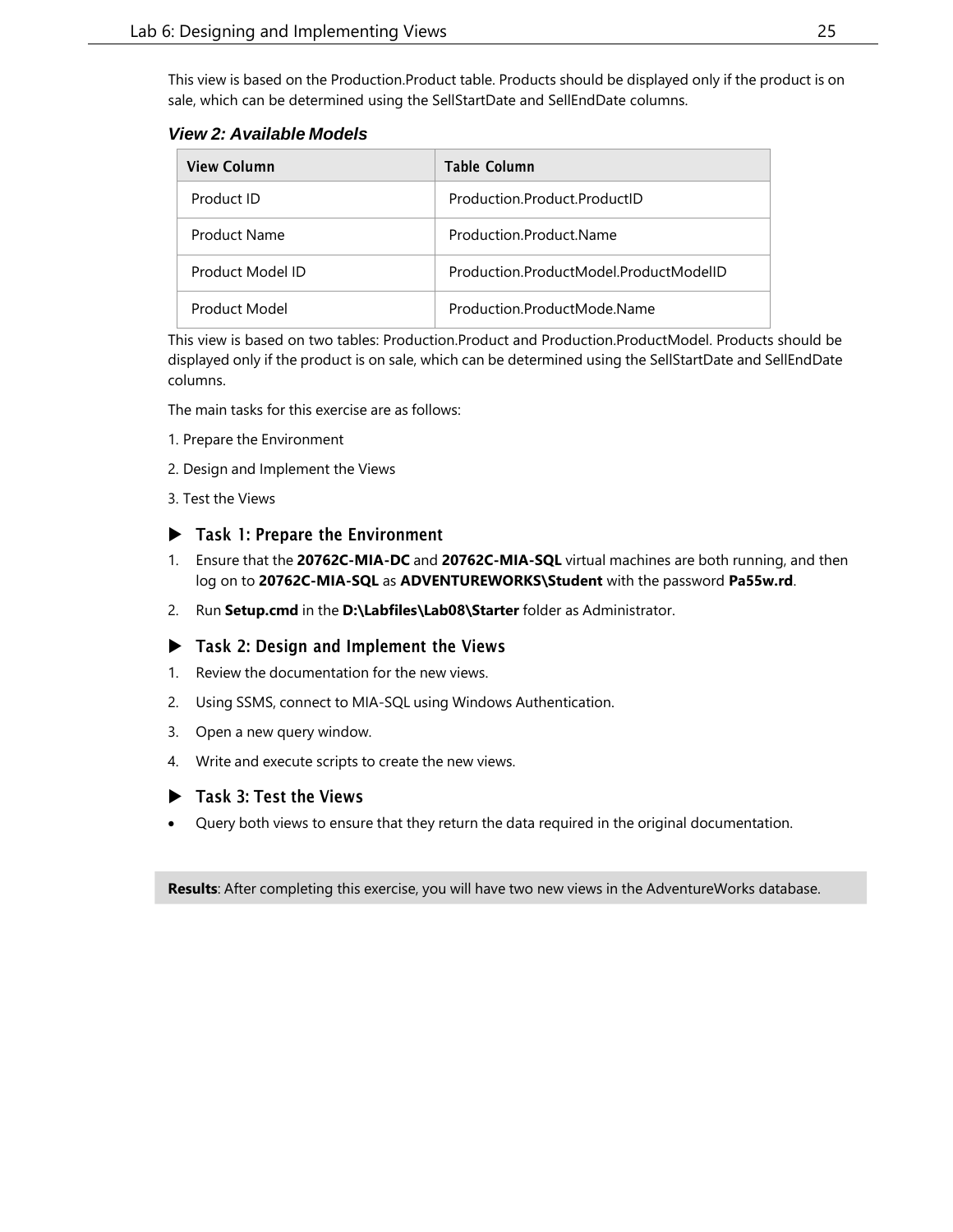This view is based on the Production.Product table. Products should be displayed only if the product is on sale, which can be determined using the SellStartDate and SellEndDate columns.

### *View 2: Available Models*

| View Column | Table Column |
| --- | --- |
| Product ID | Production.Product.ProductID |
| Product Name | Production.Product.Name |
| Product Model ID | Production.ProductModel.ProductModelID |
| Product Model | Production.ProductMode.Name |

This view is based on two tables: Production.Product and Production.ProductModel. Products should be displayed only if the product is on sale, which can be determined using the SellStartDate and SellEndDate columns.

The main tasks for this exercise are as follows:

1. Prepare the Environment

2. Design and Implement the Views

3. Test the Views

### ▶ Task 1: Prepare the Environment

1. Ensure that the **20762C-MIA-DC** and **20762C-MIA-SQL** virtual machines are both running, and then log on to **20762C-MIA-SQL** as **ADVENTUREWORKS\Student** with the password **Pa55w.rd**.

2. Run **Setup.cmd** in the **D:\Labfiles\Lab08\Starter** folder as Administrator.

### ▶ Task 2: Design and Implement the Views

1. Review the documentation for the new views.

2. Using SSMS, connect to MIA-SQL using Windows Authentication.

3. Open a new query window.

4. Write and execute scripts to create the new views.

### ▶ Task 3: Test the Views

- Query both views to ensure that they return the data required in the original documentation.

**Results**: After completing this exercise, you will have two new views in the AdventureWorks database.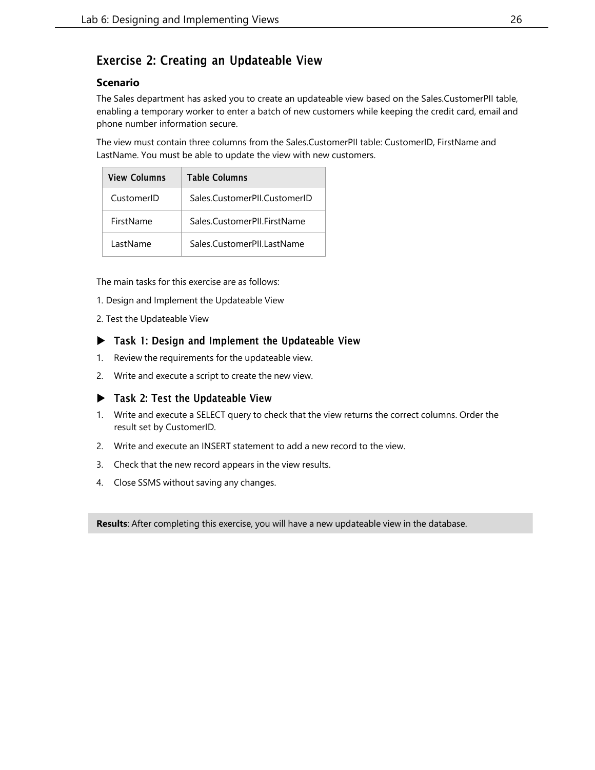## Exercise 2: Creating an Updateable View

### Scenario

The Sales department has asked you to create an updateable view based on the Sales.CustomerPII table, enabling a temporary worker to enter a batch of new customers while keeping the credit card, email and phone number information secure.

The view must contain three columns from the Sales.CustomerPII table: CustomerID, FirstName and LastName. You must be able to update the view with new customers.

| View Columns | Table Columns |
|---|---|
| CustomerID | Sales.CustomerPII.CustomerID |
| FirstName | Sales.CustomerPII.FirstName |
| LastName | Sales.CustomerPII.LastName |

The main tasks for this exercise are as follows:

1. Design and Implement the Updateable View
2. Test the Updateable View

### ▶ Task 1: Design and Implement the Updateable View

1. Review the requirements for the updateable view.
2. Write and execute a script to create the new view.

### ▶ Task 2: Test the Updateable View

1. Write and execute a SELECT query to check that the view returns the correct columns. Order the result set by CustomerID.
2. Write and execute an INSERT statement to add a new record to the view.
3. Check that the new record appears in the view results.
4. Close SSMS without saving any changes.

**Results**: After completing this exercise, you will have a new updateable view in the database.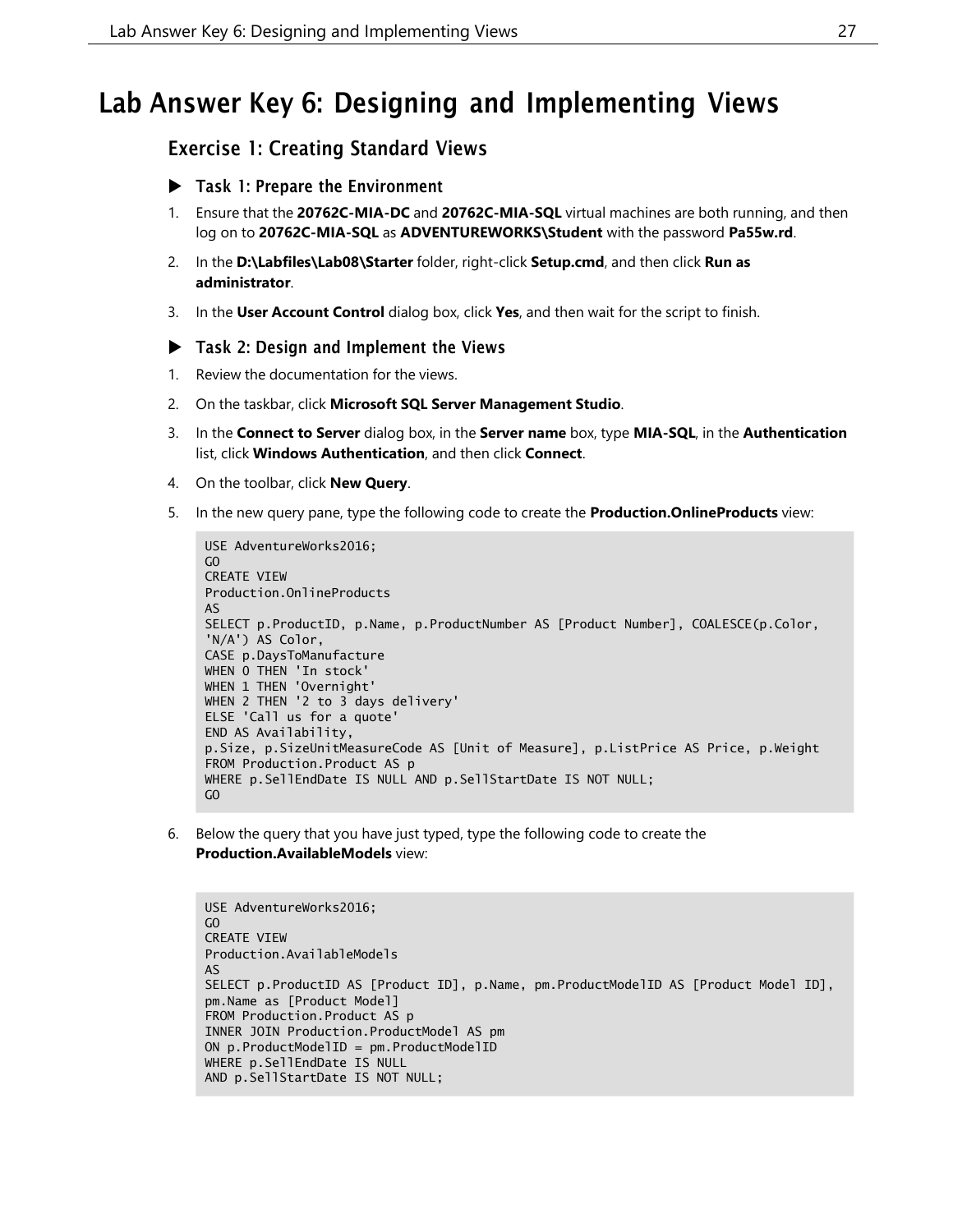# Lab Answer Key 6: Designing and Implementing Views

## Exercise 1: Creating Standard Views

### ▶ Task 1: Prepare the Environment

1. Ensure that the **20762C-MIA-DC** and **20762C-MIA-SQL** virtual machines are both running, and then log on to **20762C-MIA-SQL** as **ADVENTUREWORKS\Student** with the password **Pa55w.rd**.
2. In the **D:\Labfiles\Lab08\Starter** folder, right-click **Setup.cmd**, and then click **Run as administrator**.
3. In the **User Account Control** dialog box, click **Yes**, and then wait for the script to finish.

### ▶ Task 2: Design and Implement the Views

1. Review the documentation for the views.
2. On the taskbar, click **Microsoft SQL Server Management Studio**.
3. In the **Connect to Server** dialog box, in the **Server name** box, type **MIA-SQL**, in the **Authentication** list, click **Windows Authentication**, and then click **Connect**.
4. On the toolbar, click **New Query**.
5. In the new query pane, type the following code to create the **Production.OnlineProducts** view:

```
USE AdventureWorks2016;
GO
CREATE VIEW
Production.OnlineProducts
AS
SELECT p.ProductID, p.Name, p.ProductNumber AS [Product Number], COALESCE(p.Color,
'N/A') AS Color,
CASE p.DaysToManufacture
WHEN 0 THEN 'In stock'
WHEN 1 THEN 'Overnight'
WHEN 2 THEN '2 to 3 days delivery'
ELSE 'Call us for a quote'
END AS Availability,
p.Size, p.SizeUnitMeasureCode AS [Unit of Measure], p.ListPrice AS Price, p.Weight
FROM Production.Product AS p
WHERE p.SellEndDate IS NULL AND p.SellStartDate IS NOT NULL;
GO
```

6. Below the query that you have just typed, type the following code to create the **Production.AvailableModels** view:

```
USE AdventureWorks2016;
GO
CREATE VIEW
Production.AvailableModels
AS
SELECT p.ProductID AS [Product ID], p.Name, pm.ProductModelID AS [Product Model ID],
pm.Name as [Product Model]
FROM Production.Product AS p
INNER JOIN Production.ProductModel AS pm
ON p.ProductModelID = pm.ProductModelID
WHERE p.SellEndDate IS NULL
AND p.SellStartDate IS NOT NULL;
```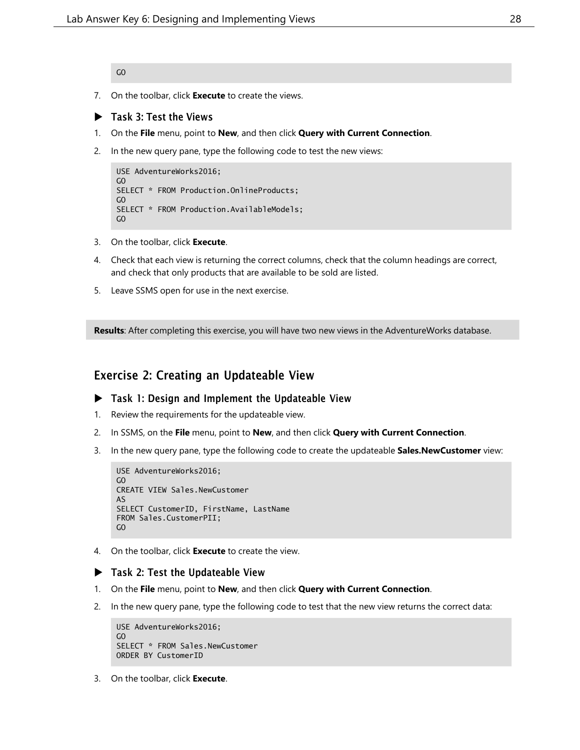```
GO
```

7. On the toolbar, click **Execute** to create the views.

### ▶ Task 3: Test the Views

1. On the **File** menu, point to **New**, and then click **Query with Current Connection**.
2. In the new query pane, type the following code to test the new views:

```
USE AdventureWorks2016;
GO
SELECT * FROM Production.OnlineProducts;
GO
SELECT * FROM Production.AvailableModels;
GO
```

3. On the toolbar, click **Execute**.
4. Check that each view is returning the correct columns, check that the column headings are correct, and check that only products that are available to be sold are listed.
5. Leave SSMS open for use in the next exercise.

**Results**: After completing this exercise, you will have two new views in the AdventureWorks database.

## Exercise 2: Creating an Updateable View

### ▶ Task 1: Design and Implement the Updateable View

1. Review the requirements for the updateable view.
2. In SSMS, on the **File** menu, point to **New**, and then click **Query with Current Connection**.
3. In the new query pane, type the following code to create the updateable **Sales.NewCustomer** view:

```
USE AdventureWorks2016;
GO
CREATE VIEW Sales.NewCustomer
AS
SELECT CustomerID, FirstName, LastName
FROM Sales.CustomerPII;
GO
```

4. On the toolbar, click **Execute** to create the view.

### ▶ Task 2: Test the Updateable View

1. On the **File** menu, point to **New**, and then click **Query with Current Connection**.
2. In the new query pane, type the following code to test that the new view returns the correct data:

```
USE AdventureWorks2016;
GO
SELECT * FROM Sales.NewCustomer
ORDER BY CustomerID
```

3. On the toolbar, click **Execute**.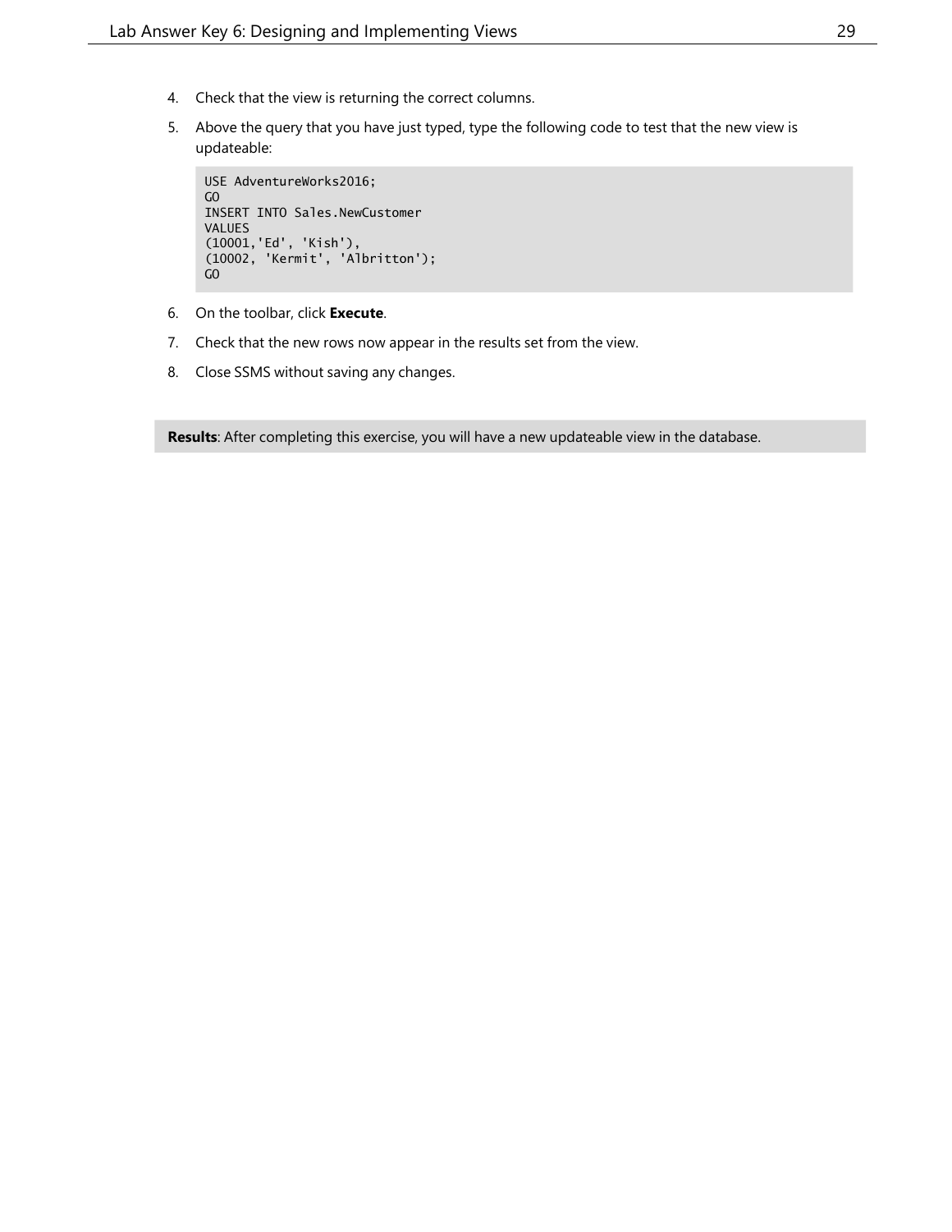4. Check that the view is returning the correct columns.

5. Above the query that you have just typed, type the following code to test that the new view is updateable:

```
USE AdventureWorks2016;
GO
INSERT INTO Sales.NewCustomer
VALUES
(10001,'Ed', 'Kish'),
(10002, 'Kermit', 'Albritton');
GO
```

6. On the toolbar, click **Execute**.

7. Check that the new rows now appear in the results set from the view.

8. Close SSMS without saving any changes.

**Results**: After completing this exercise, you will have a new updateable view in the database.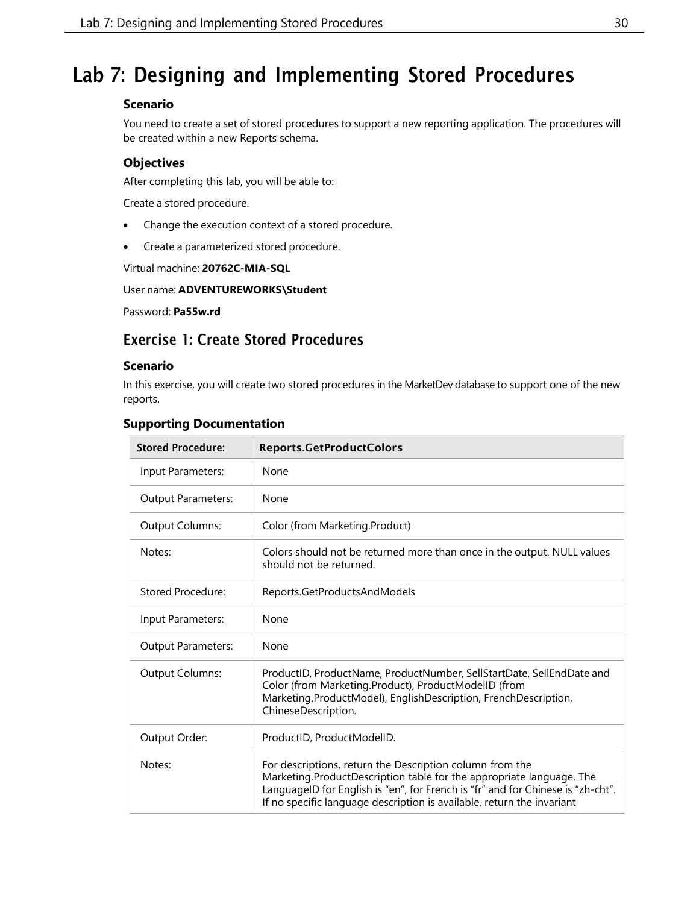# Lab 7: Designing and Implementing Stored Procedures

### Scenario

You need to create a set of stored procedures to support a new reporting application. The procedures will be created within a new Reports schema.

### Objectives

After completing this lab, you will be able to:

Create a stored procedure.

- Change the execution context of a stored procedure.
- Create a parameterized stored procedure.

Virtual machine: **20762C-MIA-SQL**

User name: **ADVENTUREWORKS\Student**

Password: **Pa55w.rd**

## Exercise 1: Create Stored Procedures

### Scenario

In this exercise, you will create two stored procedures in the MarketDev database to support one of the new reports.

### Supporting Documentation

| Stored Procedure: | Reports.GetProductColors |
|---|---|
| Input Parameters: | None |
| Output Parameters: | None |
| Output Columns: | Color (from Marketing.Product) |
| Notes: | Colors should not be returned more than once in the output. NULL values should not be returned. |
| Stored Procedure: | Reports.GetProductsAndModels |
| Input Parameters: | None |
| Output Parameters: | None |
| Output Columns: | ProductID, ProductName, ProductNumber, SellStartDate, SellEndDate and Color (from Marketing.Product), ProductModelID (from Marketing.ProductModel), EnglishDescription, FrenchDescription, ChineseDescription. |
| Output Order: | ProductID, ProductModelID. |
| Notes: | For descriptions, return the Description column from the Marketing.ProductDescription table for the appropriate language. The LanguageID for English is “en”, for French is “fr” and for Chinese is “zh-cht”. If no specific language description is available, return the invariant |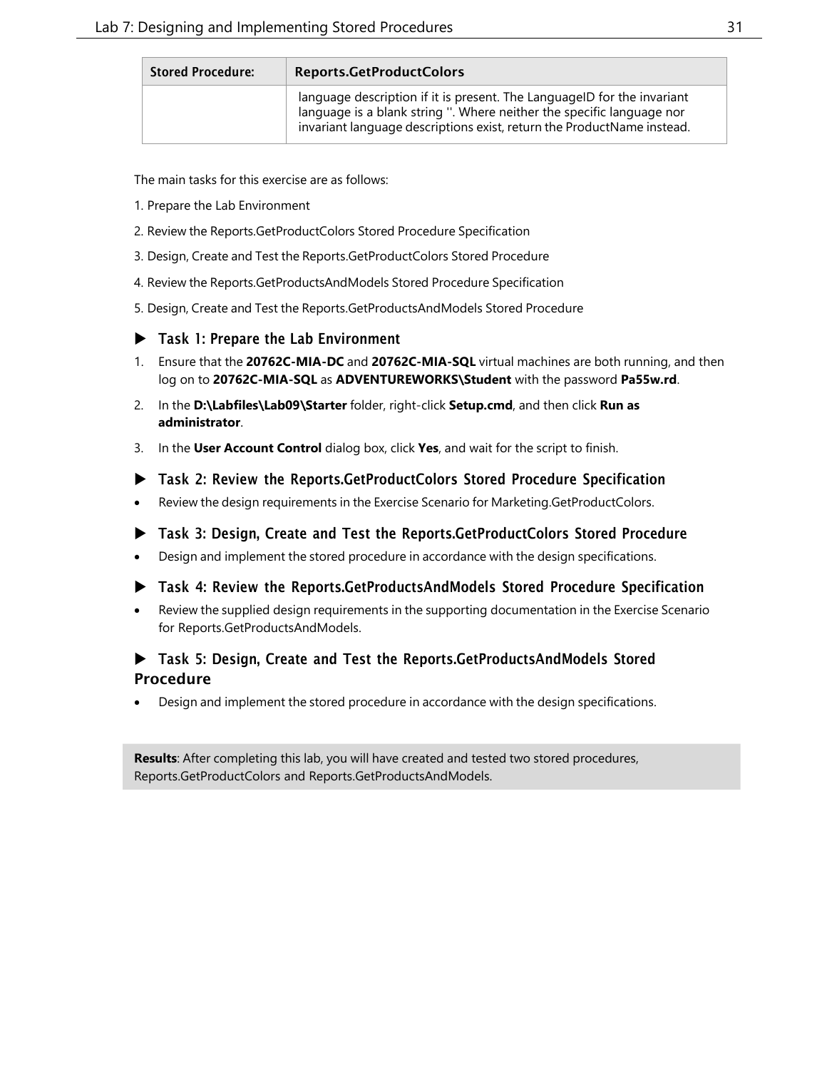| Stored Procedure: | Reports.GetProductColors |
|---|---|
| | language description if it is present. The LanguageID for the invariant language is a blank string ''. Where neither the specific language nor invariant language descriptions exist, return the ProductName instead. |

The main tasks for this exercise are as follows:

1. Prepare the Lab Environment

2. Review the Reports.GetProductColors Stored Procedure Specification

3. Design, Create and Test the Reports.GetProductColors Stored Procedure

4. Review the Reports.GetProductsAndModels Stored Procedure Specification

5. Design, Create and Test the Reports.GetProductsAndModels Stored Procedure

### ▶ Task 1: Prepare the Lab Environment

1. Ensure that the **20762C-MIA-DC** and **20762C-MIA-SQL** virtual machines are both running, and then log on to **20762C-MIA-SQL** as **ADVENTUREWORKS\Student** with the password **Pa55w.rd**.
2. In the **D:\Labfiles\Lab09\Starter** folder, right-click **Setup.cmd**, and then click **Run as administrator**.
3. In the **User Account Control** dialog box, click **Yes**, and wait for the script to finish.

### ▶ Task 2: Review the Reports.GetProductColors Stored Procedure Specification

- Review the design requirements in the Exercise Scenario for Marketing.GetProductColors.

### ▶ Task 3: Design, Create and Test the Reports.GetProductColors Stored Procedure

- Design and implement the stored procedure in accordance with the design specifications.

### ▶ Task 4: Review the Reports.GetProductsAndModels Stored Procedure Specification

- Review the supplied design requirements in the supporting documentation in the Exercise Scenario for Reports.GetProductsAndModels.

### ▶ Task 5: Design, Create and Test the Reports.GetProductsAndModels Stored Procedure

- Design and implement the stored procedure in accordance with the design specifications.

**Results**: After completing this lab, you will have created and tested two stored procedures, Reports.GetProductColors and Reports.GetProductsAndModels.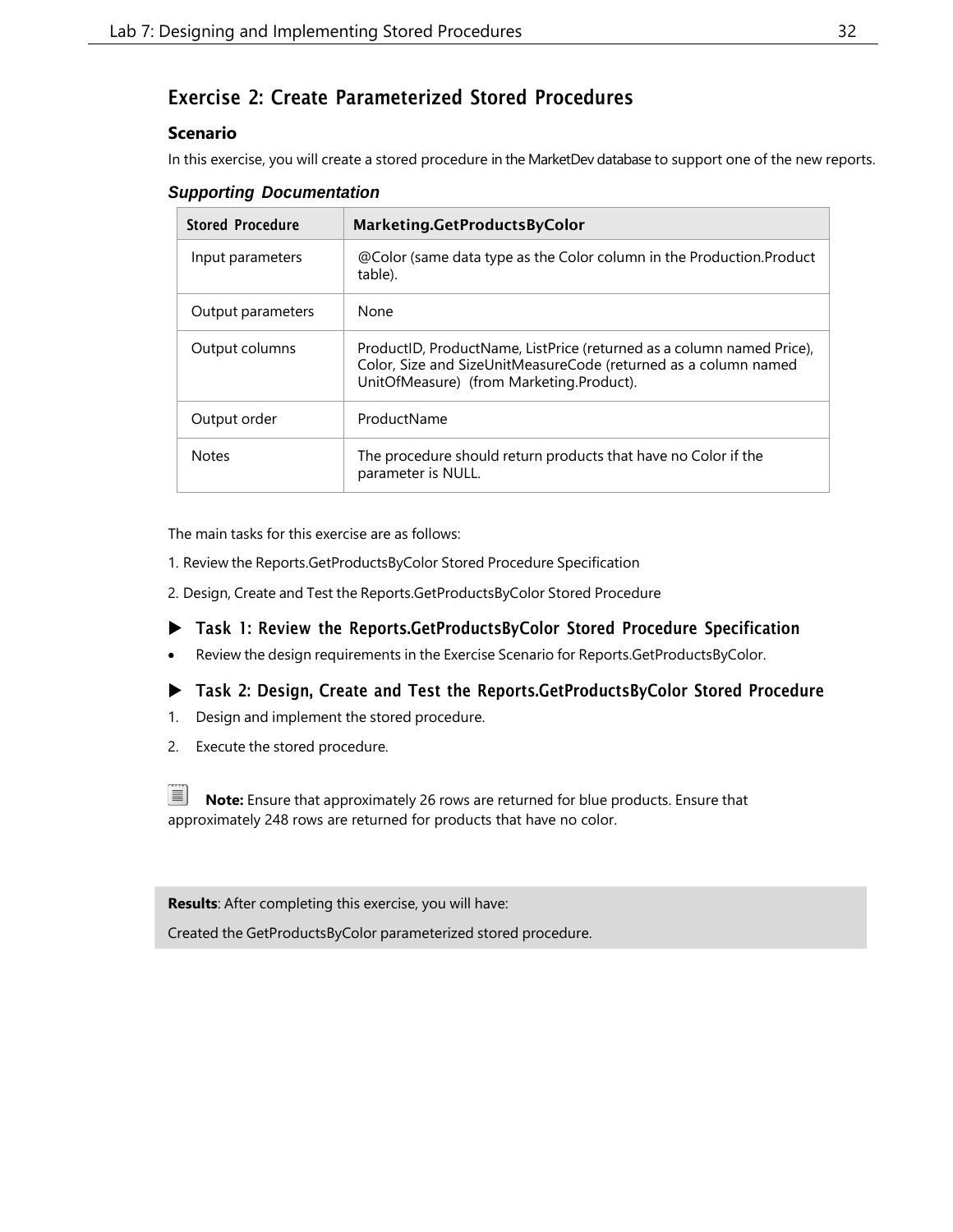## Exercise 2: Create Parameterized Stored Procedures

### Scenario

In this exercise, you will create a stored procedure in the MarketDev database to support one of the new reports.

#### *Supporting Documentation*

| Stored Procedure | Marketing.GetProductsByColor |
|---|---|
| Input parameters | @Color (same data type as the Color column in the Production.Product table). |
| Output parameters | None |
| Output columns | ProductID, ProductName, ListPrice (returned as a column named Price), Color, Size and SizeUnitMeasureCode (returned as a column named UnitOfMeasure) (from Marketing.Product). |
| Output order | ProductName |
| Notes | The procedure should return products that have no Color if the parameter is NULL. |

The main tasks for this exercise are as follows:

1. Review the Reports.GetProductsByColor Stored Procedure Specification
2. Design, Create and Test the Reports.GetProductsByColor Stored Procedure

#### ▶ Task 1: Review the Reports.GetProductsByColor Stored Procedure Specification

- Review the design requirements in the Exercise Scenario for Reports.GetProductsByColor.

#### ▶ Task 2: Design, Create and Test the Reports.GetProductsByColor Stored Procedure

1. Design and implement the stored procedure.
2. Execute the stored procedure.

**Note:** Ensure that approximately 26 rows are returned for blue products. Ensure that approximately 248 rows are returned for products that have no color.

**Results**: After completing this exercise, you will have:

Created the GetProductsByColor parameterized stored procedure.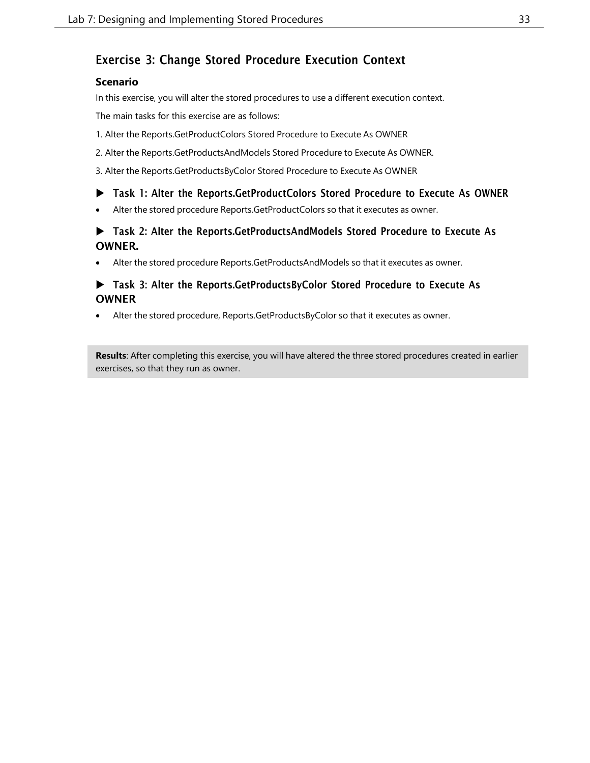## Exercise 3: Change Stored Procedure Execution Context

### Scenario

In this exercise, you will alter the stored procedures to use a different execution context.

The main tasks for this exercise are as follows:

1. Alter the Reports.GetProductColors Stored Procedure to Execute As OWNER
2. Alter the Reports.GetProductsAndModels Stored Procedure to Execute As OWNER.
3. Alter the Reports.GetProductsByColor Stored Procedure to Execute As OWNER

### ▶ Task 1: Alter the Reports.GetProductColors Stored Procedure to Execute As OWNER

- Alter the stored procedure Reports.GetProductColors so that it executes as owner.

### ▶ Task 2: Alter the Reports.GetProductsAndModels Stored Procedure to Execute As OWNER.

- Alter the stored procedure Reports.GetProductsAndModels so that it executes as owner.

### ▶ Task 3: Alter the Reports.GetProductsByColor Stored Procedure to Execute As OWNER

- Alter the stored procedure, Reports.GetProductsByColor so that it executes as owner.

**Results**: After completing this exercise, you will have altered the three stored procedures created in earlier exercises, so that they run as owner.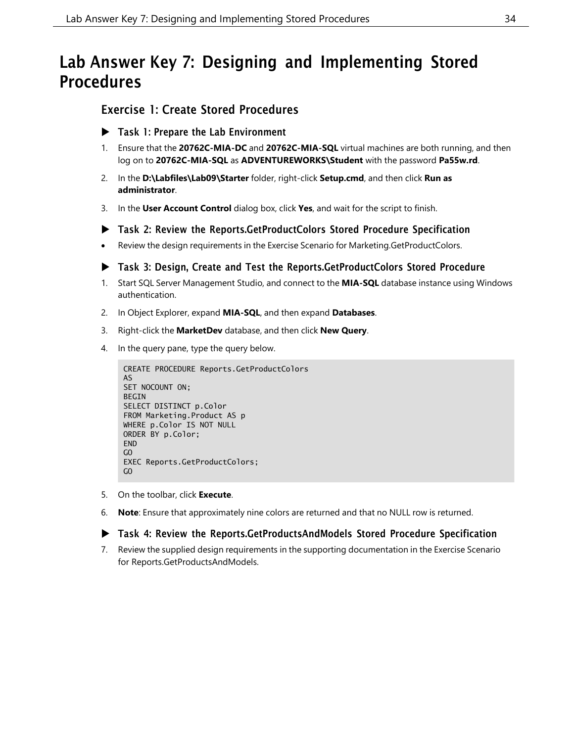# Lab Answer Key 7: Designing and Implementing Stored Procedures

## Exercise 1: Create Stored Procedures

### ▶ Task 1: Prepare the Lab Environment

1. Ensure that the **20762C-MIA-DC** and **20762C-MIA-SQL** virtual machines are both running, and then log on to **20762C-MIA-SQL** as **ADVENTUREWORKS\Student** with the password **Pa55w.rd**.
2. In the **D:\Labfiles\Lab09\Starter** folder, right-click **Setup.cmd**, and then click **Run as administrator**.
3. In the **User Account Control** dialog box, click **Yes**, and wait for the script to finish.

### ▶ Task 2: Review the Reports.GetProductColors Stored Procedure Specification

- Review the design requirements in the Exercise Scenario for Marketing.GetProductColors.

### ▶ Task 3: Design, Create and Test the Reports.GetProductColors Stored Procedure

1. Start SQL Server Management Studio, and connect to the **MIA-SQL** database instance using Windows authentication.
2. In Object Explorer, expand **MIA-SQL**, and then expand **Databases**.
3. Right-click the **MarketDev** database, and then click **New Query**.
4. In the query pane, type the query below.

```
CREATE PROCEDURE Reports.GetProductColors
AS
SET NOCOUNT ON;
BEGIN
SELECT DISTINCT p.Color
FROM Marketing.Product AS p
WHERE p.Color IS NOT NULL
ORDER BY p.Color;
END
GO
EXEC Reports.GetProductColors;
GO
```

5. On the toolbar, click **Execute**.
6. **Note**: Ensure that approximately nine colors are returned and that no NULL row is returned.

### ▶ Task 4: Review the Reports.GetProductsAndModels Stored Procedure Specification

7. Review the supplied design requirements in the supporting documentation in the Exercise Scenario for Reports.GetProductsAndModels.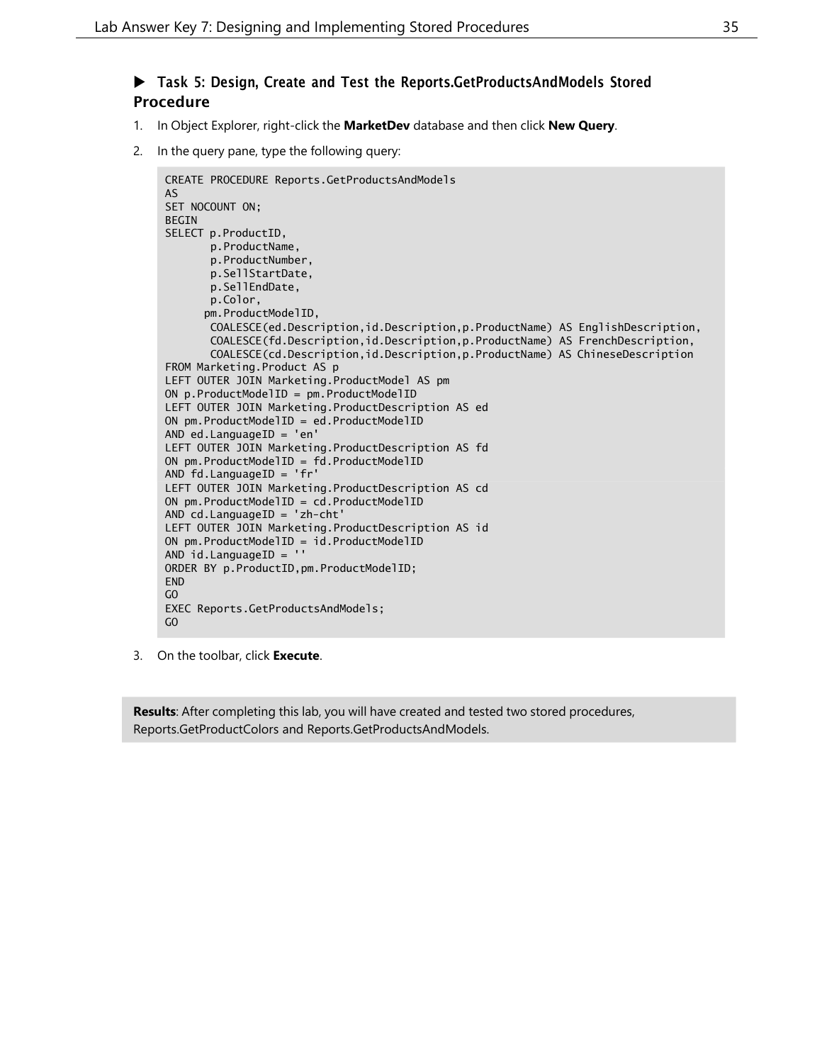### ▶ Task 5: Design, Create and Test the Reports.GetProductsAndModels Stored Procedure

1. In Object Explorer, right-click the **MarketDev** database and then click **New Query**.
2. In the query pane, type the following query:

```
CREATE PROCEDURE Reports.GetProductsAndModels
AS
SET NOCOUNT ON;
BEGIN
SELECT p.ProductID,
       p.ProductName,
       p.ProductNumber,
       p.SellStartDate,
       p.SellEndDate,
       p.Color,
      pm.ProductModelID,
       COALESCE(ed.Description,id.Description,p.ProductName) AS EnglishDescription,
       COALESCE(fd.Description,id.Description,p.ProductName) AS FrenchDescription,
       COALESCE(cd.Description,id.Description,p.ProductName) AS ChineseDescription
FROM Marketing.Product AS p
LEFT OUTER JOIN Marketing.ProductModel AS pm
ON p.ProductModelID = pm.ProductModelID
LEFT OUTER JOIN Marketing.ProductDescription AS ed
ON pm.ProductModelID = ed.ProductModelID
AND ed.LanguageID = 'en'
LEFT OUTER JOIN Marketing.ProductDescription AS fd
ON pm.ProductModelID = fd.ProductModelID
AND fd.LanguageID = 'fr'
LEFT OUTER JOIN Marketing.ProductDescription AS cd
ON pm.ProductModelID = cd.ProductModelID
AND cd.LanguageID = 'zh-cht'
LEFT OUTER JOIN Marketing.ProductDescription AS id
ON pm.ProductModelID = id.ProductModelID
AND id.LanguageID = ''
ORDER BY p.ProductID,pm.ProductModelID;
END
GO
EXEC Reports.GetProductsAndModels;
GO
```

3. On the toolbar, click **Execute**.

**Results**: After completing this lab, you will have created and tested two stored procedures, Reports.GetProductColors and Reports.GetProductsAndModels.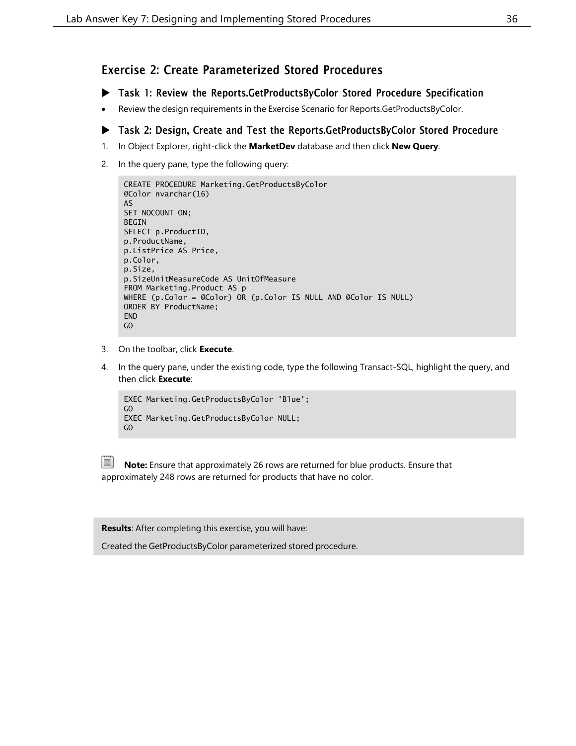## Exercise 2: Create Parameterized Stored Procedures

### ▶ Task 1: Review the Reports.GetProductsByColor Stored Procedure Specification

- Review the design requirements in the Exercise Scenario for Reports.GetProductsByColor.

### ▶ Task 2: Design, Create and Test the Reports.GetProductsByColor Stored Procedure

1. In Object Explorer, right-click the **MarketDev** database and then click **New Query**.
2. In the query pane, type the following query:

```
CREATE PROCEDURE Marketing.GetProductsByColor
@Color nvarchar(16)
AS
SET NOCOUNT ON;
BEGIN
SELECT p.ProductID,
p.ProductName,
p.ListPrice AS Price,
p.Color,
p.Size,
p.SizeUnitMeasureCode AS UnitOfMeasure
FROM Marketing.Product AS p
WHERE (p.Color = @Color) OR (p.Color IS NULL AND @Color IS NULL)
ORDER BY ProductName;
END
GO
```

3. On the toolbar, click **Execute**.
4. In the query pane, under the existing code, type the following Transact-SQL, highlight the query, and then click **Execute**:

```
EXEC Marketing.GetProductsByColor 'Blue';
GO
EXEC Marketing.GetProductsByColor NULL;
GO
```

**Note:** Ensure that approximately 26 rows are returned for blue products. Ensure that approximately 248 rows are returned for products that have no color.

**Results**: After completing this exercise, you will have:

Created the GetProductsByColor parameterized stored procedure.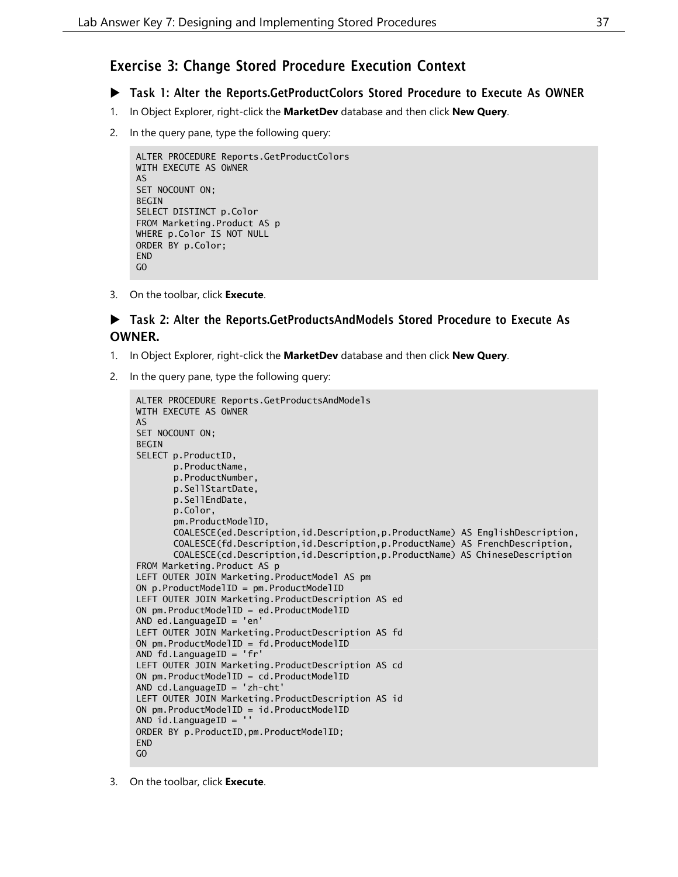## Exercise 3: Change Stored Procedure Execution Context

### ▶ Task 1: Alter the Reports.GetProductColors Stored Procedure to Execute As OWNER

1. In Object Explorer, right-click the **MarketDev** database and then click **New Query**.
2. In the query pane, type the following query:

```
ALTER PROCEDURE Reports.GetProductColors
WITH EXECUTE AS OWNER
AS
SET NOCOUNT ON;
BEGIN
SELECT DISTINCT p.Color
FROM Marketing.Product AS p
WHERE p.Color IS NOT NULL
ORDER BY p.Color;
END
GO
```

3. On the toolbar, click **Execute**.

### ▶ Task 2: Alter the Reports.GetProductsAndModels Stored Procedure to Execute As OWNER.

1. In Object Explorer, right-click the **MarketDev** database and then click **New Query**.
2. In the query pane, type the following query:

```
ALTER PROCEDURE Reports.GetProductsAndModels
WITH EXECUTE AS OWNER
AS
SET NOCOUNT ON;
BEGIN
SELECT p.ProductID,
       p.ProductName,
       p.ProductNumber,
       p.SellStartDate,
       p.SellEndDate,
       p.Color,
       pm.ProductModelID,
       COALESCE(ed.Description,id.Description,p.ProductName) AS EnglishDescription,
       COALESCE(fd.Description,id.Description,p.ProductName) AS FrenchDescription,
       COALESCE(cd.Description,id.Description,p.ProductName) AS ChineseDescription
FROM Marketing.Product AS p
LEFT OUTER JOIN Marketing.ProductModel AS pm
ON p.ProductModelID = pm.ProductModelID
LEFT OUTER JOIN Marketing.ProductDescription AS ed
ON pm.ProductModelID = ed.ProductModelID
AND ed.LanguageID = 'en'
LEFT OUTER JOIN Marketing.ProductDescription AS fd
ON pm.ProductModelID = fd.ProductModelID
AND fd.LanguageID = 'fr'
LEFT OUTER JOIN Marketing.ProductDescription AS cd
ON pm.ProductModelID = cd.ProductModelID
AND cd.LanguageID = 'zh-cht'
LEFT OUTER JOIN Marketing.ProductDescription AS id
ON pm.ProductModelID = id.ProductModelID
AND id.LanguageID = ''
ORDER BY p.ProductID,pm.ProductModelID;
END
GO
```

3. On the toolbar, click **Execute**.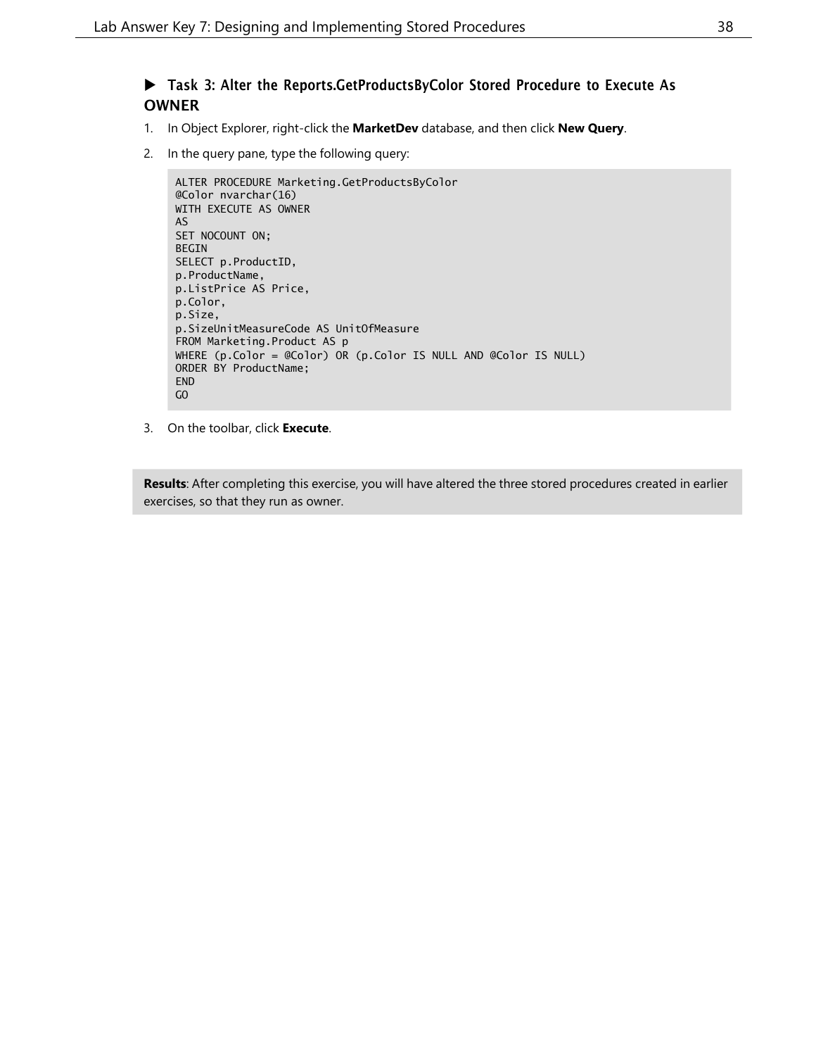### ▶ Task 3: Alter the Reports.GetProductsByColor Stored Procedure to Execute As OWNER

1. In Object Explorer, right-click the **MarketDev** database, and then click **New Query**.
2. In the query pane, type the following query:

```
ALTER PROCEDURE Marketing.GetProductsByColor
@Color nvarchar(16)
WITH EXECUTE AS OWNER
AS
SET NOCOUNT ON;
BEGIN
SELECT p.ProductID,
p.ProductName,
p.ListPrice AS Price,
p.Color,
p.Size,
p.SizeUnitMeasureCode AS UnitOfMeasure
FROM Marketing.Product AS p
WHERE (p.Color = @Color) OR (p.Color IS NULL AND @Color IS NULL)
ORDER BY ProductName;
END
GO
```

3. On the toolbar, click **Execute**.

**Results**: After completing this exercise, you will have altered the three stored procedures created in earlier exercises, so that they run as owner.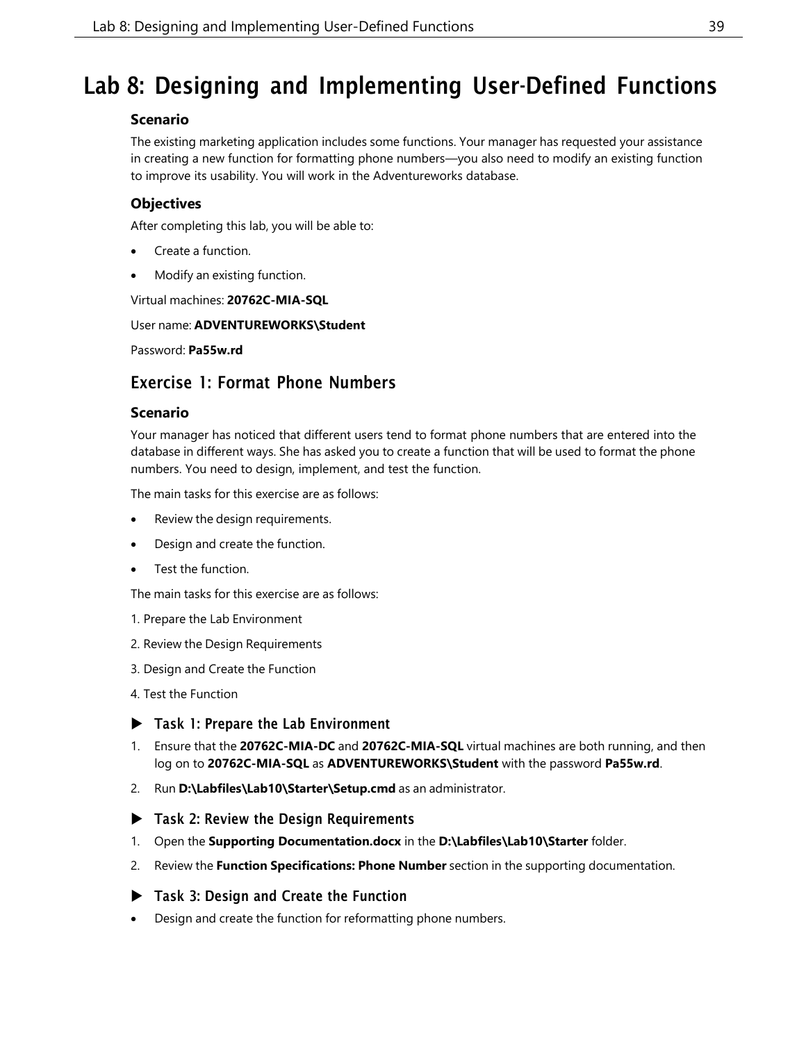# Lab 8: Designing and Implementing User-Defined Functions

### Scenario

The existing marketing application includes some functions. Your manager has requested your assistance in creating a new function for formatting phone numbers—you also need to modify an existing function to improve its usability. You will work in the Adventureworks database.

### Objectives

After completing this lab, you will be able to:

- Create a function.
- Modify an existing function.

Virtual machines: **20762C-MIA-SQL**

User name: **ADVENTUREWORKS\Student**

Password: **Pa55w.rd**

## Exercise 1: Format Phone Numbers

### Scenario

Your manager has noticed that different users tend to format phone numbers that are entered into the database in different ways. She has asked you to create a function that will be used to format the phone numbers. You need to design, implement, and test the function.

The main tasks for this exercise are as follows:

- Review the design requirements.
- Design and create the function.
- Test the function.

The main tasks for this exercise are as follows:

1. Prepare the Lab Environment
2. Review the Design Requirements
3. Design and Create the Function
4. Test the Function

### ▶ Task 1: Prepare the Lab Environment

1. Ensure that the **20762C-MIA-DC** and **20762C-MIA-SQL** virtual machines are both running, and then log on to **20762C-MIA-SQL** as **ADVENTUREWORKS\Student** with the password **Pa55w.rd**.
2. Run **D:\Labfiles\Lab10\Starter\Setup.cmd** as an administrator.

### ▶ Task 2: Review the Design Requirements

1. Open the **Supporting Documentation.docx** in the **D:\Labfiles\Lab10\Starter** folder.
2. Review the **Function Specifications: Phone Number** section in the supporting documentation.

### ▶ Task 3: Design and Create the Function

- Design and create the function for reformatting phone numbers.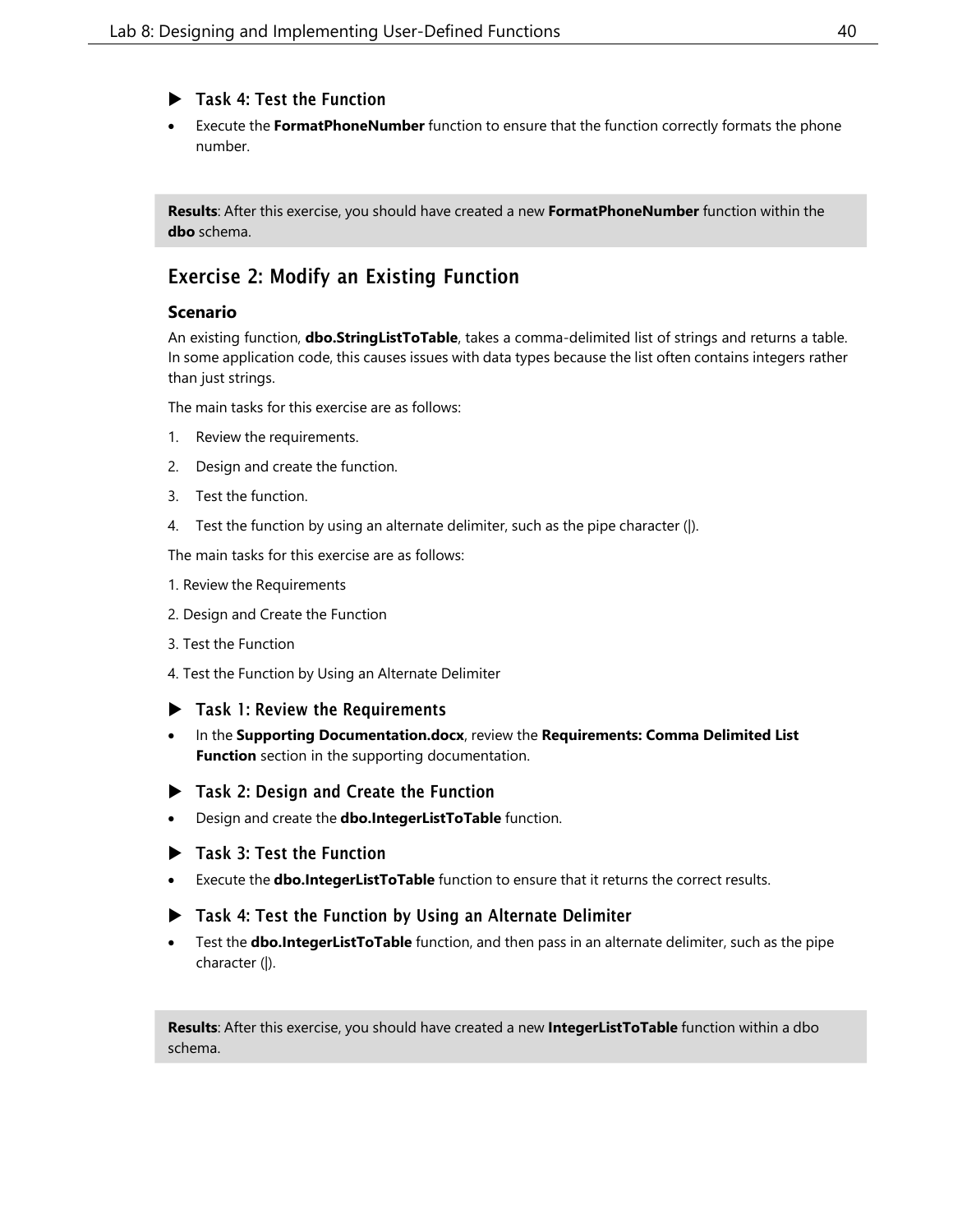### ▶ Task 4: Test the Function

- Execute the **FormatPhoneNumber** function to ensure that the function correctly formats the phone number.

**Results**: After this exercise, you should have created a new **FormatPhoneNumber** function within the **dbo** schema.

## Exercise 2: Modify an Existing Function

### Scenario

An existing function, **dbo.StringListToTable**, takes a comma-delimited list of strings and returns a table. In some application code, this causes issues with data types because the list often contains integers rather than just strings.

The main tasks for this exercise are as follows:

1. Review the requirements.
2. Design and create the function.
3. Test the function.
4. Test the function by using an alternate delimiter, such as the pipe character (|).

The main tasks for this exercise are as follows:

1. Review the Requirements

2. Design and Create the Function

3. Test the Function

4. Test the Function by Using an Alternate Delimiter

### ▶ Task 1: Review the Requirements

- In the **Supporting Documentation.docx**, review the **Requirements: Comma Delimited List Function** section in the supporting documentation.

### ▶ Task 2: Design and Create the Function

- Design and create the **dbo.IntegerListToTable** function.

### ▶ Task 3: Test the Function

- Execute the **dbo.IntegerListToTable** function to ensure that it returns the correct results.

### ▶ Task 4: Test the Function by Using an Alternate Delimiter

- Test the **dbo.IntegerListToTable** function, and then pass in an alternate delimiter, such as the pipe character (|).

**Results**: After this exercise, you should have created a new **IntegerListToTable** function within a dbo schema.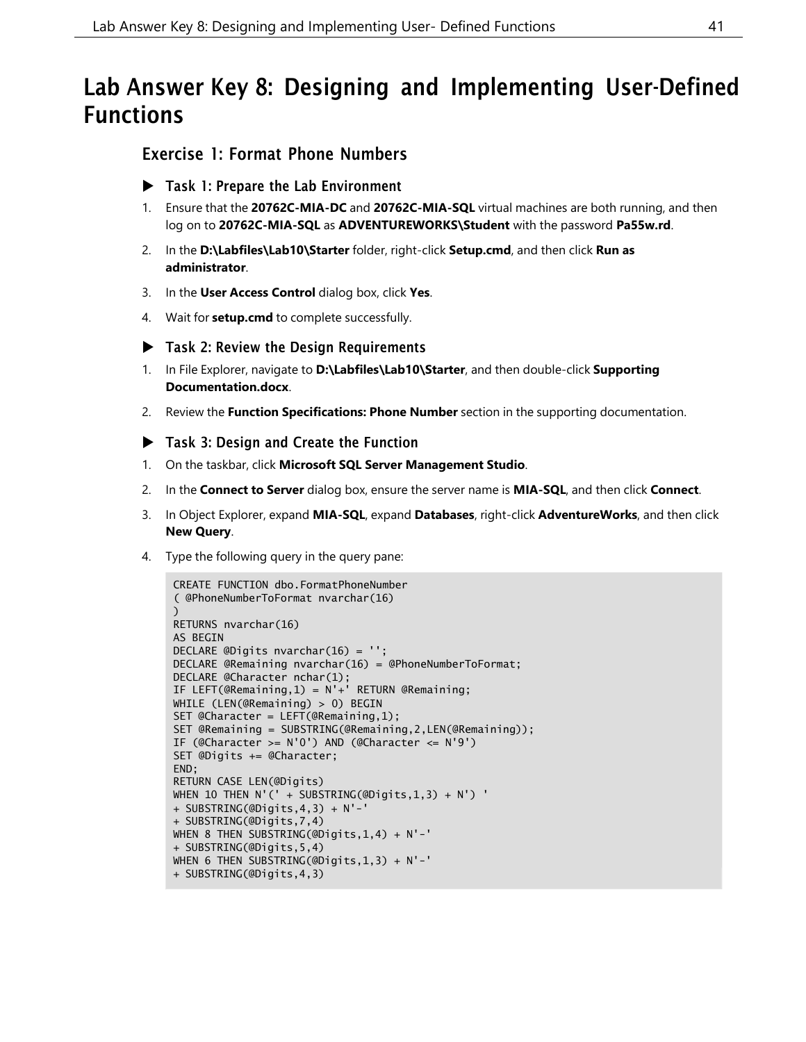# Lab Answer Key 8: Designing and Implementing User-Defined Functions

## Exercise 1: Format Phone Numbers

### ▶ Task 1: Prepare the Lab Environment

1. Ensure that the **20762C-MIA-DC** and **20762C-MIA-SQL** virtual machines are both running, and then log on to **20762C-MIA-SQL** as **ADVENTUREWORKS\Student** with the password **Pa55w.rd**.
2. In the **D:\Labfiles\Lab10\Starter** folder, right-click **Setup.cmd**, and then click **Run as administrator**.
3. In the **User Access Control** dialog box, click **Yes**.
4. Wait for **setup.cmd** to complete successfully.

### ▶ Task 2: Review the Design Requirements

1. In File Explorer, navigate to **D:\Labfiles\Lab10\Starter**, and then double-click **Supporting Documentation.docx**.
2. Review the **Function Specifications: Phone Number** section in the supporting documentation.

### ▶ Task 3: Design and Create the Function

1. On the taskbar, click **Microsoft SQL Server Management Studio**.
2. In the **Connect to Server** dialog box, ensure the server name is **MIA-SQL**, and then click **Connect**.
3. In Object Explorer, expand **MIA-SQL**, expand **Databases**, right-click **AdventureWorks**, and then click **New Query**.
4. Type the following query in the query pane:

```
CREATE FUNCTION dbo.FormatPhoneNumber
( @PhoneNumberToFormat nvarchar(16)
)
RETURNS nvarchar(16)
AS BEGIN
DECLARE @Digits nvarchar(16) = '';
DECLARE @Remaining nvarchar(16) = @PhoneNumberToFormat;
DECLARE @Character nchar(1);
IF LEFT(@Remaining,1) = N'+' RETURN @Remaining;
WHILE (LEN(@Remaining) > 0) BEGIN
SET @Character = LEFT(@Remaining,1);
SET @Remaining = SUBSTRING(@Remaining,2,LEN(@Remaining));
IF (@Character >= N'0') AND (@Character <= N'9')
SET @Digits += @Character;
END;
RETURN CASE LEN(@Digits)
WHEN 10 THEN N'(' + SUBSTRING(@Digits,1,3) + N') '
+ SUBSTRING(@Digits,4,3) + N'-'
+ SUBSTRING(@Digits,7,4)
WHEN 8 THEN SUBSTRING(@Digits,1,4) + N'-'
+ SUBSTRING(@Digits,5,4)
WHEN 6 THEN SUBSTRING(@Digits,1,3) + N'-'
+ SUBSTRING(@Digits,4,3)
```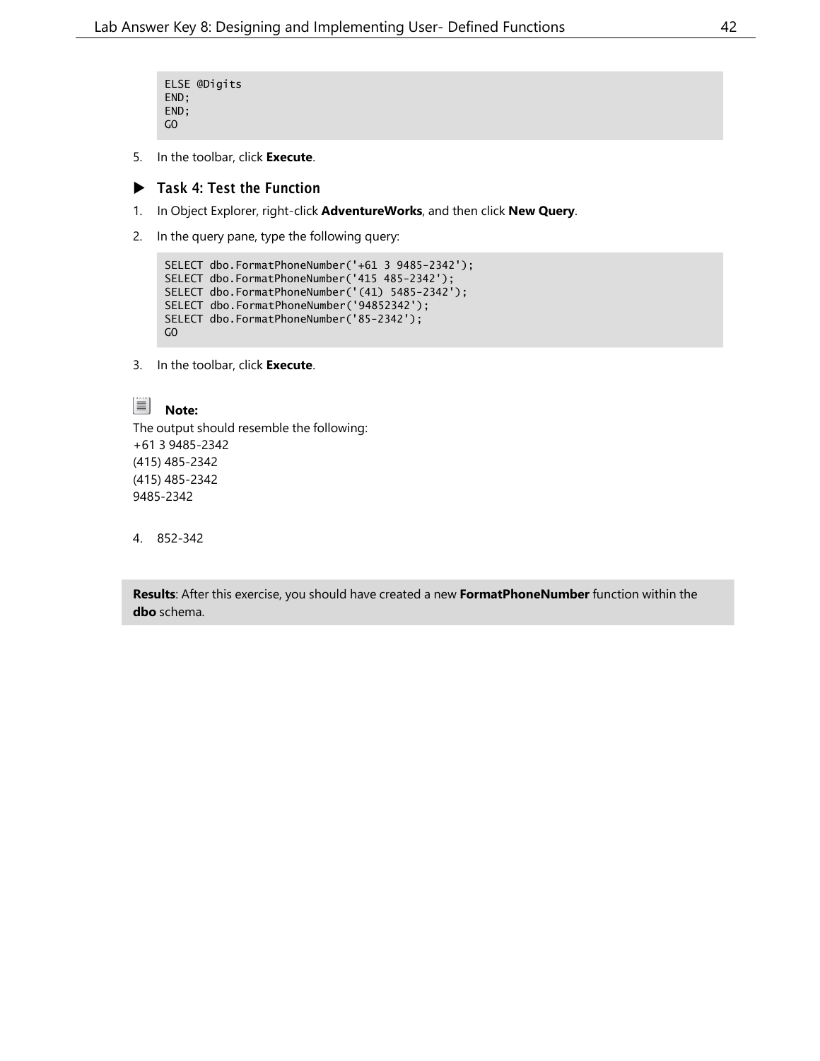```
ELSE @Digits
END;
END;
GO
```

5. In the toolbar, click **Execute**.

### ▶ Task 4: Test the Function

1. In Object Explorer, right-click **AdventureWorks**, and then click **New Query**.
2. In the query pane, type the following query:

```
SELECT dbo.FormatPhoneNumber('+61 3 9485-2342');
SELECT dbo.FormatPhoneNumber('415 485-2342');
SELECT dbo.FormatPhoneNumber('(41) 5485-2342');
SELECT dbo.FormatPhoneNumber('94852342');
SELECT dbo.FormatPhoneNumber('85-2342');
GO
```

3. In the toolbar, click **Execute**.

**Note:**
The output should resemble the following:
+61 3 9485-2342
(415) 485-2342
(415) 485-2342
9485-2342

4. 852-342

**Results**: After this exercise, you should have created a new **FormatPhoneNumber** function within the **dbo** schema.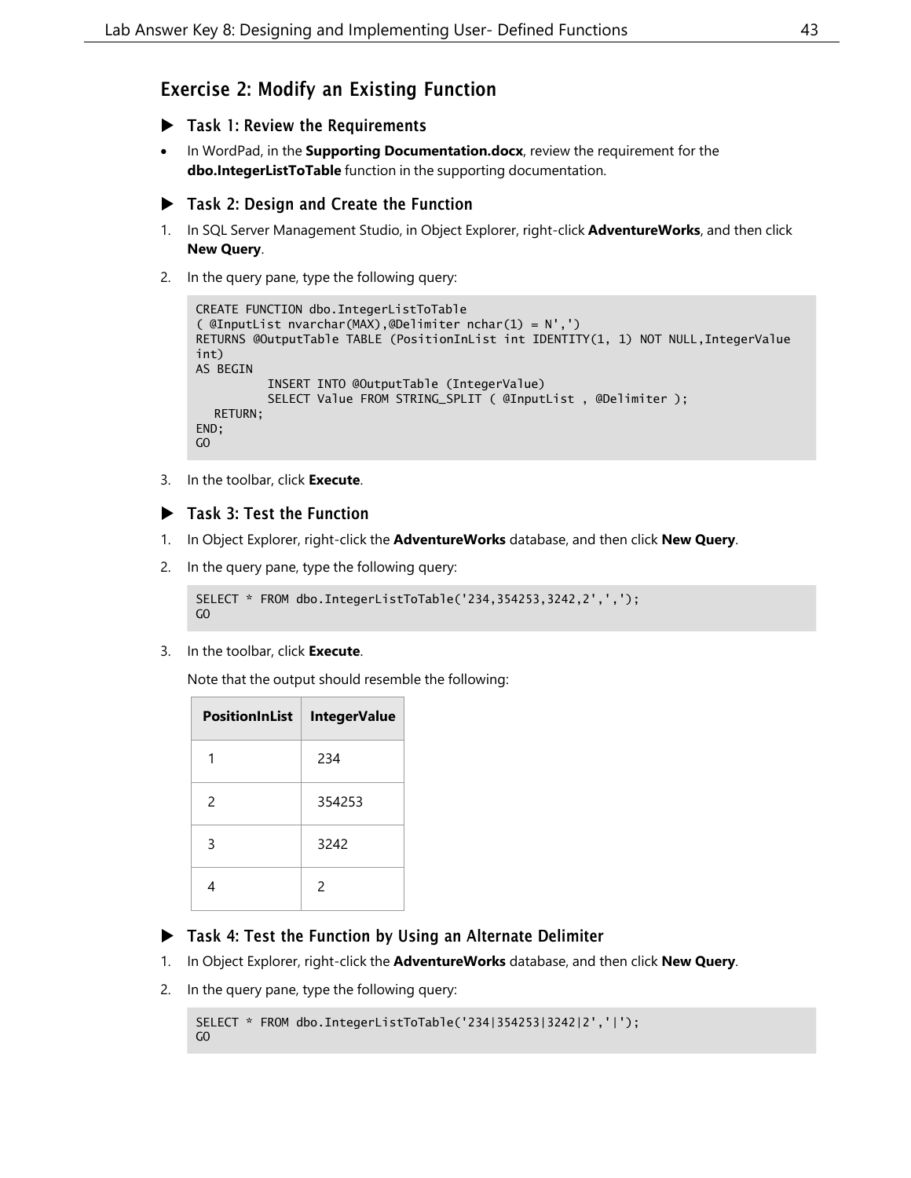## Exercise 2: Modify an Existing Function

### ▶ Task 1: Review the Requirements

- In WordPad, in the **Supporting Documentation.docx**, review the requirement for the **dbo.IntegerListToTable** function in the supporting documentation.

### ▶ Task 2: Design and Create the Function

1. In SQL Server Management Studio, in Object Explorer, right-click **AdventureWorks**, and then click **New Query**.
2. In the query pane, type the following query:

```
CREATE FUNCTION dbo.IntegerListToTable
( @InputList nvarchar(MAX),@Delimiter nchar(1) = N',')
RETURNS @OutputTable TABLE (PositionInList int IDENTITY(1, 1) NOT NULL,IntegerValue
int)
AS BEGIN
          INSERT INTO @OutputTable (IntegerValue)
          SELECT Value FROM STRING_SPLIT ( @InputList , @Delimiter );
   RETURN;
END;
GO
```

3. In the toolbar, click **Execute**.

### ▶ Task 3: Test the Function

1. In Object Explorer, right-click the **AdventureWorks** database, and then click **New Query**.
2. In the query pane, type the following query:

```
SELECT * FROM dbo.IntegerListToTable('234,354253,3242,2',',');
GO
```

3. In the toolbar, click **Execute**.

   Note that the output should resemble the following:

| PositionInList | IntegerValue |
|---|---|
| 1 | 234 |
| 2 | 354253 |
| 3 | 3242 |
| 4 | 2 |

### ▶ Task 4: Test the Function by Using an Alternate Delimiter

1. In Object Explorer, right-click the **AdventureWorks** database, and then click **New Query**.
2. In the query pane, type the following query:

```
SELECT * FROM dbo.IntegerListToTable('234|354253|3242|2','|');
GO
```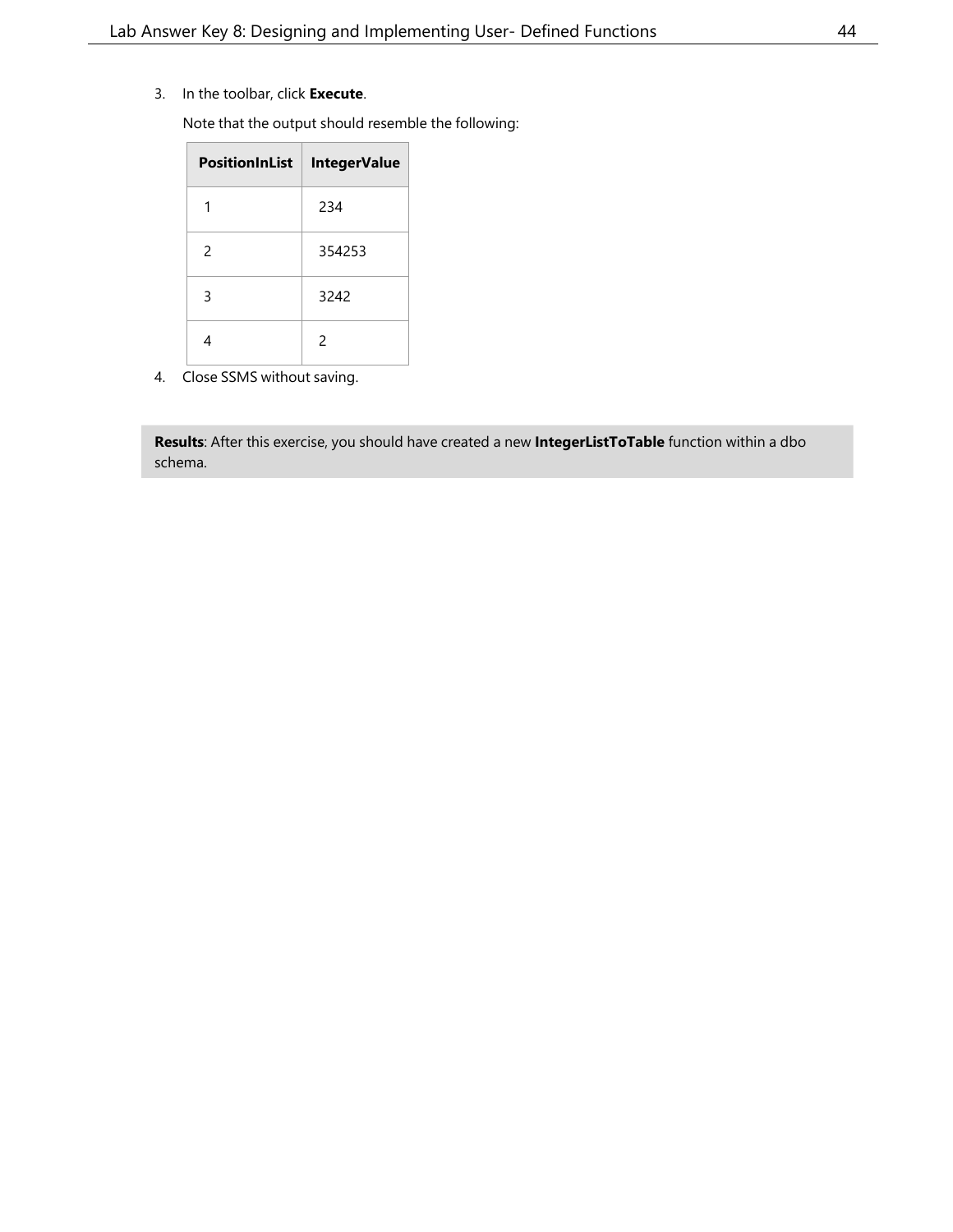3. In the toolbar, click **Execute**.

   Note that the output should resemble the following:

| PositionInList | IntegerValue |
|---|---|
| 1 | 234 |
| 2 | 354253 |
| 3 | 3242 |
| 4 | 2 |

4. Close SSMS without saving.

**Results**: After this exercise, you should have created a new **IntegerListToTable** function within a dbo schema.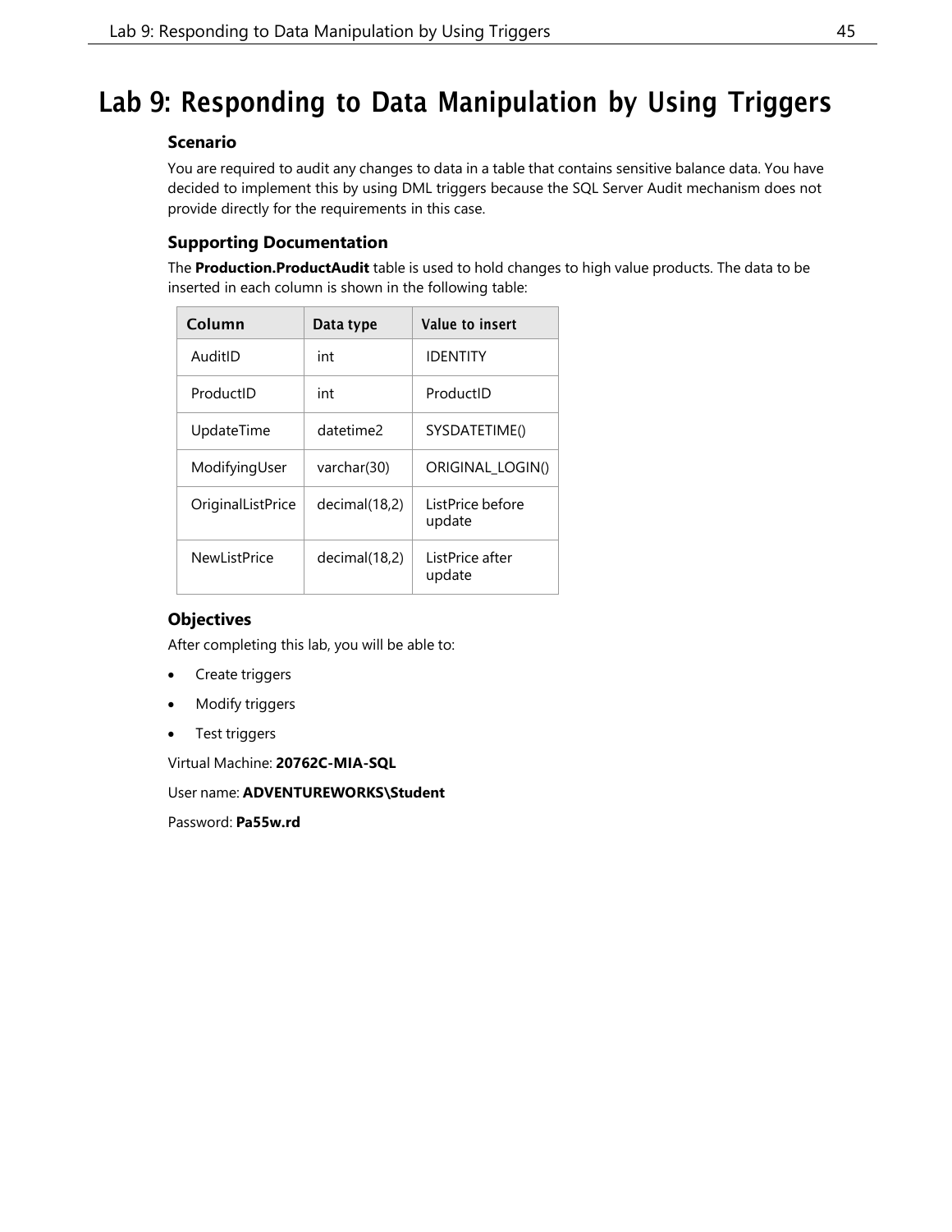# Lab 9: Responding to Data Manipulation by Using Triggers

### Scenario

You are required to audit any changes to data in a table that contains sensitive balance data. You have decided to implement this by using DML triggers because the SQL Server Audit mechanism does not provide directly for the requirements in this case.

### Supporting Documentation

The **Production.ProductAudit** table is used to hold changes to high value products. The data to be inserted in each column is shown in the following table:

| Column | Data type | Value to insert |
| --- | --- | --- |
| AuditID | int | IDENTITY |
| ProductID | int | ProductID |
| UpdateTime | datetime2 | SYSDATETIME() |
| ModifyingUser | varchar(30) | ORIGINAL_LOGIN() |
| OriginalListPrice | decimal(18,2) | ListPrice before update |
| NewListPrice | decimal(18,2) | ListPrice after update |

### Objectives

After completing this lab, you will be able to:

- Create triggers
- Modify triggers
- Test triggers

Virtual Machine: **20762C-MIA-SQL**

User name: **ADVENTUREWORKS\Student**

Password: **Pa55w.rd**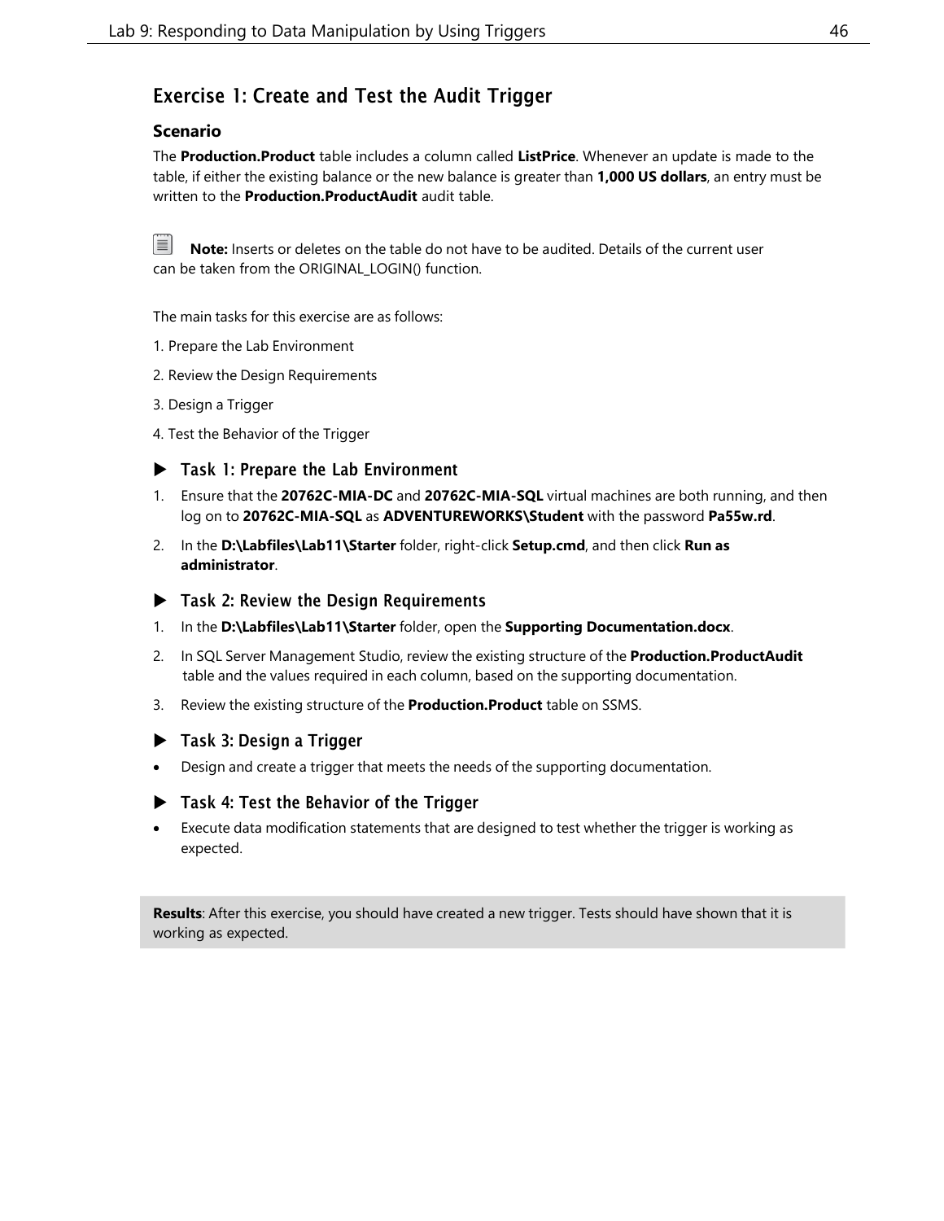## Exercise 1: Create and Test the Audit Trigger

### Scenario

The **Production.Product** table includes a column called **ListPrice**. Whenever an update is made to the table, if either the existing balance or the new balance is greater than **1,000 US dollars**, an entry must be written to the **Production.ProductAudit** audit table.

**Note:** Inserts or deletes on the table do not have to be audited. Details of the current user can be taken from the ORIGINAL_LOGIN() function.

The main tasks for this exercise are as follows:

1. Prepare the Lab Environment
2. Review the Design Requirements
3. Design a Trigger
4. Test the Behavior of the Trigger

### ▶ Task 1: Prepare the Lab Environment

1. Ensure that the **20762C-MIA-DC** and **20762C-MIA-SQL** virtual machines are both running, and then log on to **20762C-MIA-SQL** as **ADVENTUREWORKS\Student** with the password **Pa55w.rd**.
2. In the **D:\Labfiles\Lab11\Starter** folder, right-click **Setup.cmd**, and then click **Run as administrator**.

### ▶ Task 2: Review the Design Requirements

1. In the **D:\Labfiles\Lab11\Starter** folder, open the **Supporting Documentation.docx**.
2. In SQL Server Management Studio, review the existing structure of the **Production.ProductAudit** table and the values required in each column, based on the supporting documentation.
3. Review the existing structure of the **Production.Product** table on SSMS.

### ▶ Task 3: Design a Trigger

- Design and create a trigger that meets the needs of the supporting documentation.

### ▶ Task 4: Test the Behavior of the Trigger

- Execute data modification statements that are designed to test whether the trigger is working as expected.

**Results**: After this exercise, you should have created a new trigger. Tests should have shown that it is working as expected.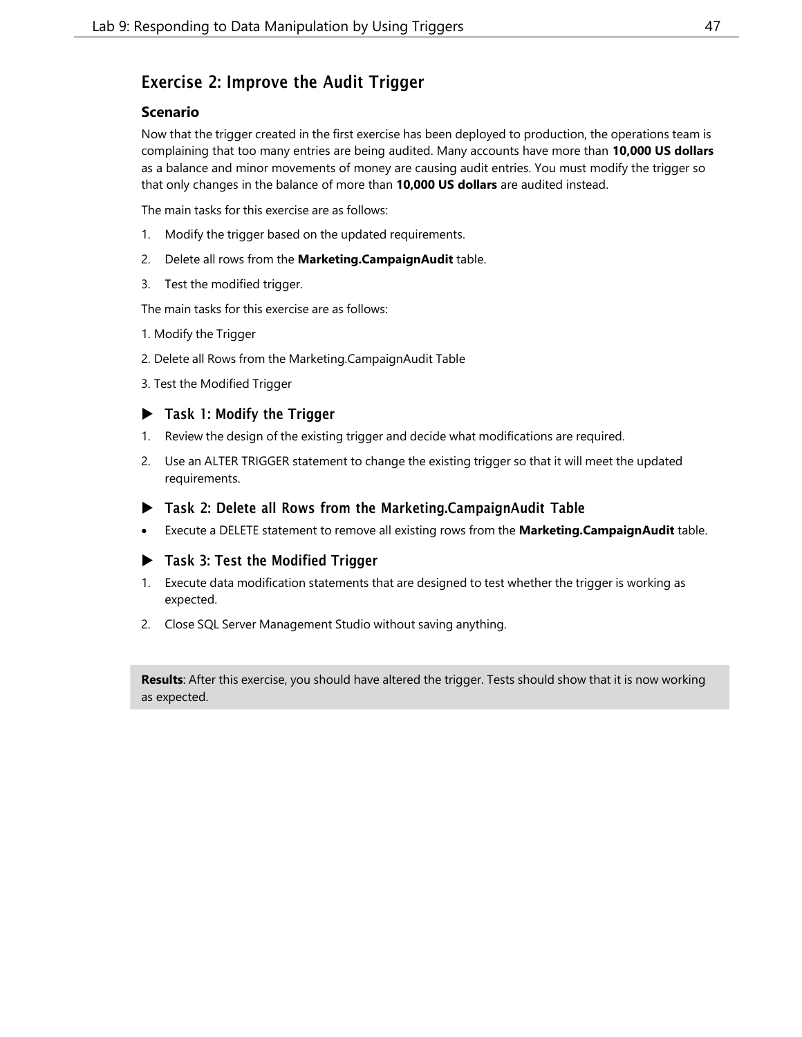## Exercise 2: Improve the Audit Trigger

### Scenario

Now that the trigger created in the first exercise has been deployed to production, the operations team is complaining that too many entries are being audited. Many accounts have more than **10,000 US dollars** as a balance and minor movements of money are causing audit entries. You must modify the trigger so that only changes in the balance of more than **10,000 US dollars** are audited instead.

The main tasks for this exercise are as follows:

1. Modify the trigger based on the updated requirements.
2. Delete all rows from the **Marketing.CampaignAudit** table.
3. Test the modified trigger.

The main tasks for this exercise are as follows:

1. Modify the Trigger

2. Delete all Rows from the Marketing.CampaignAudit Table

3. Test the Modified Trigger

### ▶ Task 1: Modify the Trigger

1. Review the design of the existing trigger and decide what modifications are required.
2. Use an ALTER TRIGGER statement to change the existing trigger so that it will meet the updated requirements.

### ▶ Task 2: Delete all Rows from the Marketing.CampaignAudit Table

- Execute a DELETE statement to remove all existing rows from the **Marketing.CampaignAudit** table.

### ▶ Task 3: Test the Modified Trigger

1. Execute data modification statements that are designed to test whether the trigger is working as expected.
2. Close SQL Server Management Studio without saving anything.

**Results**: After this exercise, you should have altered the trigger. Tests should show that it is now working as expected.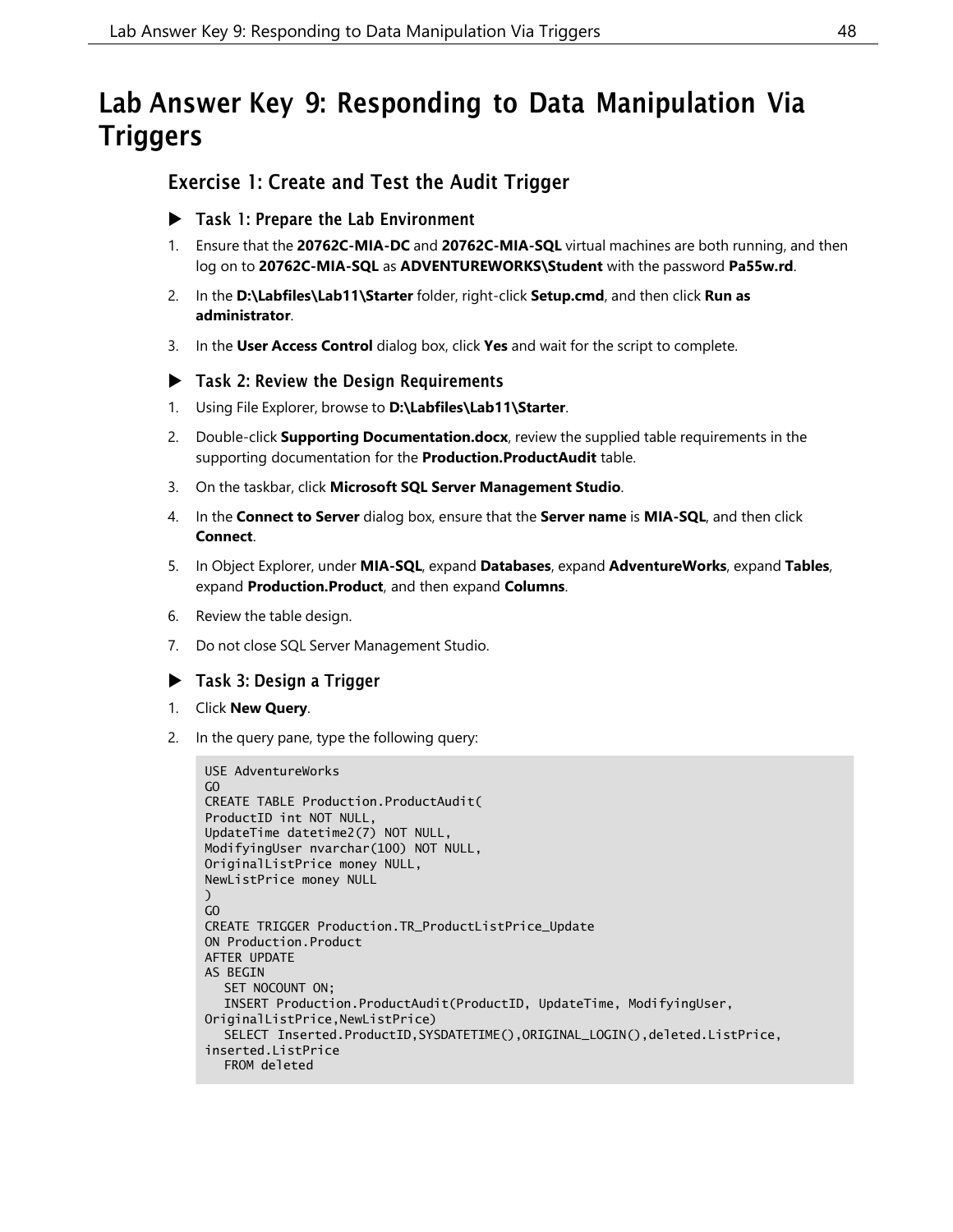# Lab Answer Key 9: Responding to Data Manipulation Via Triggers

## Exercise 1: Create and Test the Audit Trigger

### ▶ Task 1: Prepare the Lab Environment

1. Ensure that the **20762C-MIA-DC** and **20762C-MIA-SQL** virtual machines are both running, and then log on to **20762C-MIA-SQL** as **ADVENTUREWORKS\Student** with the password **Pa55w.rd**.
2. In the **D:\Labfiles\Lab11\Starter** folder, right-click **Setup.cmd**, and then click **Run as administrator**.
3. In the **User Access Control** dialog box, click **Yes** and wait for the script to complete.

### ▶ Task 2: Review the Design Requirements

1. Using File Explorer, browse to **D:\Labfiles\Lab11\Starter**.
2. Double-click **Supporting Documentation.docx**, review the supplied table requirements in the supporting documentation for the **Production.ProductAudit** table.
3. On the taskbar, click **Microsoft SQL Server Management Studio**.
4. In the **Connect to Server** dialog box, ensure that the **Server name** is **MIA-SQL**, and then click **Connect**.
5. In Object Explorer, under **MIA-SQL**, expand **Databases**, expand **AdventureWorks**, expand **Tables**, expand **Production.Product**, and then expand **Columns**.
6. Review the table design.
7. Do not close SQL Server Management Studio.

### ▶ Task 3: Design a Trigger

1. Click **New Query**.
2. In the query pane, type the following query:

```
USE AdventureWorks
GO
CREATE TABLE Production.ProductAudit(
ProductID int NOT NULL,
UpdateTime datetime2(7) NOT NULL,
ModifyingUser nvarchar(100) NOT NULL,
OriginalListPrice money NULL,
NewListPrice money NULL
)
GO
CREATE TRIGGER Production.TR_ProductListPrice_Update
ON Production.Product
AFTER UPDATE
AS BEGIN
   SET NOCOUNT ON;
   INSERT Production.ProductAudit(ProductID, UpdateTime, ModifyingUser,
OriginalListPrice,NewListPrice)
   SELECT Inserted.ProductID,SYSDATETIME(),ORIGINAL_LOGIN(),deleted.ListPrice,
inserted.ListPrice
   FROM deleted
```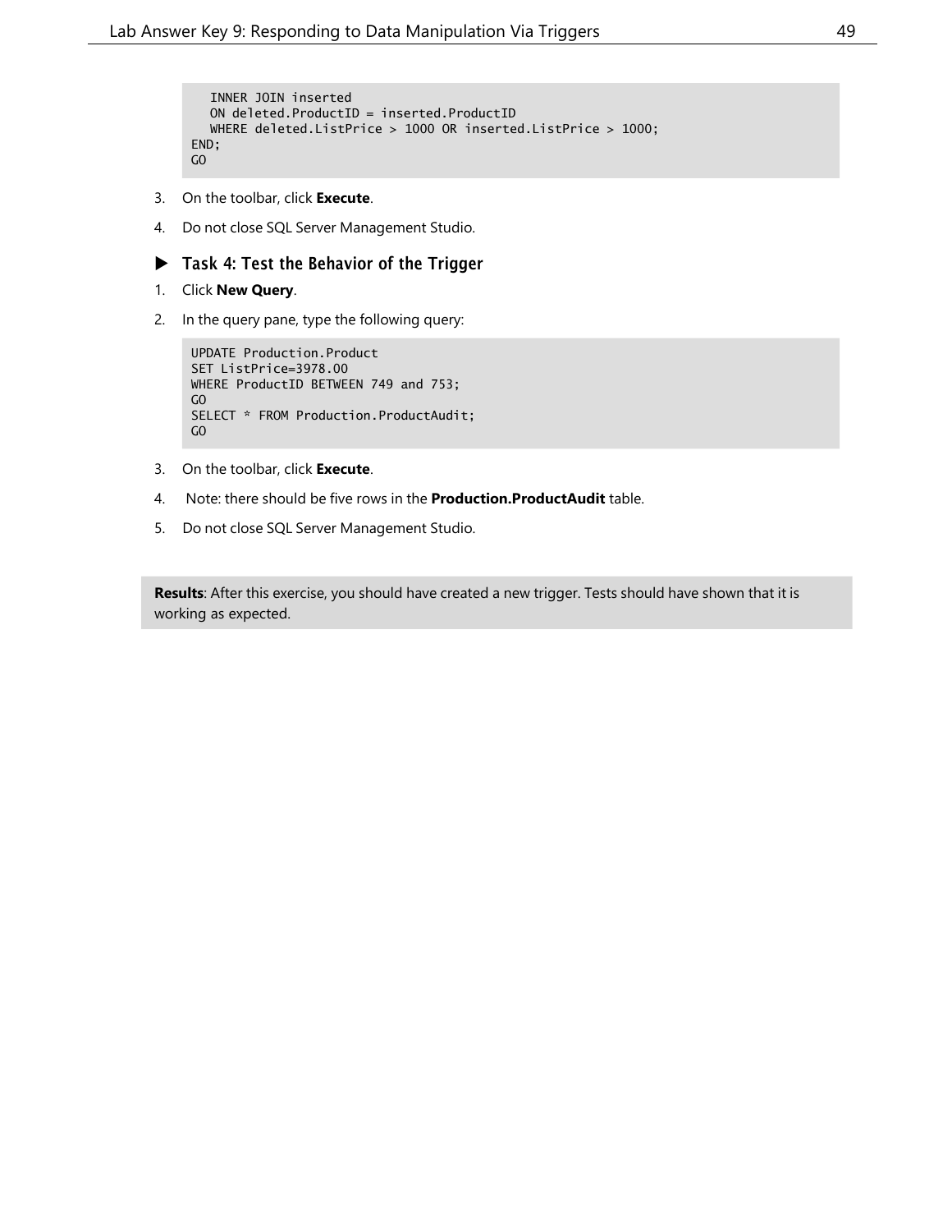```
   INNER JOIN inserted
   ON deleted.ProductID = inserted.ProductID
   WHERE deleted.ListPrice > 1000 OR inserted.ListPrice > 1000;
END;
GO
```

3. On the toolbar, click **Execute**.
4. Do not close SQL Server Management Studio.

### ▶ Task 4: Test the Behavior of the Trigger

1. Click **New Query**.
2. In the query pane, type the following query:

```
UPDATE Production.Product
SET ListPrice=3978.00
WHERE ProductID BETWEEN 749 and 753;
GO
SELECT * FROM Production.ProductAudit;
GO
```

3. On the toolbar, click **Execute**.
4. Note: there should be five rows in the **Production.ProductAudit** table.
5. Do not close SQL Server Management Studio.

**Results**: After this exercise, you should have created a new trigger. Tests should have shown that it is working as expected.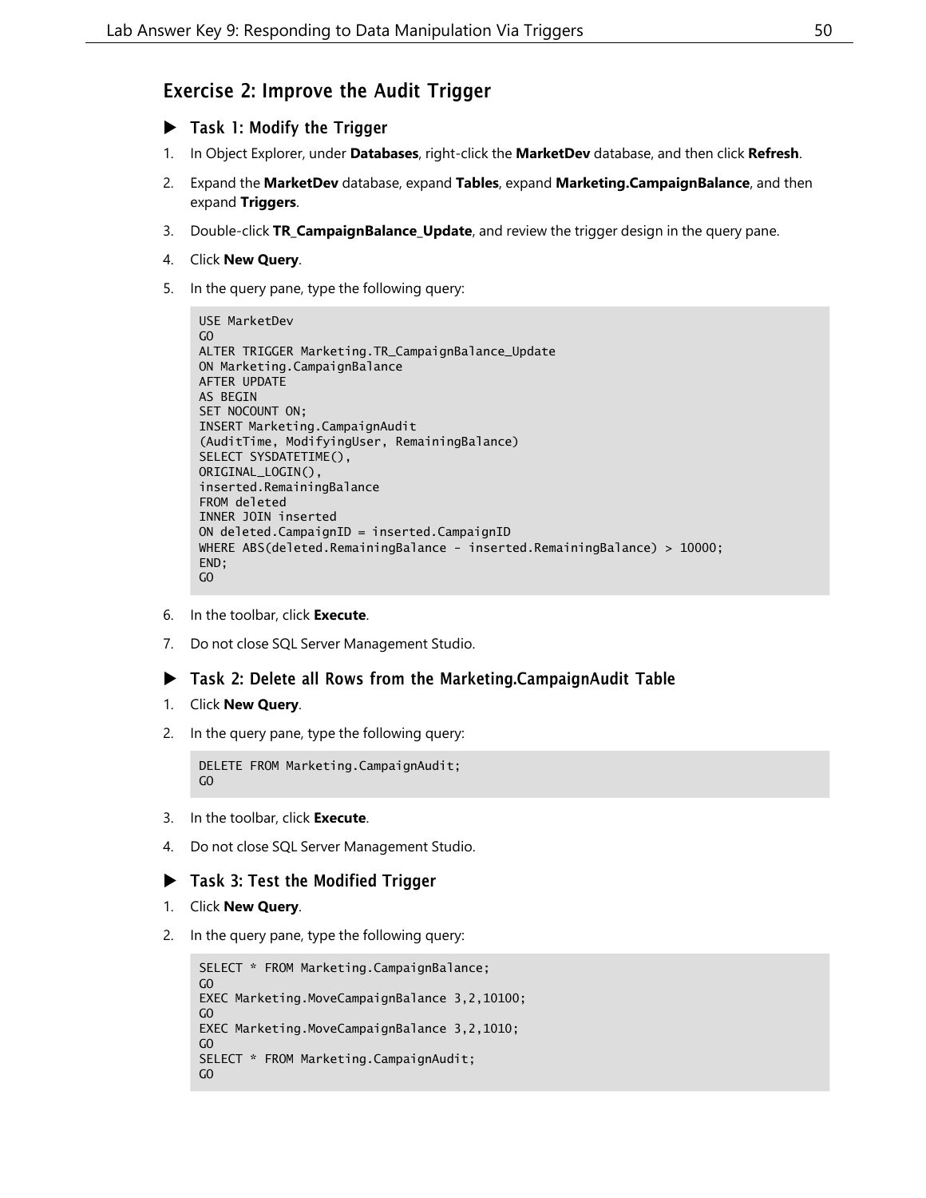## Exercise 2: Improve the Audit Trigger

### ▶ Task 1: Modify the Trigger

1. In Object Explorer, under **Databases**, right-click the **MarketDev** database, and then click **Refresh**.
2. Expand the **MarketDev** database, expand **Tables**, expand **Marketing.CampaignBalance**, and then expand **Triggers**.
3. Double-click **TR_CampaignBalance_Update**, and review the trigger design in the query pane.
4. Click **New Query**.
5. In the query pane, type the following query:

```
USE MarketDev
GO
ALTER TRIGGER Marketing.TR_CampaignBalance_Update
ON Marketing.CampaignBalance
AFTER UPDATE
AS BEGIN
SET NOCOUNT ON;
INSERT Marketing.CampaignAudit
(AuditTime, ModifyingUser, RemainingBalance)
SELECT SYSDATETIME(),
ORIGINAL_LOGIN(),
inserted.RemainingBalance
FROM deleted
INNER JOIN inserted
ON deleted.CampaignID = inserted.CampaignID
WHERE ABS(deleted.RemainingBalance - inserted.RemainingBalance) > 10000;
END;
GO
```

6. In the toolbar, click **Execute**.
7. Do not close SQL Server Management Studio.

### ▶ Task 2: Delete all Rows from the Marketing.CampaignAudit Table

1. Click **New Query**.
2. In the query pane, type the following query:

```
DELETE FROM Marketing.CampaignAudit;
GO
```

3. In the toolbar, click **Execute**.
4. Do not close SQL Server Management Studio.

### ▶ Task 3: Test the Modified Trigger

1. Click **New Query**.
2. In the query pane, type the following query:

```
SELECT * FROM Marketing.CampaignBalance;
GO
EXEC Marketing.MoveCampaignBalance 3,2,10100;
GO
EXEC Marketing.MoveCampaignBalance 3,2,1010;
GO
SELECT * FROM Marketing.CampaignAudit;
GO
```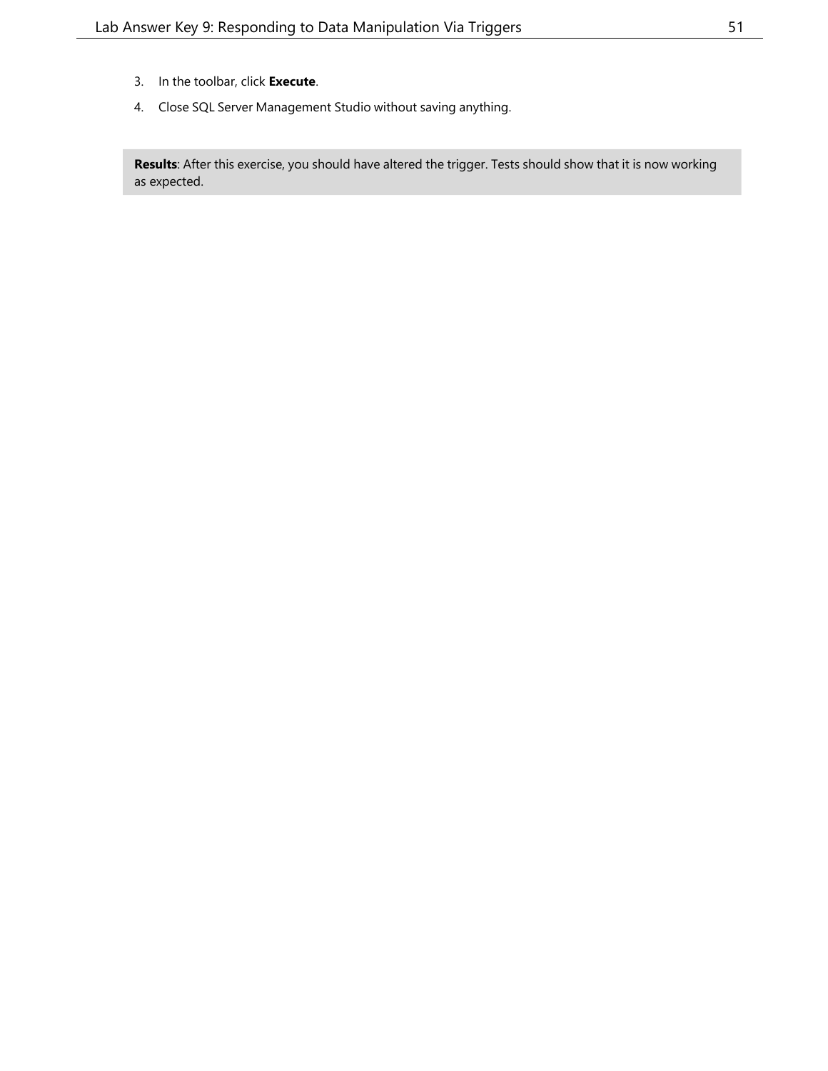3. In the toolbar, click **Execute**.
4. Close SQL Server Management Studio without saving anything.

**Results**: After this exercise, you should have altered the trigger. Tests should show that it is now working as expected.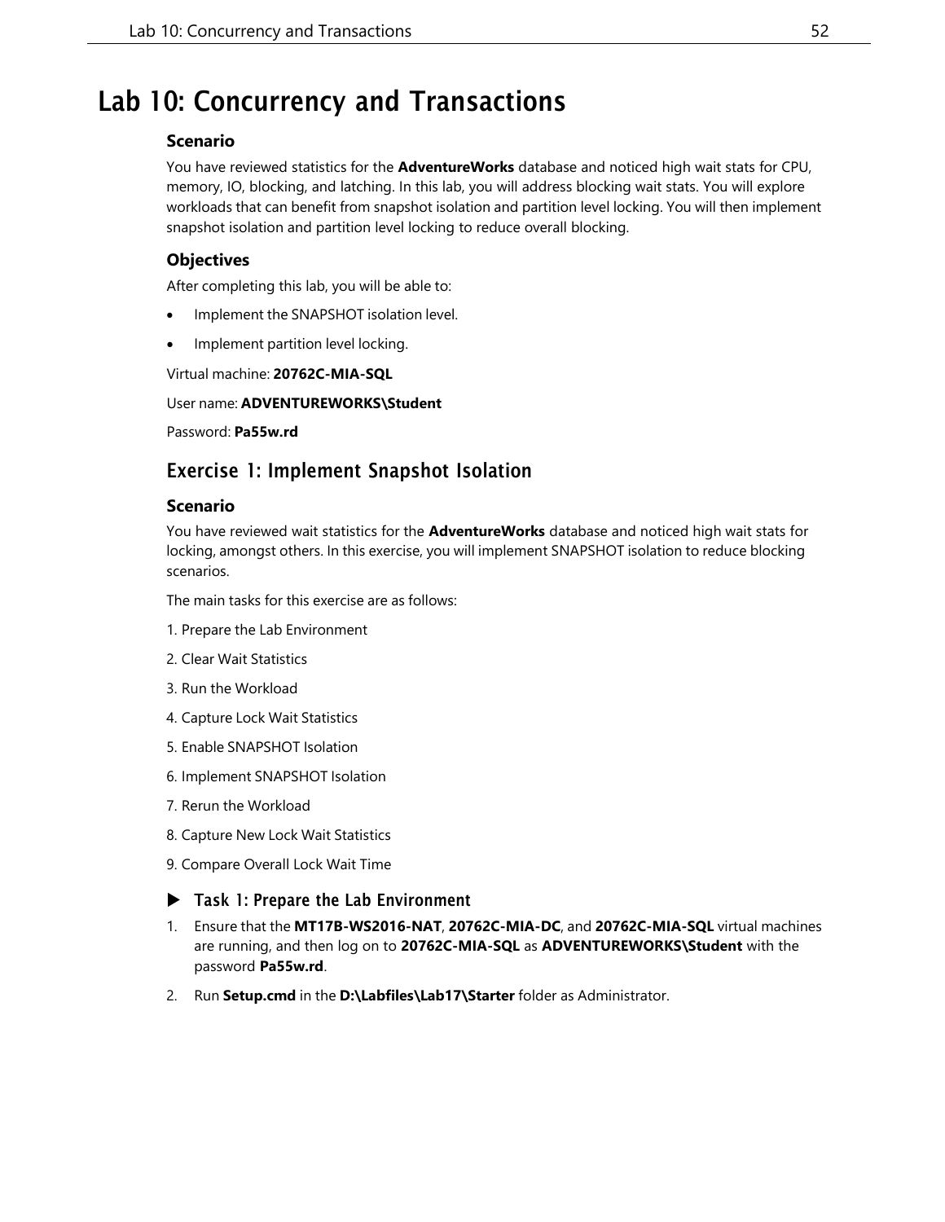# Lab 10: Concurrency and Transactions

### Scenario

You have reviewed statistics for the **AdventureWorks** database and noticed high wait stats for CPU, memory, IO, blocking, and latching. In this lab, you will address blocking wait stats. You will explore workloads that can benefit from snapshot isolation and partition level locking. You will then implement snapshot isolation and partition level locking to reduce overall blocking.

### Objectives

After completing this lab, you will be able to:

- Implement the SNAPSHOT isolation level.
- Implement partition level locking.

Virtual machine: **20762C-MIA-SQL**

User name: **ADVENTUREWORKS\Student**

Password: **Pa55w.rd**

## Exercise 1: Implement Snapshot Isolation

### Scenario

You have reviewed wait statistics for the **AdventureWorks** database and noticed high wait stats for locking, amongst others. In this exercise, you will implement SNAPSHOT isolation to reduce blocking scenarios.

The main tasks for this exercise are as follows:

1. Prepare the Lab Environment
2. Clear Wait Statistics
3. Run the Workload
4. Capture Lock Wait Statistics
5. Enable SNAPSHOT Isolation
6. Implement SNAPSHOT Isolation
7. Rerun the Workload
8. Capture New Lock Wait Statistics
9. Compare Overall Lock Wait Time

### ▶ Task 1: Prepare the Lab Environment

1. Ensure that the **MT17B-WS2016-NAT**, **20762C-MIA-DC**, and **20762C-MIA-SQL** virtual machines are running, and then log on to **20762C-MIA-SQL** as **ADVENTUREWORKS\Student** with the password **Pa55w.rd**.
2. Run **Setup.cmd** in the **D:\Labfiles\Lab17\Starter** folder as Administrator.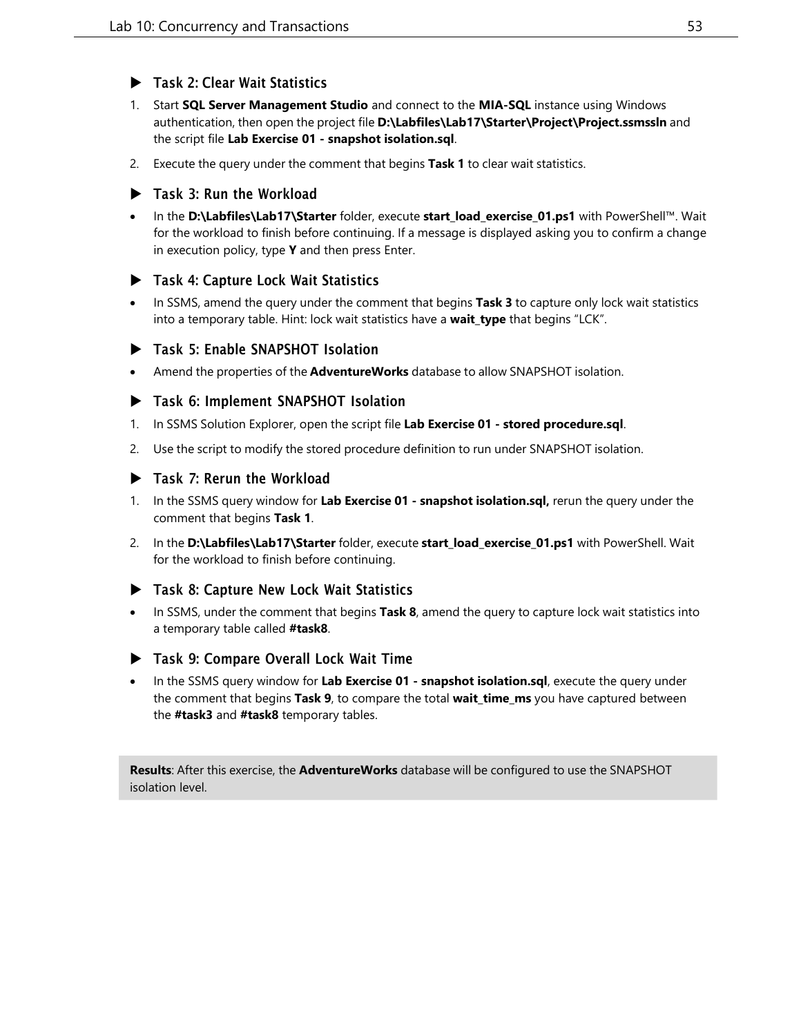### ▶ Task 2: Clear Wait Statistics

1. Start **SQL Server Management Studio** and connect to the **MIA-SQL** instance using Windows authentication, then open the project file **D:\Labfiles\Lab17\Starter\Project\Project.ssmssln** and the script file **Lab Exercise 01 - snapshot isolation.sql**.
2. Execute the query under the comment that begins **Task 1** to clear wait statistics.

### ▶ Task 3: Run the Workload

- In the **D:\Labfiles\Lab17\Starter** folder, execute **start_load_exercise_01.ps1** with PowerShell™. Wait for the workload to finish before continuing. If a message is displayed asking you to confirm a change in execution policy, type **Y** and then press Enter.

### ▶ Task 4: Capture Lock Wait Statistics

- In SSMS, amend the query under the comment that begins **Task 3** to capture only lock wait statistics into a temporary table. Hint: lock wait statistics have a **wait_type** that begins "LCK".

### ▶ Task 5: Enable SNAPSHOT Isolation

- Amend the properties of the **AdventureWorks** database to allow SNAPSHOT isolation.

### ▶ Task 6: Implement SNAPSHOT Isolation

1. In SSMS Solution Explorer, open the script file **Lab Exercise 01 - stored procedure.sql**.
2. Use the script to modify the stored procedure definition to run under SNAPSHOT isolation.

### ▶ Task 7: Rerun the Workload

1. In the SSMS query window for **Lab Exercise 01 - snapshot isolation.sql,** rerun the query under the comment that begins **Task 1**.
2. In the **D:\Labfiles\Lab17\Starter** folder, execute **start_load_exercise_01.ps1** with PowerShell. Wait for the workload to finish before continuing.

### ▶ Task 8: Capture New Lock Wait Statistics

- In SSMS, under the comment that begins **Task 8**, amend the query to capture lock wait statistics into a temporary table called **#task8**.

### ▶ Task 9: Compare Overall Lock Wait Time

- In the SSMS query window for **Lab Exercise 01 - snapshot isolation.sql**, execute the query under the comment that begins **Task 9**, to compare the total **wait_time_ms** you have captured between the **#task3** and **#task8** temporary tables.

**Results**: After this exercise, the **AdventureWorks** database will be configured to use the SNAPSHOT isolation level.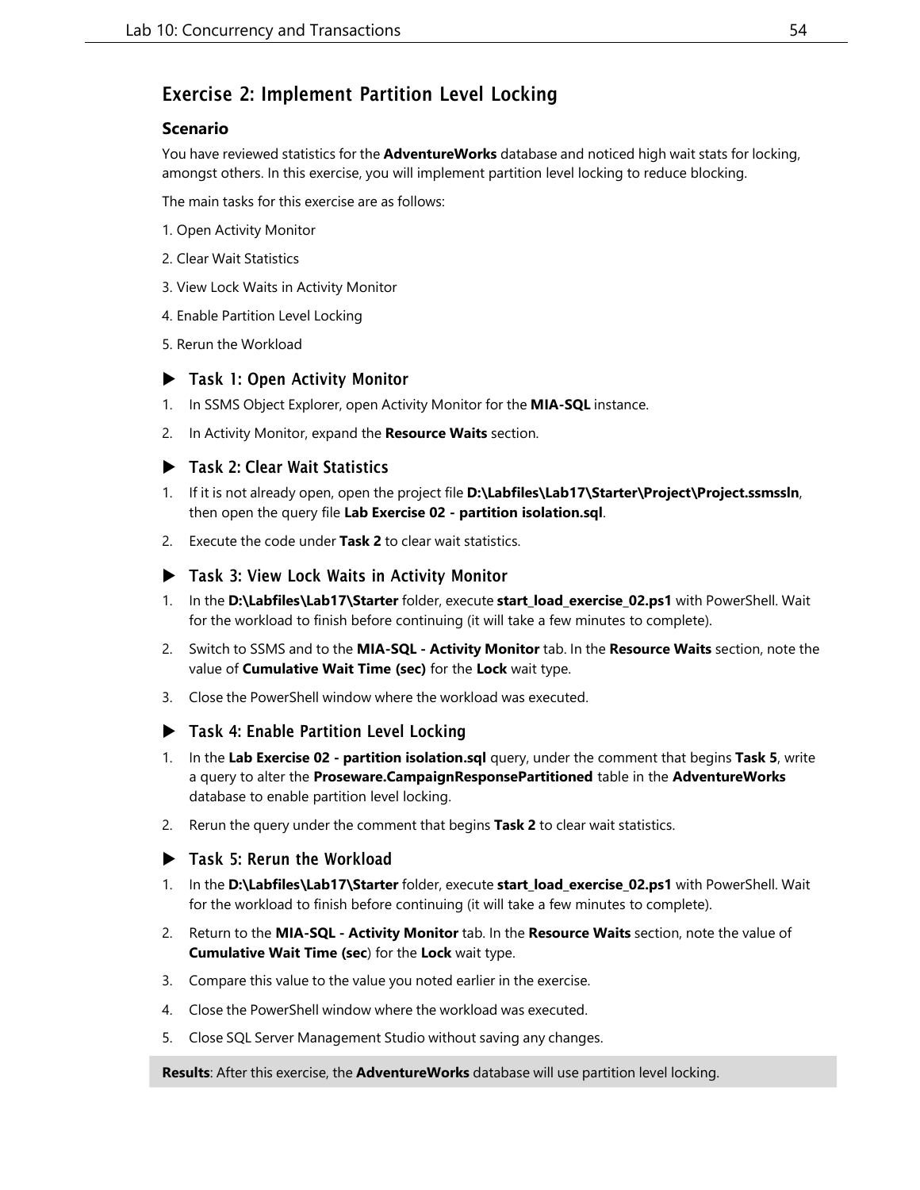## Exercise 2: Implement Partition Level Locking

### Scenario

You have reviewed statistics for the **AdventureWorks** database and noticed high wait stats for locking, amongst others. In this exercise, you will implement partition level locking to reduce blocking.

The main tasks for this exercise are as follows:

1. Open Activity Monitor
2. Clear Wait Statistics
3. View Lock Waits in Activity Monitor
4. Enable Partition Level Locking
5. Rerun the Workload

### ▶ Task 1: Open Activity Monitor

1. In SSMS Object Explorer, open Activity Monitor for the **MIA-SQL** instance.
2. In Activity Monitor, expand the **Resource Waits** section.

### ▶ Task 2: Clear Wait Statistics

1. If it is not already open, open the project file **D:\Labfiles\Lab17\Starter\Project\Project.ssmssln**, then open the query file **Lab Exercise 02 - partition isolation.sql**.
2. Execute the code under **Task 2** to clear wait statistics.

### ▶ Task 3: View Lock Waits in Activity Monitor

1. In the **D:\Labfiles\Lab17\Starter** folder, execute **start_load_exercise_02.ps1** with PowerShell. Wait for the workload to finish before continuing (it will take a few minutes to complete).
2. Switch to SSMS and to the **MIA-SQL - Activity Monitor** tab. In the **Resource Waits** section, note the value of **Cumulative Wait Time (sec)** for the **Lock** wait type.
3. Close the PowerShell window where the workload was executed.

### ▶ Task 4: Enable Partition Level Locking

1. In the **Lab Exercise 02 - partition isolation.sql** query, under the comment that begins **Task 5**, write a query to alter the **Proseware.CampaignResponsePartitioned** table in the **AdventureWorks** database to enable partition level locking.
2. Rerun the query under the comment that begins **Task 2** to clear wait statistics.

### ▶ Task 5: Rerun the Workload

1. In the **D:\Labfiles\Lab17\Starter** folder, execute **start_load_exercise_02.ps1** with PowerShell. Wait for the workload to finish before continuing (it will take a few minutes to complete).
2. Return to the **MIA-SQL - Activity Monitor** tab. In the **Resource Waits** section, note the value of **Cumulative Wait Time (sec**) for the **Lock** wait type.
3. Compare this value to the value you noted earlier in the exercise.
4. Close the PowerShell window where the workload was executed.
5. Close SQL Server Management Studio without saving any changes.

**Results**: After this exercise, the **AdventureWorks** database will use partition level locking.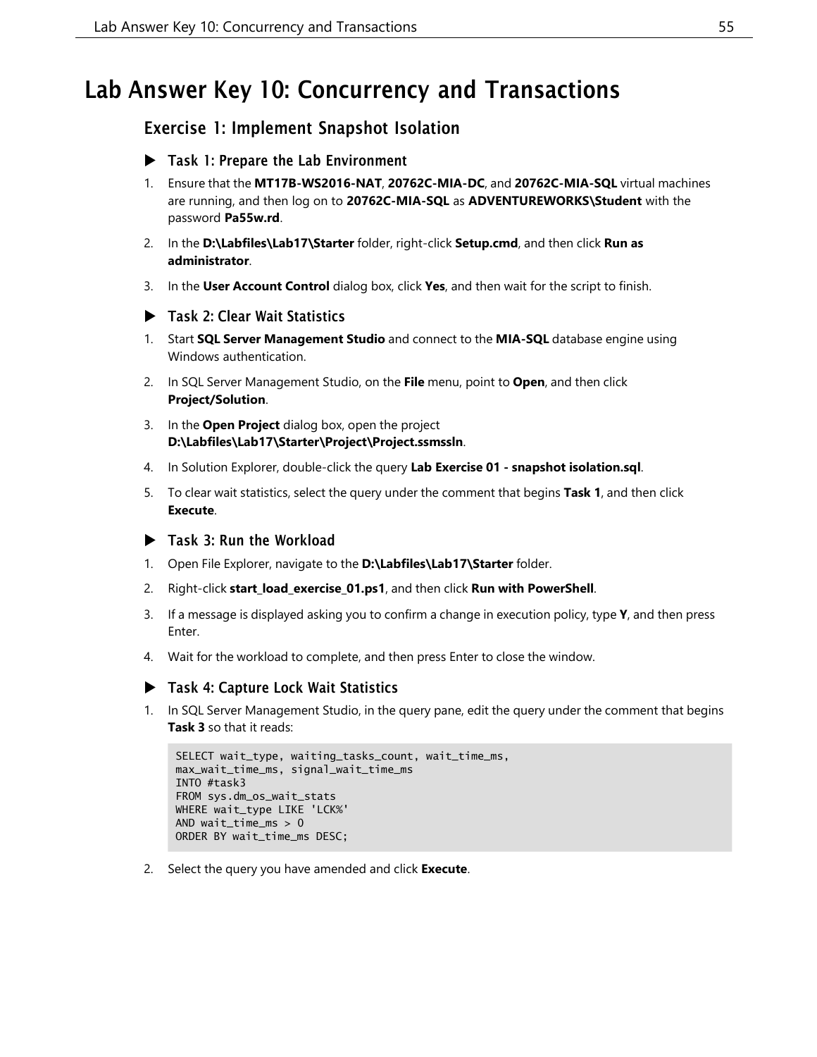# Lab Answer Key 10: Concurrency and Transactions

## Exercise 1: Implement Snapshot Isolation

### ▶ Task 1: Prepare the Lab Environment

1. Ensure that the **MT17B-WS2016-NAT**, **20762C-MIA-DC**, and **20762C-MIA-SQL** virtual machines are running, and then log on to **20762C-MIA-SQL** as **ADVENTUREWORKS\Student** with the password **Pa55w.rd**.
2. In the **D:\Labfiles\Lab17\Starter** folder, right-click **Setup.cmd**, and then click **Run as administrator**.
3. In the **User Account Control** dialog box, click **Yes**, and then wait for the script to finish.

### ▶ Task 2: Clear Wait Statistics

1. Start **SQL Server Management Studio** and connect to the **MIA-SQL** database engine using Windows authentication.
2. In SQL Server Management Studio, on the **File** menu, point to **Open**, and then click **Project/Solution**.
3. In the **Open Project** dialog box, open the project **D:\Labfiles\Lab17\Starter\Project\Project.ssmssln**.
4. In Solution Explorer, double-click the query **Lab Exercise 01 - snapshot isolation.sql**.
5. To clear wait statistics, select the query under the comment that begins **Task 1**, and then click **Execute**.

### ▶ Task 3: Run the Workload

1. Open File Explorer, navigate to the **D:\Labfiles\Lab17\Starter** folder.
2. Right-click **start_load_exercise_01.ps1**, and then click **Run with PowerShell**.
3. If a message is displayed asking you to confirm a change in execution policy, type **Y**, and then press Enter.
4. Wait for the workload to complete, and then press Enter to close the window.

### ▶ Task 4: Capture Lock Wait Statistics

1. In SQL Server Management Studio, in the query pane, edit the query under the comment that begins **Task 3** so that it reads:

```
SELECT wait_type, waiting_tasks_count, wait_time_ms,
max_wait_time_ms, signal_wait_time_ms
INTO #task3
FROM sys.dm_os_wait_stats
WHERE wait_type LIKE 'LCK%'
AND wait_time_ms > 0
ORDER BY wait_time_ms DESC;
```

2. Select the query you have amended and click **Execute**.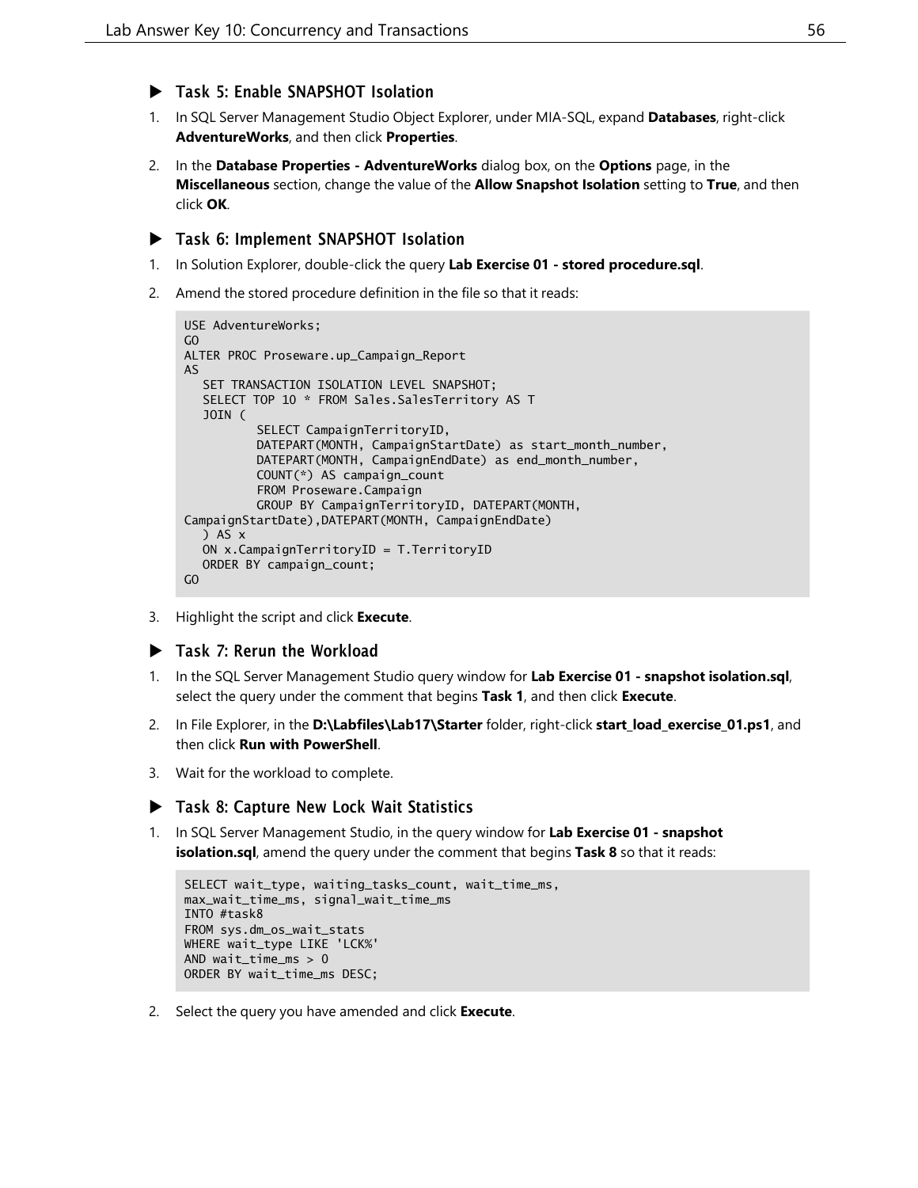### ▶ Task 5: Enable SNAPSHOT Isolation

1. In SQL Server Management Studio Object Explorer, under MIA-SQL, expand **Databases**, right-click **AdventureWorks**, and then click **Properties**.

2. In the **Database Properties - AdventureWorks** dialog box, on the **Options** page, in the **Miscellaneous** section, change the value of the **Allow Snapshot Isolation** setting to **True**, and then click **OK**.

### ▶ Task 6: Implement SNAPSHOT Isolation

1. In Solution Explorer, double-click the query **Lab Exercise 01 - stored procedure.sql**.

2. Amend the stored procedure definition in the file so that it reads:

```
USE AdventureWorks;
GO
ALTER PROC Proseware.up_Campaign_Report
AS
   SET TRANSACTION ISOLATION LEVEL SNAPSHOT;
   SELECT TOP 10 * FROM Sales.SalesTerritory AS T
   JOIN (
         SELECT CampaignTerritoryID,
         DATEPART(MONTH, CampaignStartDate) as start_month_number,
         DATEPART(MONTH, CampaignEndDate) as end_month_number,
         COUNT(*) AS campaign_count
         FROM Proseware.Campaign
         GROUP BY CampaignTerritoryID, DATEPART(MONTH,
CampaignStartDate),DATEPART(MONTH, CampaignEndDate)
   ) AS x
   ON x.CampaignTerritoryID = T.TerritoryID
   ORDER BY campaign_count;
GO
```

3. Highlight the script and click **Execute**.

### ▶ Task 7: Rerun the Workload

1. In the SQL Server Management Studio query window for **Lab Exercise 01 - snapshot isolation.sql**, select the query under the comment that begins **Task 1**, and then click **Execute**.

2. In File Explorer, in the **D:\Labfiles\Lab17\Starter** folder, right-click **start_load_exercise_01.ps1**, and then click **Run with PowerShell**.

3. Wait for the workload to complete.

### ▶ Task 8: Capture New Lock Wait Statistics

1. In SQL Server Management Studio, in the query window for **Lab Exercise 01 - snapshot isolation.sql**, amend the query under the comment that begins **Task 8** so that it reads:

```
SELECT wait_type, waiting_tasks_count, wait_time_ms,
max_wait_time_ms, signal_wait_time_ms
INTO #task8
FROM sys.dm_os_wait_stats
WHERE wait_type LIKE 'LCK%'
AND wait_time_ms > 0
ORDER BY wait_time_ms DESC;
```

2. Select the query you have amended and click **Execute**.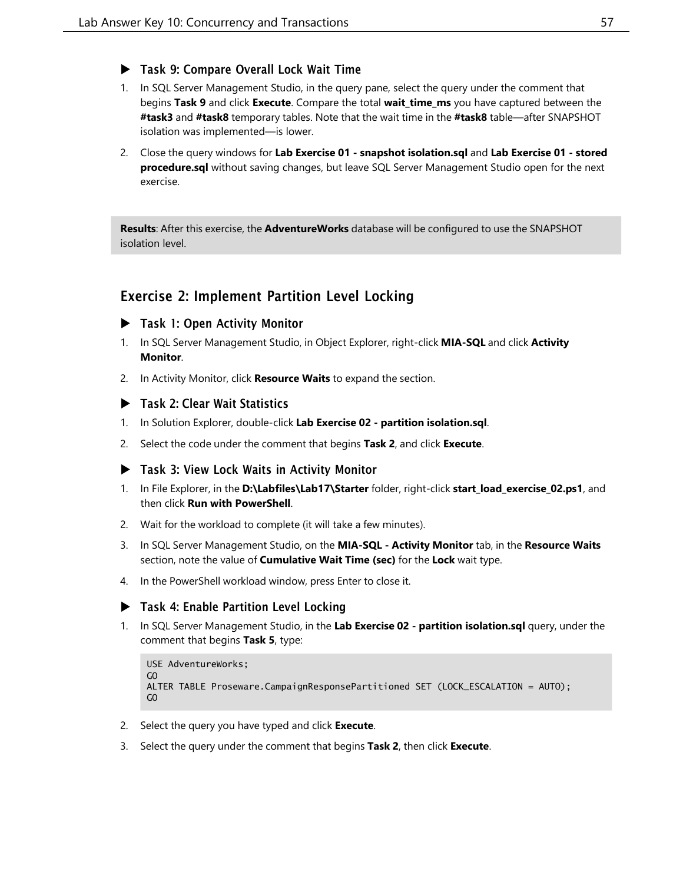### ▶ Task 9: Compare Overall Lock Wait Time

1. In SQL Server Management Studio, in the query pane, select the query under the comment that begins **Task 9** and click **Execute**. Compare the total **wait_time_ms** you have captured between the **#task3** and **#task8** temporary tables. Note that the wait time in the **#task8** table—after SNAPSHOT isolation was implemented—is lower.

2. Close the query windows for **Lab Exercise 01 - snapshot isolation.sql** and **Lab Exercise 01 - stored procedure.sql** without saving changes, but leave SQL Server Management Studio open for the next exercise.

**Results**: After this exercise, the **AdventureWorks** database will be configured to use the SNAPSHOT isolation level.

## Exercise 2: Implement Partition Level Locking

### ▶ Task 1: Open Activity Monitor

1. In SQL Server Management Studio, in Object Explorer, right-click **MIA-SQL** and click **Activity Monitor**.

2. In Activity Monitor, click **Resource Waits** to expand the section.

### ▶ Task 2: Clear Wait Statistics

1. In Solution Explorer, double-click **Lab Exercise 02 - partition isolation.sql**.

2. Select the code under the comment that begins **Task 2**, and click **Execute**.

### ▶ Task 3: View Lock Waits in Activity Monitor

1. In File Explorer, in the **D:\Labfiles\Lab17\Starter** folder, right-click **start_load_exercise_02.ps1**, and then click **Run with PowerShell**.

2. Wait for the workload to complete (it will take a few minutes).

3. In SQL Server Management Studio, on the **MIA-SQL - Activity Monitor** tab, in the **Resource Waits** section, note the value of **Cumulative Wait Time (sec)** for the **Lock** wait type.

4. In the PowerShell workload window, press Enter to close it.

### ▶ Task 4: Enable Partition Level Locking

1. In SQL Server Management Studio, in the **Lab Exercise 02 - partition isolation.sql** query, under the comment that begins **Task 5**, type:

```
USE AdventureWorks;
GO
ALTER TABLE Proseware.CampaignResponsePartitioned SET (LOCK_ESCALATION = AUTO);
GO
```

2. Select the query you have typed and click **Execute**.

3. Select the query under the comment that begins **Task 2**, then click **Execute**.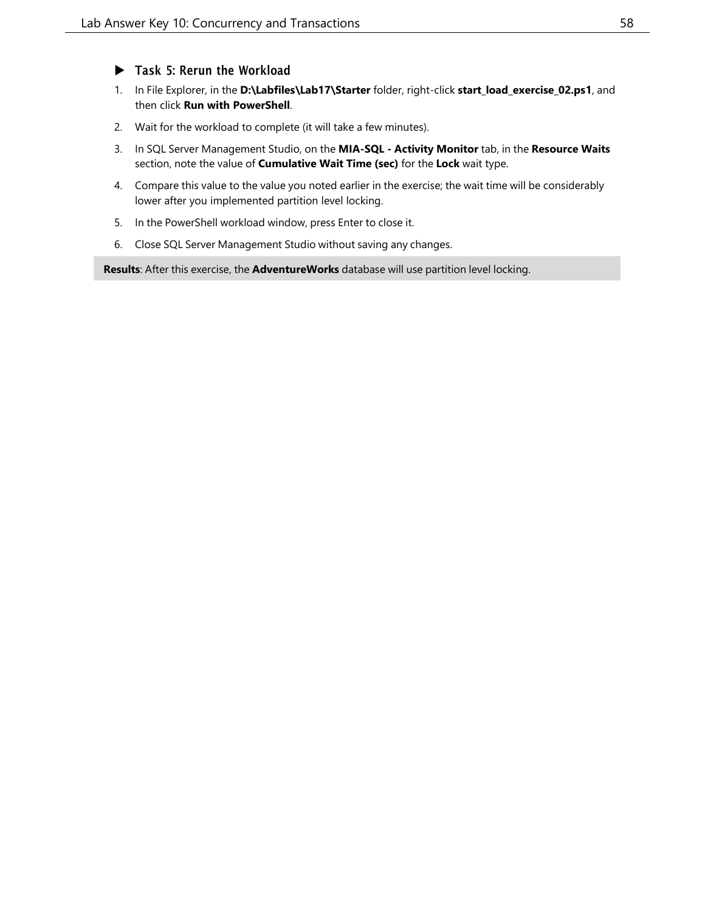### ▶ Task 5: Rerun the Workload

1. In File Explorer, in the **D:\Labfiles\Lab17\Starter** folder, right-click **start_load_exercise_02.ps1**, and then click **Run with PowerShell**.
2. Wait for the workload to complete (it will take a few minutes).
3. In SQL Server Management Studio, on the **MIA-SQL - Activity Monitor** tab, in the **Resource Waits** section, note the value of **Cumulative Wait Time (sec)** for the **Lock** wait type.
4. Compare this value to the value you noted earlier in the exercise; the wait time will be considerably lower after you implemented partition level locking.
5. In the PowerShell workload window, press Enter to close it.
6. Close SQL Server Management Studio without saving any changes.

**Results**: After this exercise, the **AdventureWorks** database will use partition level locking.